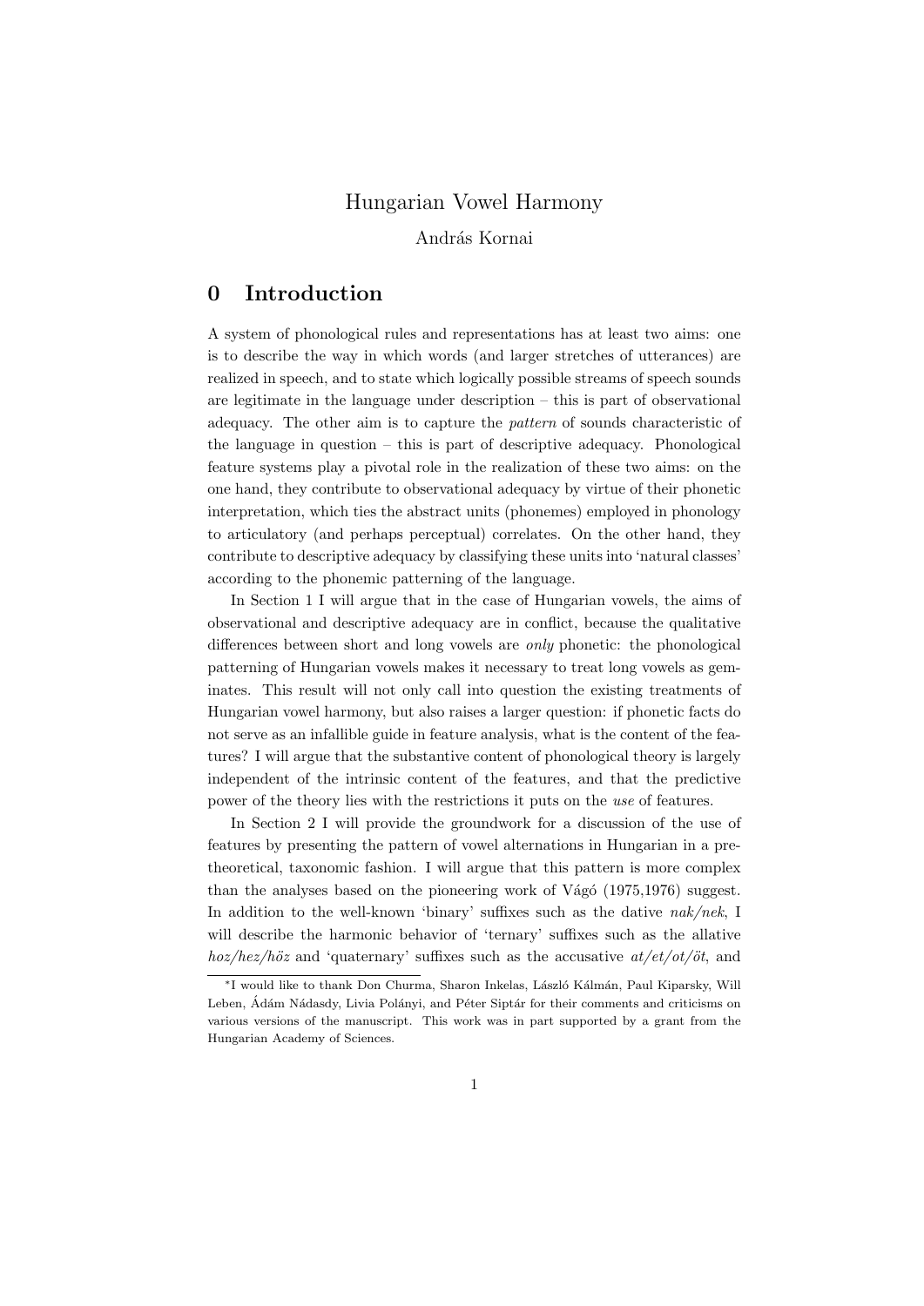# Hungarian Vowel Harmony

András Kornai

## 0 Introduction

A system of phonological rules and representations has at least two aims: one is to describe the way in which words (and larger stretches of utterances) are realized in speech, and to state which logically possible streams of speech sounds are legitimate in the language under description – this is part of observational adequacy. The other aim is to capture the *pattern* of sounds characteristic of the language in question – this is part of descriptive adequacy. Phonological feature systems play a pivotal role in the realization of these two aims: on the one hand, they contribute to observational adequacy by virtue of their phonetic interpretation, which ties the abstract units (phonemes) employed in phonology to articulatory (and perhaps perceptual) correlates. On the other hand, they contribute to descriptive adequacy by classifying these units into 'natural classes' according to the phonemic patterning of the language.

In Section 1 I will argue that in the case of Hungarian vowels, the aims of observational and descriptive adequacy are in conflict, because the qualitative differences between short and long vowels are *only* phonetic: the phonological patterning of Hungarian vowels makes it necessary to treat long vowels as geminates. This result will not only call into question the existing treatments of Hungarian vowel harmony, but also raises a larger question: if phonetic facts do not serve as an infallible guide in feature analysis, what is the content of the features? I will argue that the substantive content of phonological theory is largely independent of the intrinsic content of the features, and that the predictive power of the theory lies with the restrictions it puts on the *use* of features.

In Section 2 I will provide the groundwork for a discussion of the use of features by presenting the pattern of vowel alternations in Hungarian in a pretheoretical, taxonomic fashion. I will argue that this pattern is more complex than the analyses based on the pioneering work of Vágó (1975,1976) suggest. In addition to the well-known 'binary' suffixes such as the dative *nak/nek*, I will describe the harmonic behavior of 'ternary' suffixes such as the allative *hoz/hez/höz* and 'quaternary' suffixes such as the accusative *at/et/ot/öt*, and

---

*I would like to thank Don Churma, Sharon Inkelas, László Kálmán, Paul Kiparsky, Will Leben, Ádám Nádasdy, Livia Polányi, and Péter Siptár for their comments and criticisms on various versions of the manuscript. This work was in part supported by a grant from the Hungarian Academy of Sciences.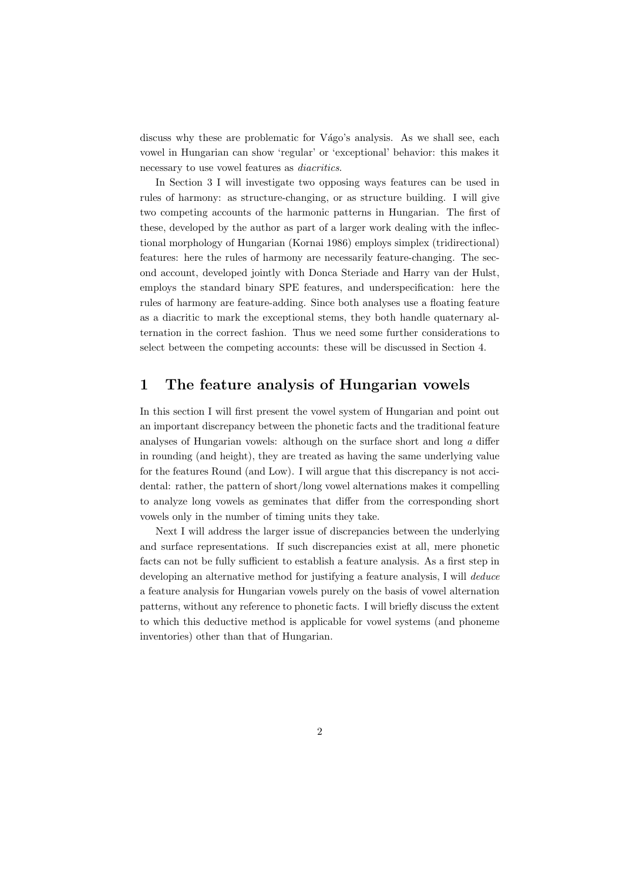discuss why these are problematic for Vágo's analysis. As we shall see, each vowel in Hungarian can show 'regular' or 'exceptional' behavior: this makes it necessary to use vowel features as *diacritics*.

In Section 3 I will investigate two opposing ways features can be used in rules of harmony: as structure-changing, or as structure building. I will give two competing accounts of the harmonic patterns in Hungarian. The first of these, developed by the author as part of a larger work dealing with the inflectional morphology of Hungarian (Kornai 1986) employs simplex (tridirectional) features: here the rules of harmony are necessarily feature-changing. The second account, developed jointly with Donca Steriade and Harry van der Hulst, employs the standard binary SPE features, and underspecification: here the rules of harmony are feature-adding. Since both analyses use a floating feature as a diacritic to mark the exceptional stems, they both handle quaternary alternation in the correct fashion. Thus we need some further considerations to select between the competing accounts: these will be discussed in Section 4.

# 1 The feature analysis of Hungarian vowels

In this section I will first present the vowel system of Hungarian and point out an important discrepancy between the phonetic facts and the traditional feature analyses of Hungarian vowels: although on the surface short and long *a* differ in rounding (and height), they are treated as having the same underlying value for the features Round (and Low). I will argue that this discrepancy is not accidental: rather, the pattern of short/long vowel alternations makes it compelling to analyze long vowels as geminates that differ from the corresponding short vowels only in the number of timing units they take.

Next I will address the larger issue of discrepancies between the underlying and surface representations. If such discrepancies exist at all, mere phonetic facts can not be fully sufficient to establish a feature analysis. As a first step in developing an alternative method for justifying a feature analysis, I will *deduce* a feature analysis for Hungarian vowels purely on the basis of vowel alternation patterns, without any reference to phonetic facts. I will briefly discuss the extent to which this deductive method is applicable for vowel systems (and phoneme inventories) other than that of Hungarian.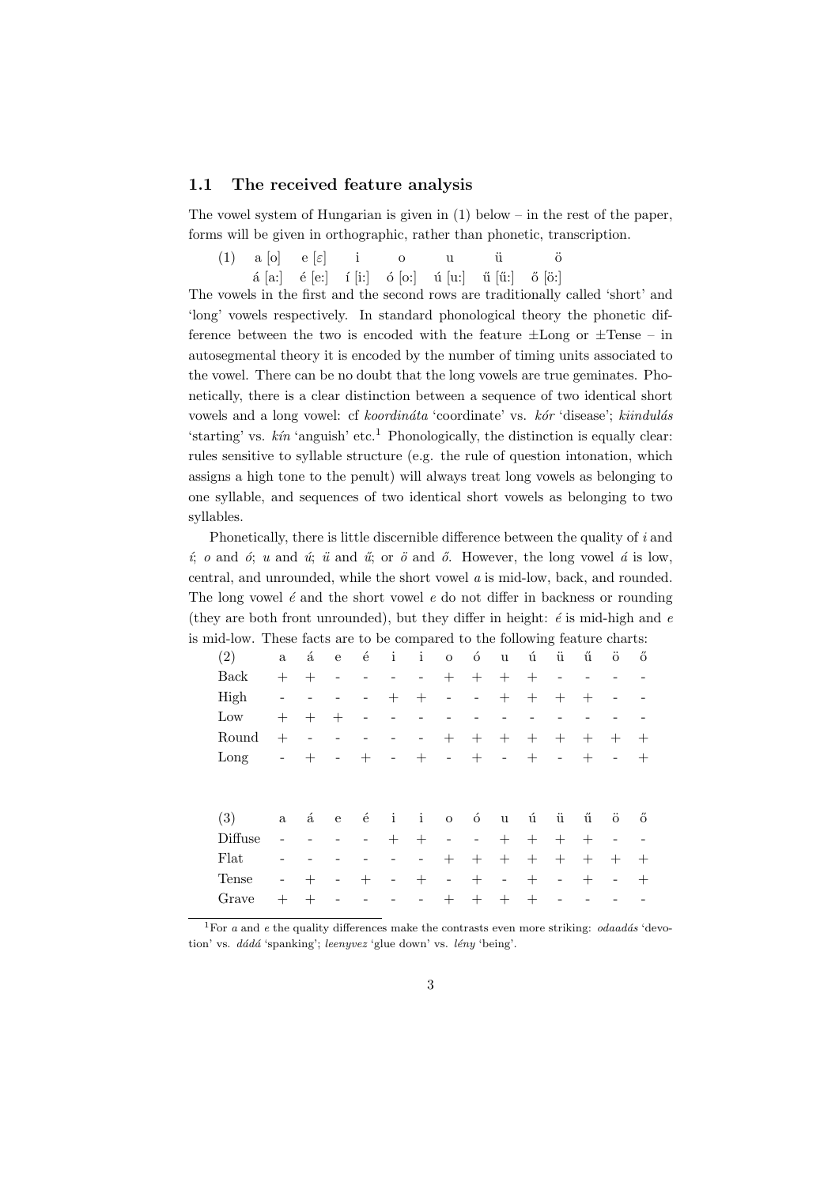### 1.1 The received feature analysis

The vowel system of Hungarian is given in (1) below – in the rest of the paper, forms will be given in orthographic, rather than phonetic, transcription.

(1)

| a [o] | e [ε] | i | o | u | ü | ö |
|---|---|---|---|---|---|---|
| á [a:] | é [e:] | í [i:] | ó [o:] | ú [u:] | ű [ű:] | ő [ö:] |

The vowels in the first and the second rows are traditionally called 'short' and 'long' vowels respectively. In standard phonological theory the phonetic difference between the two is encoded with the feature ±Long or ±Tense – in autosegmental theory it is encoded by the number of timing units associated to the vowel. There can be no doubt that the long vowels are true geminates. Phonetically, there is a clear distinction between a sequence of two identical short vowels and a long vowel: cf *koordináta* 'coordinate' vs. *kór* 'disease'; *kiindulás* 'starting' vs. *kín* 'anguish' etc.[1] Phonologically, the distinction is equally clear: rules sensitive to syllable structure (e.g. the rule of question intonation, which assigns a high tone to the penult) will always treat long vowels as belonging to one syllable, and sequences of two identical short vowels as belonging to two syllables.

Phonetically, there is little discernible difference between the quality of *i* and *í*; *o* and *ó*; *u* and *ú*; *ü* and *ű*; or *ö* and *ő*. However, the long vowel *á* is low, central, and unrounded, while the short vowel *a* is mid-low, back, and rounded. The long vowel *é* and the short vowel *e* do not differ in backness or rounding (they are both front unrounded), but they differ in height: *é* is mid-high and *e* is mid-low. These facts are to be compared to the following feature charts:

| (2) | a | á | e | é | i | í | o | ó | u | ú | ü | ű | ö | ő |
|---|---|---|---|---|---|---|---|---|---|---|---|---|---|---|
| Back | + | + | - | - | - | - | + | + | + | + | - | - | - | - |
| High | - | - | - | - | + | + | - | - | + | + | + | + | - | - |
| Low | + | + | + | - | - | - | - | - | - | - | - | - | - | - |
| Round | + | - | - | - | - | - | + | + | + | + | + | + | + | + |
| Long | - | + | - | + | - | + | - | + | - | + | - | + | - | + |

| (3) | a | á | e | é | i | í | o | ó | u | ú | ü | ű | ö | ő |
|---|---|---|---|---|---|---|---|---|---|---|---|---|---|---|
| Diffuse | - | - | - | - | + | + | - | - | + | + | + | + | - | - |
| Flat | - | - | - | - | - | - | + | + | + | + | + | + | + | + |
| Tense | - | + | - | + | - | + | - | + | - | + | - | + | - | + |
| Grave | + | + | - | - | - | - | + | + | + | + | - | - | - | - |

[1] For *a* and *e* the quality differences make the contrasts even more striking: *odaadás* 'devotion' vs. *dádá* 'spanking'; *leenyvez* 'glue down' vs. *lény* 'being'.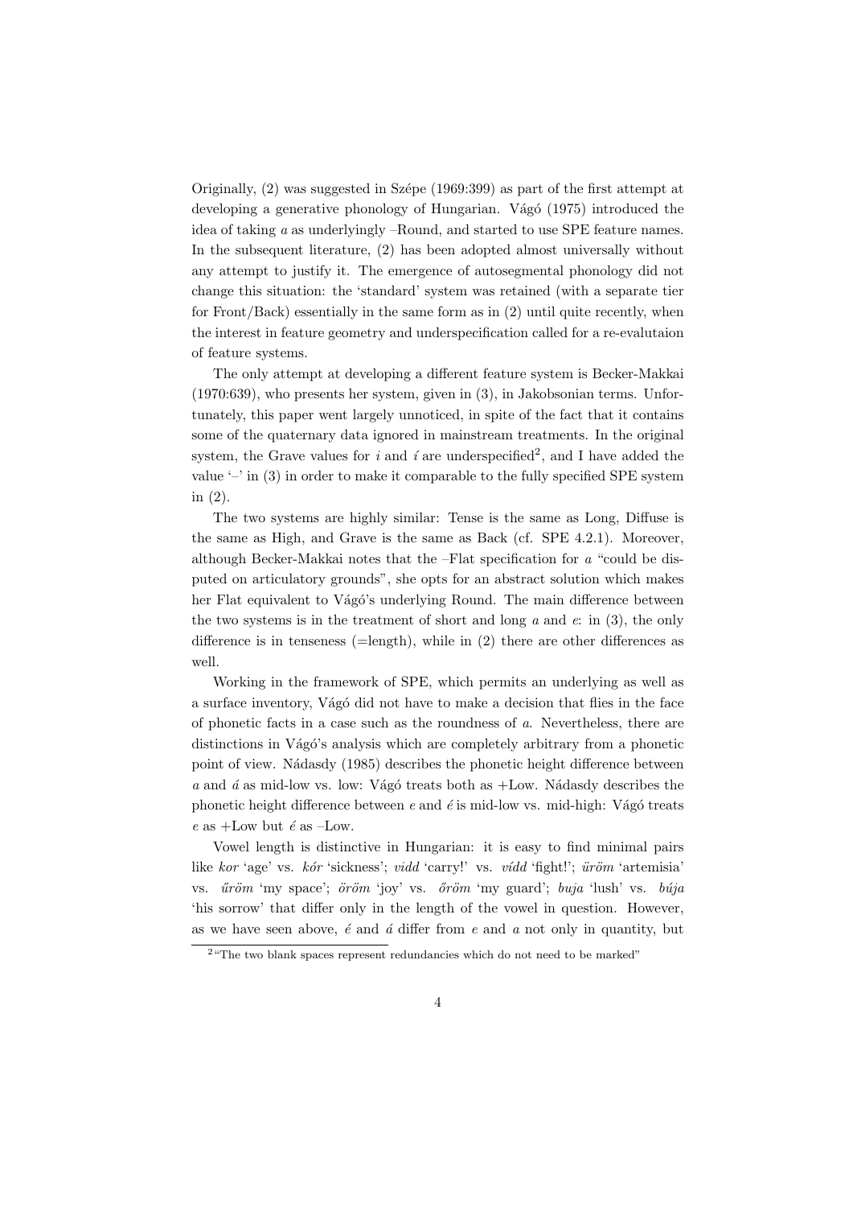Originally, (2) was suggested in Szépe (1969:399) as part of the first attempt at developing a generative phonology of Hungarian. Vágó (1975) introduced the idea of taking *a* as underlyingly –Round, and started to use SPE feature names. In the subsequent literature, (2) has been adopted almost universally without any attempt to justify it. The emergence of autosegmental phonology did not change this situation: the 'standard' system was retained (with a separate tier for Front/Back) essentially in the same form as in (2) until quite recently, when the interest in feature geometry and underspecification called for a re-evalutaion of feature systems.

The only attempt at developing a different feature system is Becker-Makkai (1970:639), who presents her system, given in (3), in Jakobsonian terms. Unfortunately, this paper went largely unnoticed, in spite of the fact that it contains some of the quaternary data ignored in mainstream treatments. In the original system, the Grave values for *i* and *í* are underspecified[2], and I have added the value '–' in (3) in order to make it comparable to the fully specified SPE system in (2).

The two systems are highly similar: Tense is the same as Long, Diffuse is the same as High, and Grave is the same as Back (cf. SPE 4.2.1). Moreover, although Becker-Makkai notes that the –Flat specification for *a* "could be disputed on articulatory grounds", she opts for an abstract solution which makes her Flat equivalent to Vágó's underlying Round. The main difference between the two systems is in the treatment of short and long *a* and *e*: in (3), the only difference is in tenseness (=length), while in (2) there are other differences as well.

Working in the framework of SPE, which permits an underlying as well as a surface inventory, Vágó did not have to make a decision that flies in the face of phonetic facts in a case such as the roundness of *a*. Nevertheless, there are distinctions in Vágó's analysis which are completely arbitrary from a phonetic point of view. Nádasdy (1985) describes the phonetic height difference between *a* and *á* as mid-low vs. low: Vágó treats both as +Low. Nádasdy describes the phonetic height difference between *e* and *é* is mid-low vs. mid-high: Vágó treats *e* as +Low but *é* as –Low.

Vowel length is distinctive in Hungarian: it is easy to find minimal pairs like *kor* 'age' vs. *kór* 'sickness'; *vidd* 'carry!' vs. *vídd* 'fight!'; *üröm* 'artemisia' vs. *űröm* 'my space'; *öröm* 'joy' vs. *őröm* 'my guard'; *buja* 'lush' vs. *búja* 'his sorrow' that differ only in the length of the vowel in question. However, as we have seen above, *é* and *á* differ from *e* and *a* not only in quantity, but

[2] "The two blank spaces represent redundancies which do not need to be marked"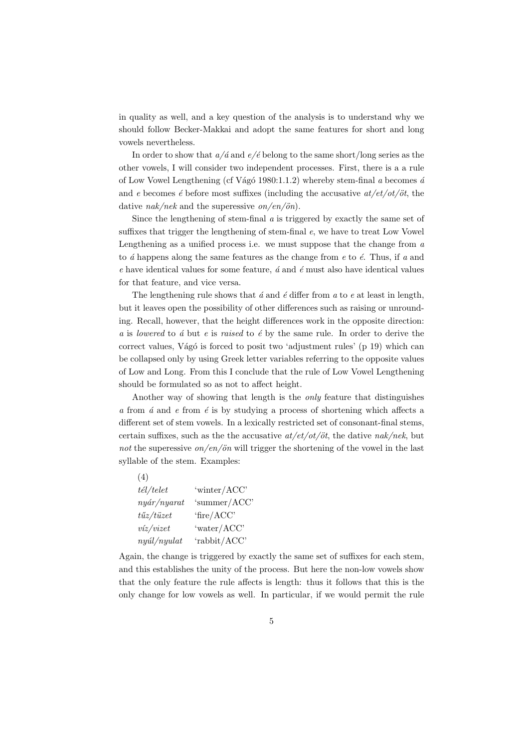in quality as well, and a key question of the analysis is to understand why we should follow Becker-Makkai and adopt the same features for short and long vowels nevertheless.

In order to show that *a*/*á* and *e*/*é* belong to the same short/long series as the other vowels, I will consider two independent processes. First, there is a a rule of Low Vowel Lengthening (cf Vágó 1980:1.1.2) whereby stem-final *a* becomes *á* and *e* becomes *é* before most suffixes (including the accusative *at/et/ot/öt*, the dative *nak/nek* and the superessive *on/en/ön*).

Since the lengthening of stem-final *a* is triggered by exactly the same set of suffixes that trigger the lengthening of stem-final *e*, we have to treat Low Vowel Lengthening as a unified process i.e. we must suppose that the change from *a* to *á* happens along the same features as the change from *e* to *é*. Thus, if *a* and *e* have identical values for some feature, *á* and *é* must also have identical values for that feature, and vice versa.

The lengthening rule shows that *á* and *é* differ from *a* to *e* at least in length, but it leaves open the possibility of other differences such as raising or unrounding. Recall, however, that the height differences work in the opposite direction: *a* is *lowered* to *á* but *e* is *raised* to *é* by the same rule. In order to derive the correct values, Vágó is forced to posit two 'adjustment rules' (p 19) which can be collapsed only by using Greek letter variables referring to the opposite values of Low and Long. From this I conclude that the rule of Low Vowel Lengthening should be formulated so as not to affect height.

Another way of showing that length is the *only* feature that distinguishes *a* from *á* and *e* from *é* is by studying a process of shortening which affects a different set of stem vowels. In a lexically restricted set of consonant-final stems, certain suffixes, such as the the accusative *at/et/ot/öt*, the dative *nak/nek*, but *not* the superessive *on/en/ön* will trigger the shortening of the vowel in the last syllable of the stem. Examples:

(4)

| | |
|---|---|
| *tél/telet* | 'winter/ACC' |
| *nyár/nyarat* | 'summer/ACC' |
| *tűz/tüzet* | 'fire/ACC' |
| *víz/vizet* | 'water/ACC' |
| *nyúl/nyulat* | 'rabbit/ACC' |

Again, the change is triggered by exactly the same set of suffixes for each stem, and this establishes the unity of the process. But here the non-low vowels show that the only feature the rule affects is length: thus it follows that this is the only change for low vowels as well. In particular, if we would permit the rule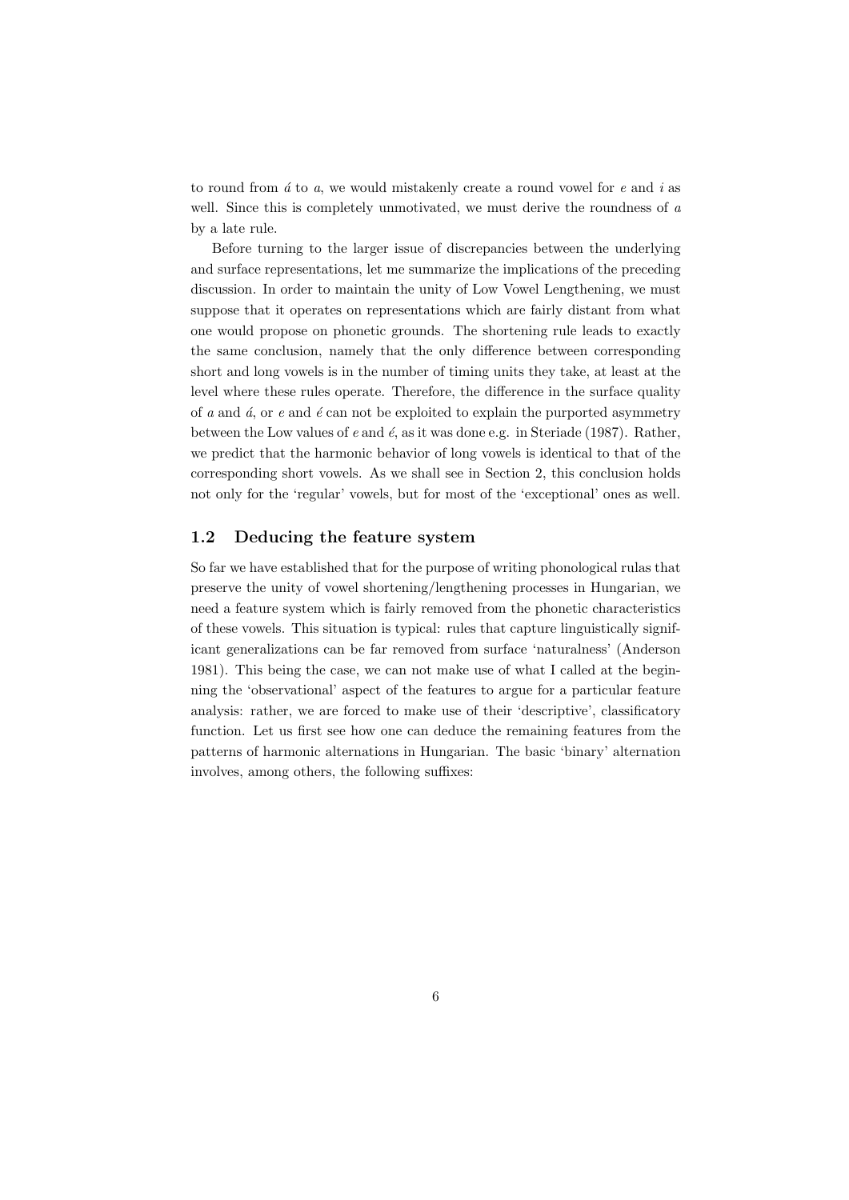to round from *á* to *a*, we would mistakenly create a round vowel for *e* and *i* as well. Since this is completely unmotivated, we must derive the roundness of *a* by a late rule.

Before turning to the larger issue of discrepancies between the underlying and surface representations, let me summarize the implications of the preceding discussion. In order to maintain the unity of Low Vowel Lengthening, we must suppose that it operates on representations which are fairly distant from what one would propose on phonetic grounds. The shortening rule leads to exactly the same conclusion, namely that the only difference between corresponding short and long vowels is in the number of timing units they take, at least at the level where these rules operate. Therefore, the difference in the surface quality of *a* and *á*, or *e* and *é* can not be exploited to explain the purported asymmetry between the Low values of *e* and *é*, as it was done e.g. in Steriade (1987). Rather, we predict that the harmonic behavior of long vowels is identical to that of the corresponding short vowels. As we shall see in Section 2, this conclusion holds not only for the 'regular' vowels, but for most of the 'exceptional' ones as well.

## 1.2 Deducing the feature system

So far we have established that for the purpose of writing phonological rulas that preserve the unity of vowel shortening/lengthening processes in Hungarian, we need a feature system which is fairly removed from the phonetic characteristics of these vowels. This situation is typical: rules that capture linguistically significant generalizations can be far removed from surface 'naturalness' (Anderson 1981). This being the case, we can not make use of what I called at the beginning the 'observational' aspect of the features to argue for a particular feature analysis: rather, we are forced to make use of their 'descriptive', classificatory function. Let us first see how one can deduce the remaining features from the patterns of harmonic alternations in Hungarian. The basic 'binary' alternation involves, among others, the following suffixes: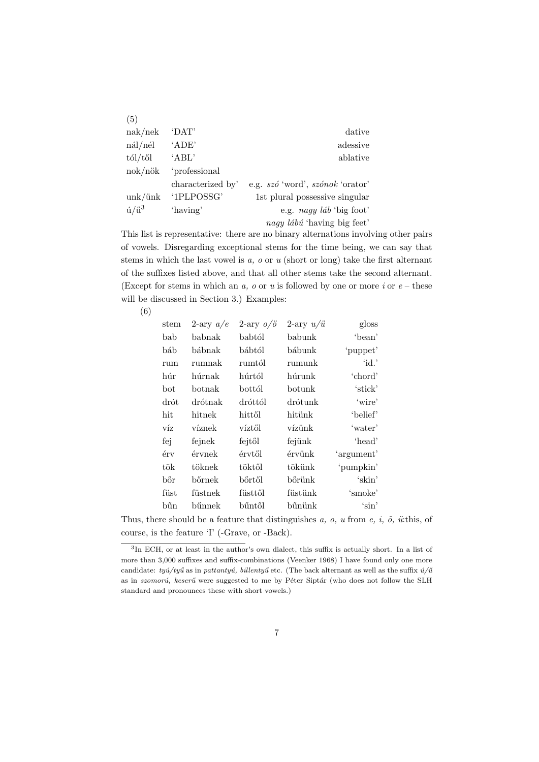(5)

| | | |
|---|---|---|
| nak/nek | 'DAT' | dative |
| nál/nél | 'ADE' | adessive |
| tól/től | 'ABL' | ablative |
| nok/nök | 'professional characterized by' | e.g. *szó* 'word', *szónok* 'orator' |
| unk/ünk | '1PLPOSSG' | 1st plural possessive singular |
| ú/ű[3] | 'having' | e.g. *nagy láb* 'big foot' *nagy lábú* 'having big feet' |

This list is representative: there are no binary alternations involving other pairs of vowels. Disregarding exceptional stems for the time being, we can say that stems in which the last vowel is *a, o* or *u* (short or long) take the first alternant of the suffixes listed above, and that all other stems take the second alternant. (Except for stems in which an *a, o* or *u* is followed by one or more *i* or *e* – these will be discussed in Section 3.) Examples:

(6)

| stem | 2-ary *a/e* | 2-ary *o/ö* | 2-ary *u/ü* | gloss |
|---|---|---|---|---|
| bab | babnak | babtól | babunk | 'bean' |
| báb | bábnak | bábtól | bábunk | 'puppet' |
| rum | rumnak | rumtól | rumunk | 'id.' |
| húr | húrnak | húrtól | húrunk | 'chord' |
| bot | botnak | bottól | botunk | 'stick' |
| drót | drótnak | dróttól | drótunk | 'wire' |
| hit | hitnek | hittől | hitünk | 'belief' |
| víz | víznek | víztől | vízünk | 'water' |
| fej | fejnek | fejtől | fejünk | 'head' |
| érv | érvnek | érvtől | érvünk | 'argument' |
| tök | töknek | töktől | tökünk | 'pumpkin' |
| bőr | bőrnek | bőrtől | bőrünk | 'skin' |
| füst | füstnek | füsttől | füstünk | 'smoke' |
| bűn | bűnnek | bűntől | bűnünk | 'sin' |

Thus, there should be a feature that distinguishes *a, o, u* from *e, i, ö, ü*:this, of course, is the feature 'I' (-Grave, or -Back).

[3] In ECH, or at least in the author's own dialect, this suffix is actually short. In a list of more than 3,000 suffixes and suffix-combinations (Veenker 1968) I have found only one more candidate: *tyú/tyű* as in *pattantyú, billentyű* etc. (The back alternant as well as the suffix *ú/ű* as in *szomorú, keserű* were suggested to me by Péter Siptár (who does not follow the SLH standard and pronounces these with short vowels.)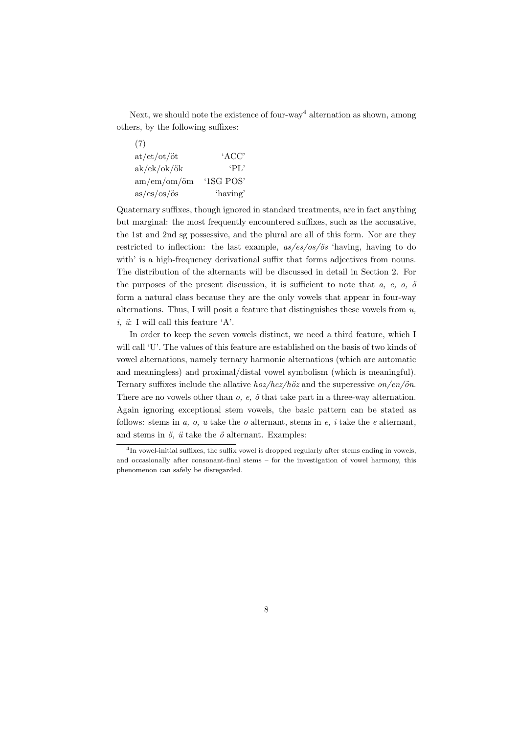Next, we should note the existence of four-way[4] alternation as shown, among others, by the following suffixes:

(7)

| | |
|---|---|
| at/et/ot/öt | 'ACC' |
| ak/ek/ok/ök | 'PL' |
| am/em/om/öm | '1SG POS' |
| as/es/os/ös | 'having' |

Quaternary suffixes, though ignored in standard treatments, are in fact anything but marginal: the most frequently encountered suffixes, such as the accusative, the 1st and 2nd sg possessive, and the plural are all of this form. Nor are they restricted to inflection: the last example, *as/es/os/ös* 'having, having to do with' is a high-frequency derivational suffix that forms adjectives from nouns. The distribution of the alternants will be discussed in detail in Section 2. For the purposes of the present discussion, it is sufficient to note that *a, e, o, ö* form a natural class because they are the only vowels that appear in four-way alternations. Thus, I will posit a feature that distinguishes these vowels from *u, i, ü*: I will call this feature 'A'.

In order to keep the seven vowels distinct, we need a third feature, which I will call 'U'. The values of this feature are established on the basis of two kinds of vowel alternations, namely ternary harmonic alternations (which are automatic and meaningless) and proximal/distal vowel symbolism (which is meaningful). Ternary suffixes include the allative *hoz/hez/höz* and the superessive *on/en/ön*. There are no vowels other than *o, e, ö* that take part in a three-way alternation. Again ignoring exceptional stem vowels, the basic pattern can be stated as follows: stems in *a, o, u* take the *o* alternant, stems in *e, i* take the *e* alternant, and stems in *ö, ü* take the *ö* alternant. Examples:

[4] In vowel-initial suffixes, the suffix vowel is dropped regularly after stems ending in vowels, and occasionally after consonant-final stems – for the investigation of vowel harmony, this phenomenon can safely be disregarded.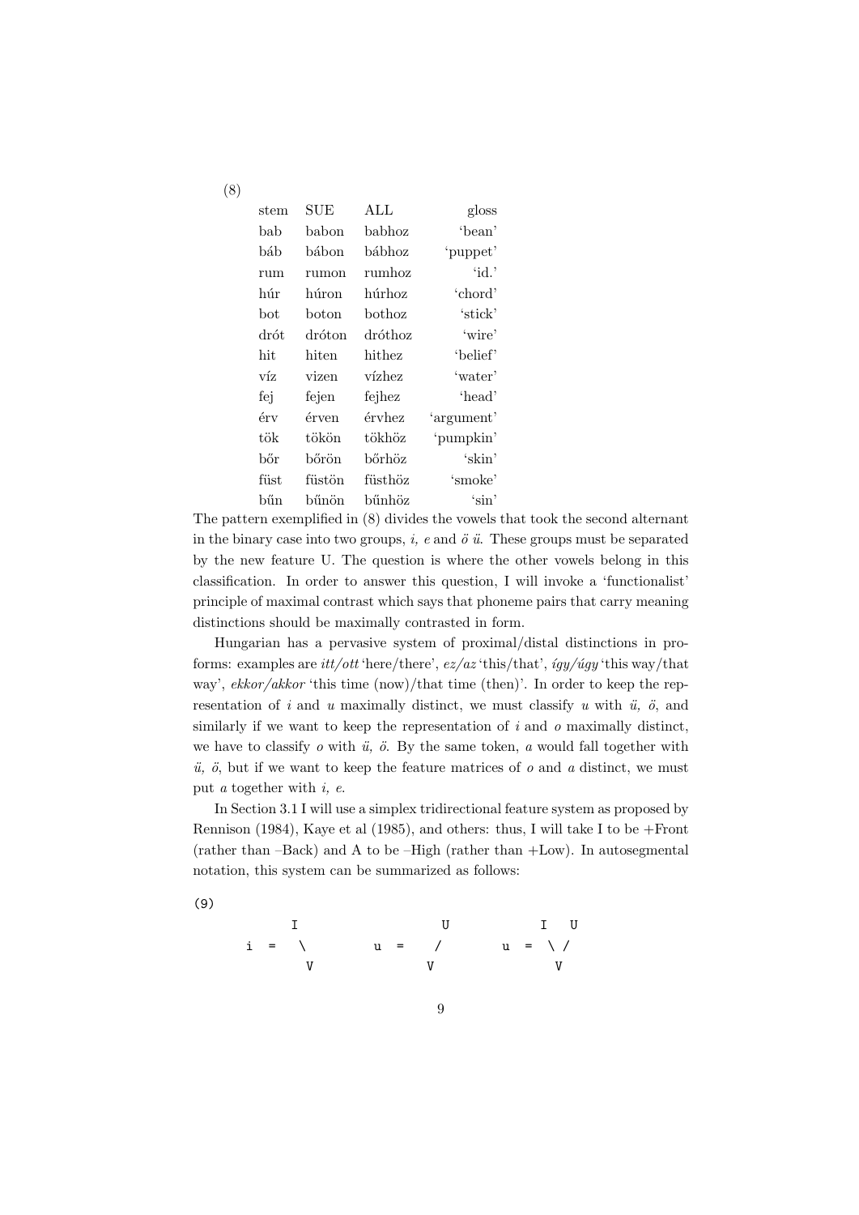(8)

| stem | SUE | ALL | gloss |
|---|---|---|---|
| bab | babon | babhoz | 'bean' |
| báb | bábon | bábhoz | 'puppet' |
| rum | rumon | rumhoz | 'id.' |
| húr | húron | húrhoz | 'chord' |
| bot | boton | bothoz | 'stick' |
| drót | dróton | dróthoz | 'wire' |
| hit | hiten | hithez | 'belief' |
| víz | vizen | vízhez | 'water' |
| fej | fejen | fejhez | 'head' |
| érv | érven | érvhez | 'argument' |
| tök | tökön | tökhöz | 'pumpkin' |
| bőr | bőrön | bőrhöz | 'skin' |
| füst | füstön | füsthöz | 'smoke' |
| bűn | bűnön | bűnhöz | 'sin' |

The pattern exemplified in (8) divides the vowels that took the second alternant in the binary case into two groups, *i, e* and *ö ü*. These groups must be separated by the new feature U. The question is where the other vowels belong in this classification. In order to answer this question, I will invoke a 'functionalist' principle of maximal contrast which says that phoneme pairs that carry meaning distinctions should be maximally contrasted in form.

Hungarian has a pervasive system of proximal/distal distinctions in pro-forms: examples are *itt/ott* 'here/there', *ez/az* 'this/that', *így/úgy* 'this way/that way', *ekkor/akkor* 'this time (now)/that time (then)'. In order to keep the representation of *i* and *u* maximally distinct, we must classify *u* with *ü, ö*, and similarly if we want to keep the representation of *i* and *o* maximally distinct, we have to classify *o* with *ü, ö*. By the same token, *a* would fall together with *ü, ö*, but if we want to keep the feature matrices of *o* and *a* distinct, we must put *a* together with *i, e*.

In Section 3.1 I will use a simplex tridirectional feature system as proposed by Rennison (1984), Kaye et al (1985), and others: thus, I will take I to be +Front (rather than –Back) and A to be –High (rather than +Low). In autosegmental notation, this system can be summarized as follows:

(9)

```
         I                  U            I   U
    i =   \        u =     /       u =  \ /
           V              V              V
```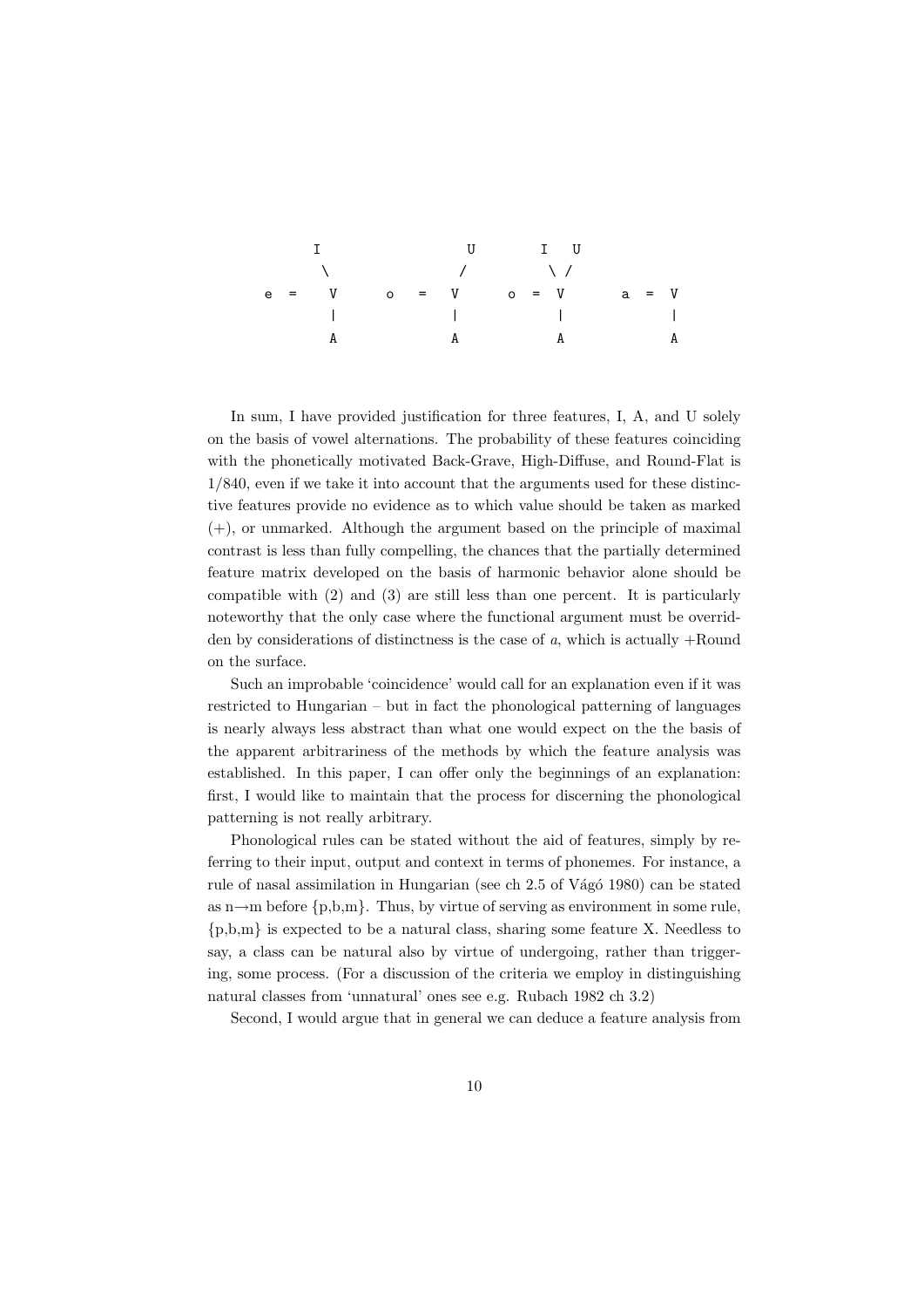```
      I                 U        I   U
       \               /          \ /
e  =    V     o  =    V     o  =   V      a  =  V
        |             |            |            |
        A             A            A            A
```

In sum, I have provided justification for three features, I, A, and U solely on the basis of vowel alternations. The probability of these features coinciding with the phonetically motivated Back-Grave, High-Diffuse, and Round-Flat is 1/840, even if we take it into account that the arguments used for these distinctive features provide no evidence as to which value should be taken as marked (+), or unmarked. Although the argument based on the principle of maximal contrast is less than fully compelling, the chances that the partially determined feature matrix developed on the basis of harmonic behavior alone should be compatible with (2) and (3) are still less than one percent. It is particularly noteworthy that the only case where the functional argument must be overridden by considerations of distinctness is the case of *a*, which is actually +Round on the surface.

Such an improbable 'coincidence' would call for an explanation even if it was restricted to Hungarian – but in fact the phonological patterning of languages is nearly always less abstract than what one would expect on the the basis of the apparent arbitrariness of the methods by which the feature analysis was established. In this paper, I can offer only the beginnings of an explanation: first, I would like to maintain that the process for discerning the phonological patterning is not really arbitrary.

Phonological rules can be stated without the aid of features, simply by referring to their input, output and context in terms of phonemes. For instance, a rule of nasal assimilation in Hungarian (see ch 2.5 of Vágó 1980) can be stated as n→m before {p,b,m}. Thus, by virtue of serving as environment in some rule, {p,b,m} is expected to be a natural class, sharing some feature X. Needless to say, a class can be natural also by virtue of undergoing, rather than triggering, some process. (For a discussion of the criteria we employ in distinguishing natural classes from 'unnatural' ones see e.g. Rubach 1982 ch 3.2)

Second, I would argue that in general we can deduce a feature analysis from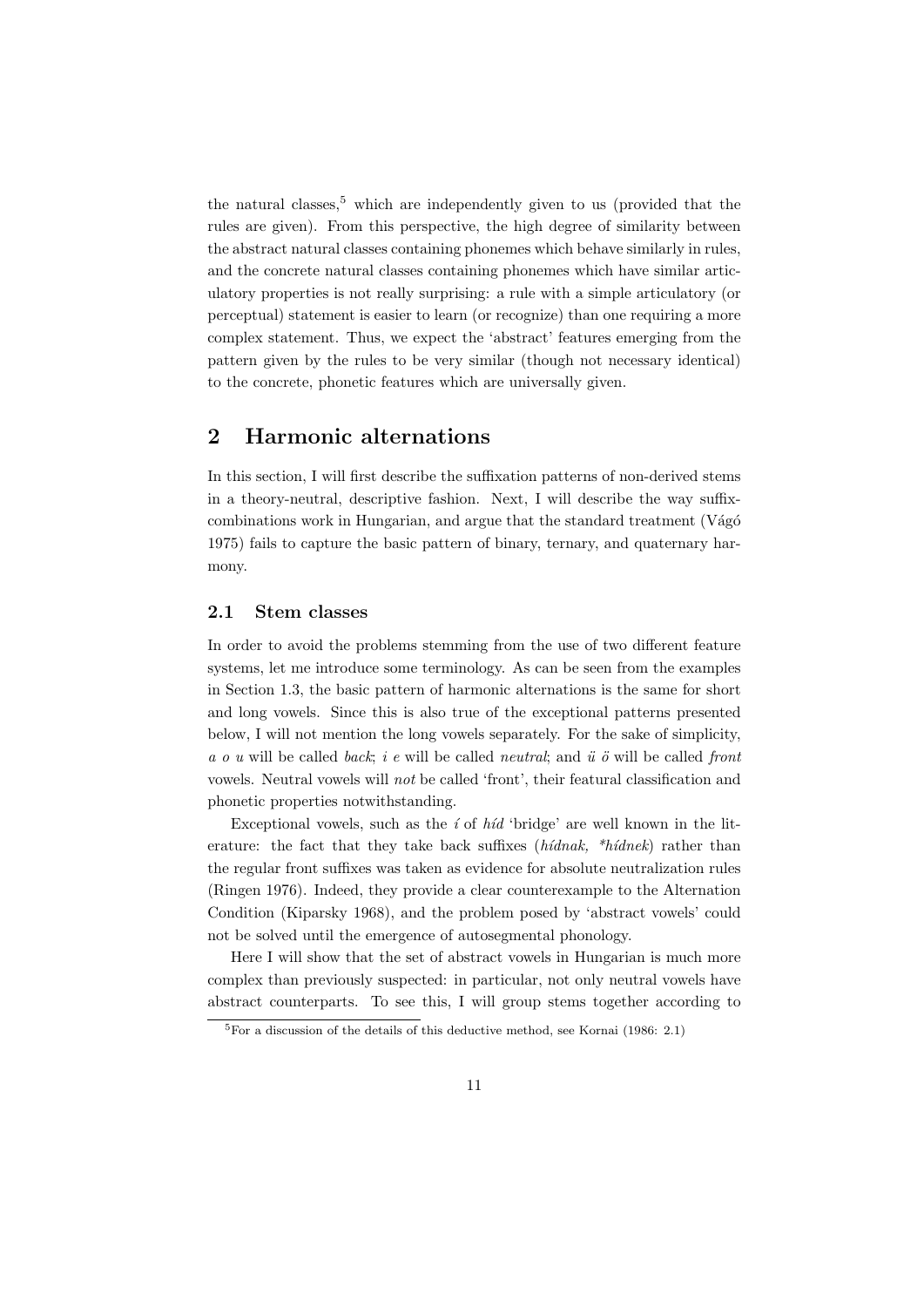the natural classes,[5] which are independently given to us (provided that the rules are given). From this perspective, the high degree of similarity between the abstract natural classes containing phonemes which behave similarly in rules, and the concrete natural classes containing phonemes which have similar articulatory properties is not really surprising: a rule with a simple articulatory (or perceptual) statement is easier to learn (or recognize) than one requiring a more complex statement. Thus, we expect the 'abstract' features emerging from the pattern given by the rules to be very similar (though not necessary identical) to the concrete, phonetic features which are universally given.

## 2 Harmonic alternations

In this section, I will first describe the suffixation patterns of non-derived stems in a theory-neutral, descriptive fashion. Next, I will describe the way suffix-combinations work in Hungarian, and argue that the standard treatment (Vágó 1975) fails to capture the basic pattern of binary, ternary, and quaternary harmony.

### 2.1 Stem classes

In order to avoid the problems stemming from the use of two different feature systems, let me introduce some terminology. As can be seen from the examples in Section 1.3, the basic pattern of harmonic alternations is the same for short and long vowels. Since this is also true of the exceptional patterns presented below, I will not mention the long vowels separately. For the sake of simplicity, *a o u* will be called *back*; *i e* will be called *neutral*; and *ü ö* will be called *front* vowels. Neutral vowels will *not* be called 'front', their featural classification and phonetic properties notwithstanding.

Exceptional vowels, such as the *í* of *híd* 'bridge' are well known in the literature: the fact that they take back suffixes (*hídnak, *hídnek*) rather than the regular front suffixes was taken as evidence for absolute neutralization rules (Ringen 1976). Indeed, they provide a clear counterexample to the Alternation Condition (Kiparsky 1968), and the problem posed by 'abstract vowels' could not be solved until the emergence of autosegmental phonology.

Here I will show that the set of abstract vowels in Hungarian is much more complex than previously suspected: in particular, not only neutral vowels have abstract counterparts. To see this, I will group stems together according to

[5] For a discussion of the details of this deductive method, see Kornai (1986: 2.1)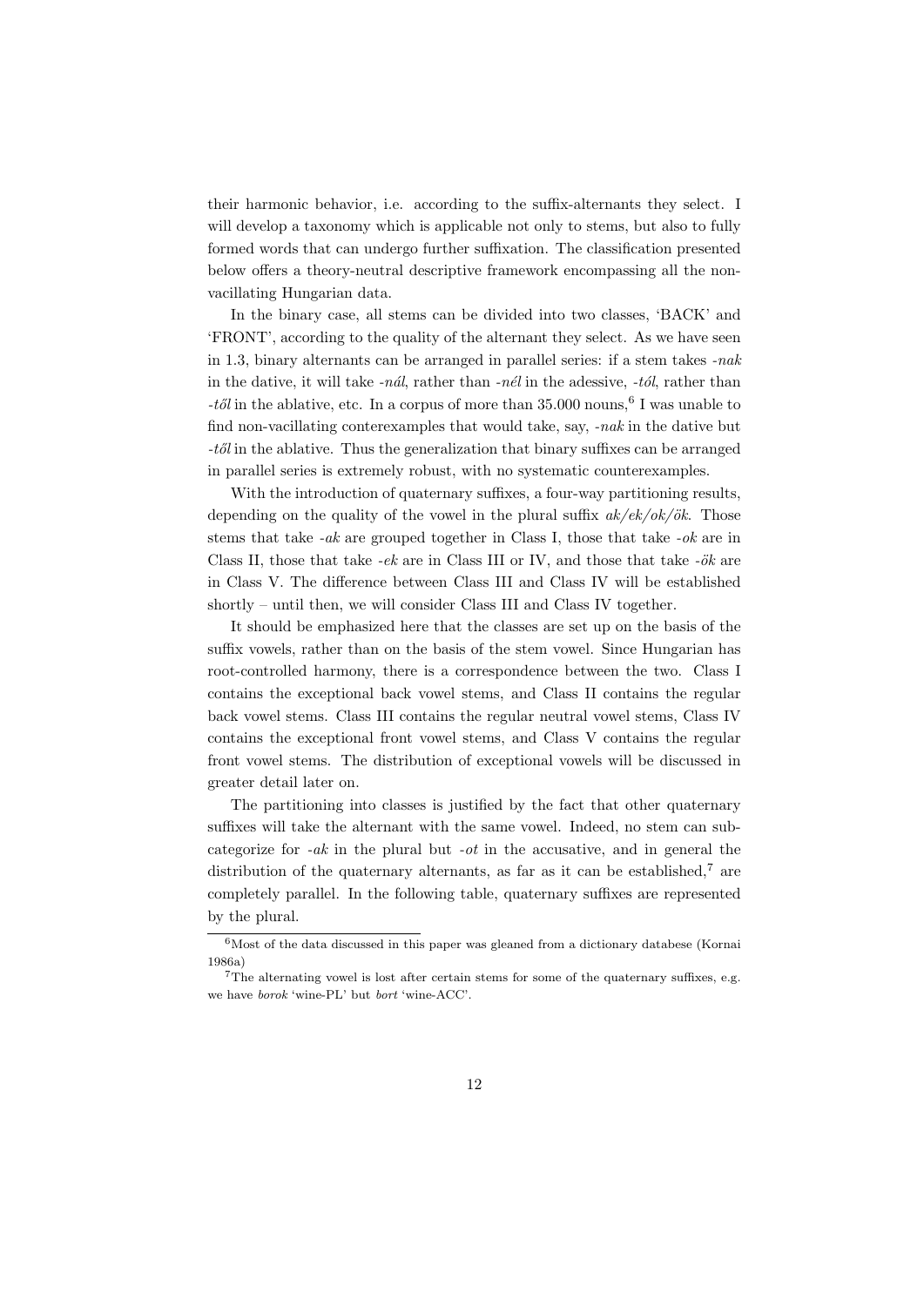their harmonic behavior, i.e. according to the suffix-alternants they select. I will develop a taxonomy which is applicable not only to stems, but also to fully formed words that can undergo further suffixation. The classification presented below offers a theory-neutral descriptive framework encompassing all the non-vacillating Hungarian data.

In the binary case, all stems can be divided into two classes, 'BACK' and 'FRONT', according to the quality of the alternant they select. As we have seen in 1.3, binary alternants can be arranged in parallel series: if a stem takes *-nak* in the dative, it will take *-nál*, rather than *-nél* in the adessive, *-tól*, rather than *-től* in the ablative, etc. In a corpus of more than 35.000 nouns,[6] I was unable to find non-vacillating conterexamples that would take, say, *-nak* in the dative but *-től* in the ablative. Thus the generalization that binary suffixes can be arranged in parallel series is extremely robust, with no systematic counterexamples.

With the introduction of quaternary suffixes, a four-way partitioning results, depending on the quality of the vowel in the plural suffix *ak/ek/ok/ök*. Those stems that take *-ak* are grouped together in Class I, those that take *-ok* are in Class II, those that take *-ek* are in Class III or IV, and those that take *-ök* are in Class V. The difference between Class III and Class IV will be established shortly – until then, we will consider Class III and Class IV together.

It should be emphasized here that the classes are set up on the basis of the suffix vowels, rather than on the basis of the stem vowel. Since Hungarian has root-controlled harmony, there is a correspondence between the two. Class I contains the exceptional back vowel stems, and Class II contains the regular back vowel stems. Class III contains the regular neutral vowel stems, Class IV contains the exceptional front vowel stems, and Class V contains the regular front vowel stems. The distribution of exceptional vowels will be discussed in greater detail later on.

The partitioning into classes is justified by the fact that other quaternary suffixes will take the alternant with the same vowel. Indeed, no stem can subcategorize for *-ak* in the plural but *-ot* in the accusative, and in general the distribution of the quaternary alternants, as far as it can be established,[7] are completely parallel. In the following table, quaternary suffixes are represented by the plural.

---

[6] Most of the data discussed in this paper was gleaned from a dictionary databese (Kornai 1986a)

[7] The alternating vowel is lost after certain stems for some of the quaternary suffixes, e.g. we have *borok* 'wine-PL' but *bort* 'wine-ACC'.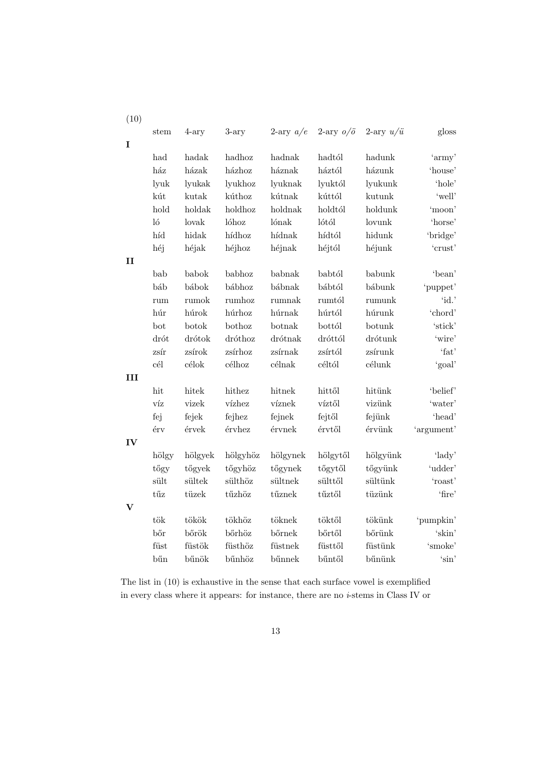(10)

| | stem | 4-ary | 3-ary | 2-ary *a*/*e* | 2-ary *o*/*ö* | 2-ary *u*/*ü* | gloss |
|---|---|---|---|---|---|---|---|
| **I** | | | | | | | |
| | had | hadak | hadhoz | hadnak | hadtól | hadunk | 'army' |
| | ház | házak | házhoz | háznak | háztól | házunk | 'house' |
| | lyuk | lyukak | lyukhoz | lyuknak | lyuktól | lyukunk | 'hole' |
| | kút | kutak | kúthoz | kútnak | kúttól | kutunk | 'well' |
| | hold | holdak | holdhoz | holdnak | holdtól | holdunk | 'moon' |
| | ló | lovak | lóhoz | lónak | lótól | lovunk | 'horse' |
| | híd | hidak | hídhoz | hídnak | hídtól | hidunk | 'bridge' |
| | héj | héjak | héjhoz | héjnak | héjtól | héjunk | 'crust' |
| **II** | | | | | | | |
| | bab | babok | babhoz | babnak | babtól | babunk | 'bean' |
| | báb | bábok | bábhoz | bábnak | bábtól | bábunk | 'puppet' |
| | rum | rumok | rumhoz | rumnak | rumtól | rumunk | 'id.' |
| | húr | húrok | húrhoz | húrnak | húrtól | húrunk | 'chord' |
| | bot | botok | bothoz | botnak | bottól | botunk | 'stick' |
| | drót | drótok | dróthoz | drótnak | dróttól | drótunk | 'wire' |
| | zsír | zsírok | zsírhoz | zsírnak | zsírtól | zsírunk | 'fat' |
| | cél | célok | célhoz | célnak | céltól | célunk | 'goal' |
| **III** | | | | | | | |
| | hit | hitek | hithez | hitnek | hittől | hitünk | 'belief' |
| | víz | vizek | vízhez | víznek | víztől | vizünk | 'water' |
| | fej | fejek | fejhez | fejnek | fejtől | fejünk | 'head' |
| | érv | érvek | érvhez | érvnek | érvtől | érvünk | 'argument' |
| **IV** | | | | | | | |
| | hölgy | hölgyek | hölgyhöz | hölgynek | hölgytől | hölgyünk | 'lady' |
| | tőgy | tőgyek | tőgyhöz | tőgynek | tőgytől | tőgyünk | 'udder' |
| | sült | sültek | sülthöz | sültnek | sülttől | sültünk | 'roast' |
| | tűz | tüzek | tűzhöz | tűznek | tűztől | tüzünk | 'fire' |
| **V** | | | | | | | |
| | tök | tökök | tökhöz | töknek | töktől | tökünk | 'pumpkin' |
| | bőr | bőrök | bőrhöz | bőrnek | bőrtől | bőrünk | 'skin' |
| | füst | füstök | füsthöz | füstnek | füsttől | füstünk | 'smoke' |
| | bűn | bűnök | bűnhöz | bűnnek | bűntől | bűnünk | 'sin' |

The list in (10) is exhaustive in the sense that each surface vowel is exemplified in every class where it appears: for instance, there are no *i*-stems in Class IV or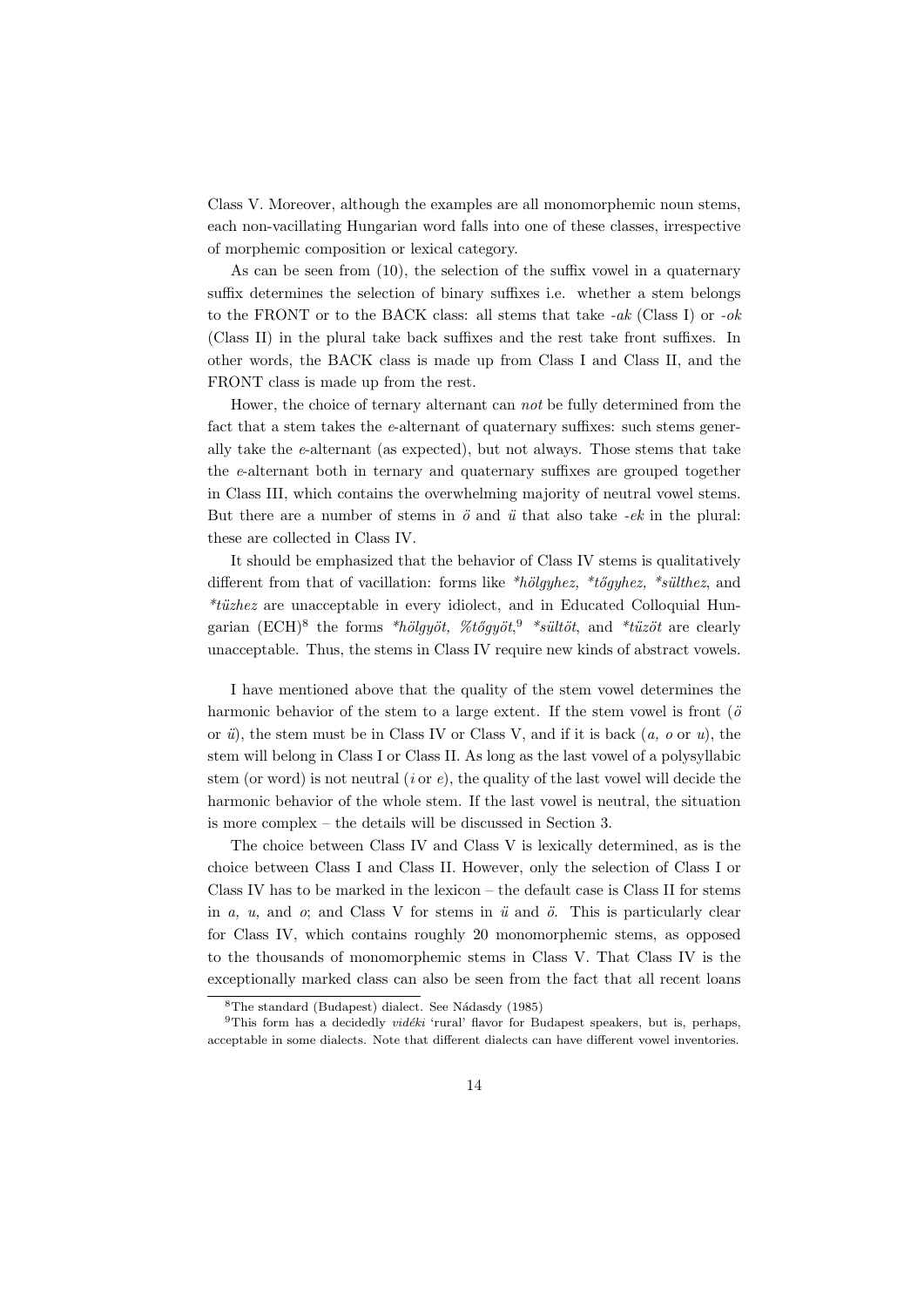Class V. Moreover, although the examples are all monomorphemic noun stems, each non-vacillating Hungarian word falls into one of these classes, irrespective of morphemic composition or lexical category.

As can be seen from (10), the selection of the suffix vowel in a quaternary suffix determines the selection of binary suffixes i.e. whether a stem belongs to the FRONT or to the BACK class: all stems that take *-ak* (Class I) or *-ok* (Class II) in the plural take back suffixes and the rest take front suffixes. In other words, the BACK class is made up from Class I and Class II, and the FRONT class is made up from the rest.

Hower, the choice of ternary alternant can *not* be fully determined from the fact that a stem takes the *e*-alternant of quaternary suffixes: such stems generally take the *e*-alternant (as expected), but not always. Those stems that take the *e*-alternant both in ternary and quaternary suffixes are grouped together in Class III, which contains the overwhelming majority of neutral vowel stems. But there are a number of stems in *ö* and *ü* that also take *-ek* in the plural: these are collected in Class IV.

It should be emphasized that the behavior of Class IV stems is qualitatively different from that of vacillation: forms like *\*hölgyhez, \*tőgyhez, \*sülthez*, and *\*tüzhez* are unacceptable in every idiolect, and in Educated Colloquial Hungarian (ECH)[8] the forms *\*hölgyöt, %tőgyöt*,[9] *\*sültöt*, and *\*tüzöt* are clearly unacceptable. Thus, the stems in Class IV require new kinds of abstract vowels.

I have mentioned above that the quality of the stem vowel determines the harmonic behavior of the stem to a large extent. If the stem vowel is front (*ö* or *ü*), the stem must be in Class IV or Class V, and if it is back (*a, o* or *u*), the stem will belong in Class I or Class II. As long as the last vowel of a polysyllabic stem (or word) is not neutral (*i* or *e*), the quality of the last vowel will decide the harmonic behavior of the whole stem. If the last vowel is neutral, the situation is more complex – the details will be discussed in Section 3.

The choice between Class IV and Class V is lexically determined, as is the choice between Class I and Class II. However, only the selection of Class I or Class IV has to be marked in the lexicon – the default case is Class II for stems in *a, u,* and *o*; and Class V for stems in *ü* and *ö*. This is particularly clear for Class IV, which contains roughly 20 monomorphemic stems, as opposed to the thousands of monomorphemic stems in Class V. That Class IV is the exceptionally marked class can also be seen from the fact that all recent loans

[8] The standard (Budapest) dialect. See Nádasdy (1985)

[9] This form has a decidedly *vidéki* 'rural' flavor for Budapest speakers, but is, perhaps, acceptable in some dialects. Note that different dialects can have different vowel inventories.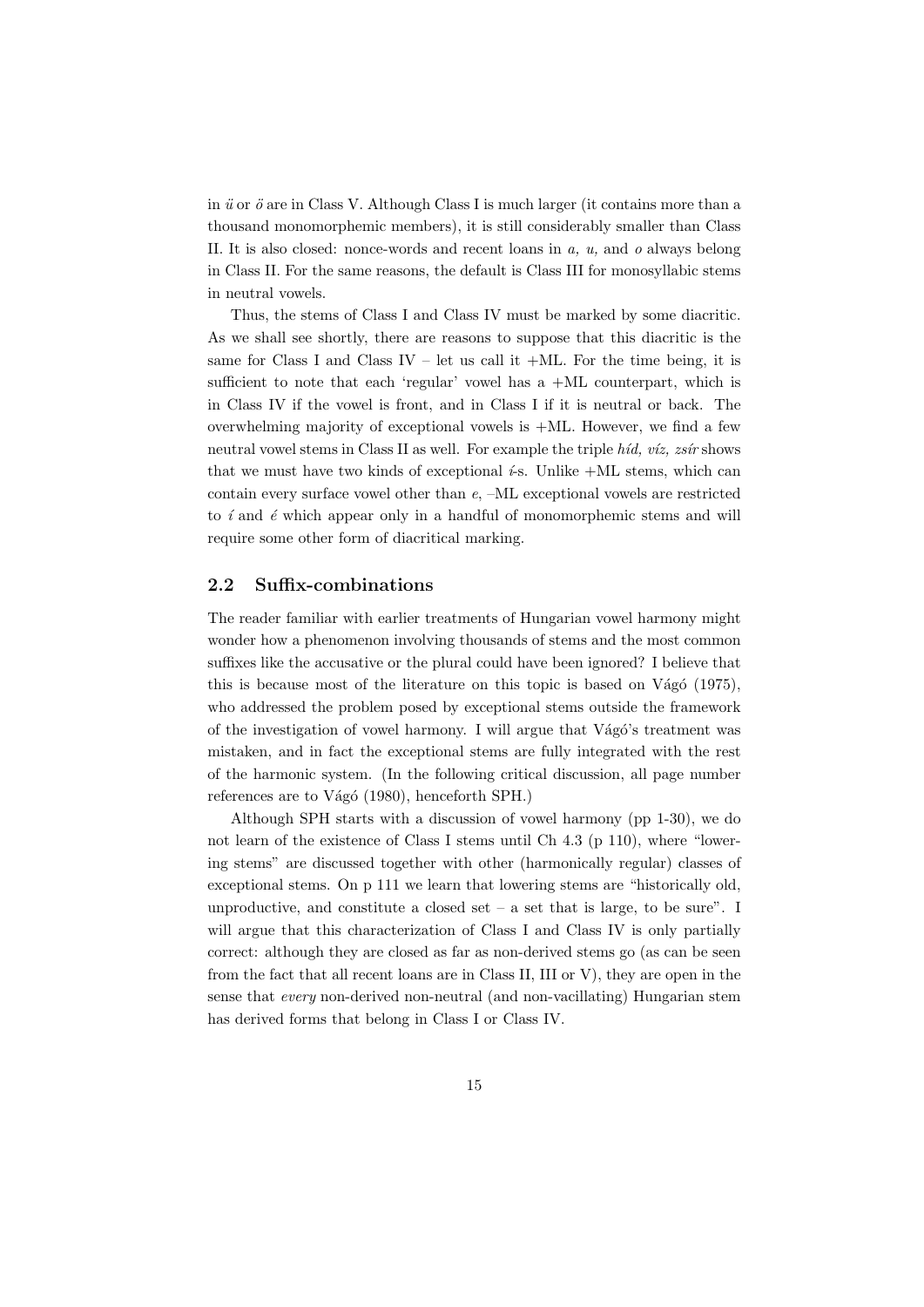in *ü* or *ö* are in Class V. Although Class I is much larger (it contains more than a thousand monomorphemic members), it is still considerably smaller than Class II. It is also closed: nonce-words and recent loans in *a, u,* and *o* always belong in Class II. For the same reasons, the default is Class III for monosyllabic stems in neutral vowels.

Thus, the stems of Class I and Class IV must be marked by some diacritic. As we shall see shortly, there are reasons to suppose that this diacritic is the same for Class I and Class IV – let us call it +ML. For the time being, it is sufficient to note that each 'regular' vowel has a +ML counterpart, which is in Class IV if the vowel is front, and in Class I if it is neutral or back. The overwhelming majority of exceptional vowels is +ML. However, we find a few neutral vowel stems in Class II as well. For example the triple *híd, víz, zsír* shows that we must have two kinds of exceptional *í*-s. Unlike +ML stems, which can contain every surface vowel other than *e*, –ML exceptional vowels are restricted to *í* and *é* which appear only in a handful of monomorphemic stems and will require some other form of diacritical marking.

## 2.2 Suffix-combinations

The reader familiar with earlier treatments of Hungarian vowel harmony might wonder how a phenomenon involving thousands of stems and the most common suffixes like the accusative or the plural could have been ignored? I believe that this is because most of the literature on this topic is based on Vágó (1975), who addressed the problem posed by exceptional stems outside the framework of the investigation of vowel harmony. I will argue that Vágó's treatment was mistaken, and in fact the exceptional stems are fully integrated with the rest of the harmonic system. (In the following critical discussion, all page number references are to Vágó (1980), henceforth SPH.)

Although SPH starts with a discussion of vowel harmony (pp 1-30), we do not learn of the existence of Class I stems until Ch 4.3 (p 110), where "lowering stems" are discussed together with other (harmonically regular) classes of exceptional stems. On p 111 we learn that lowering stems are "historically old, unproductive, and constitute a closed set – a set that is large, to be sure". I will argue that this characterization of Class I and Class IV is only partially correct: although they are closed as far as non-derived stems go (as can be seen from the fact that all recent loans are in Class II, III or V), they are open in the sense that *every* non-derived non-neutral (and non-vacillating) Hungarian stem has derived forms that belong in Class I or Class IV.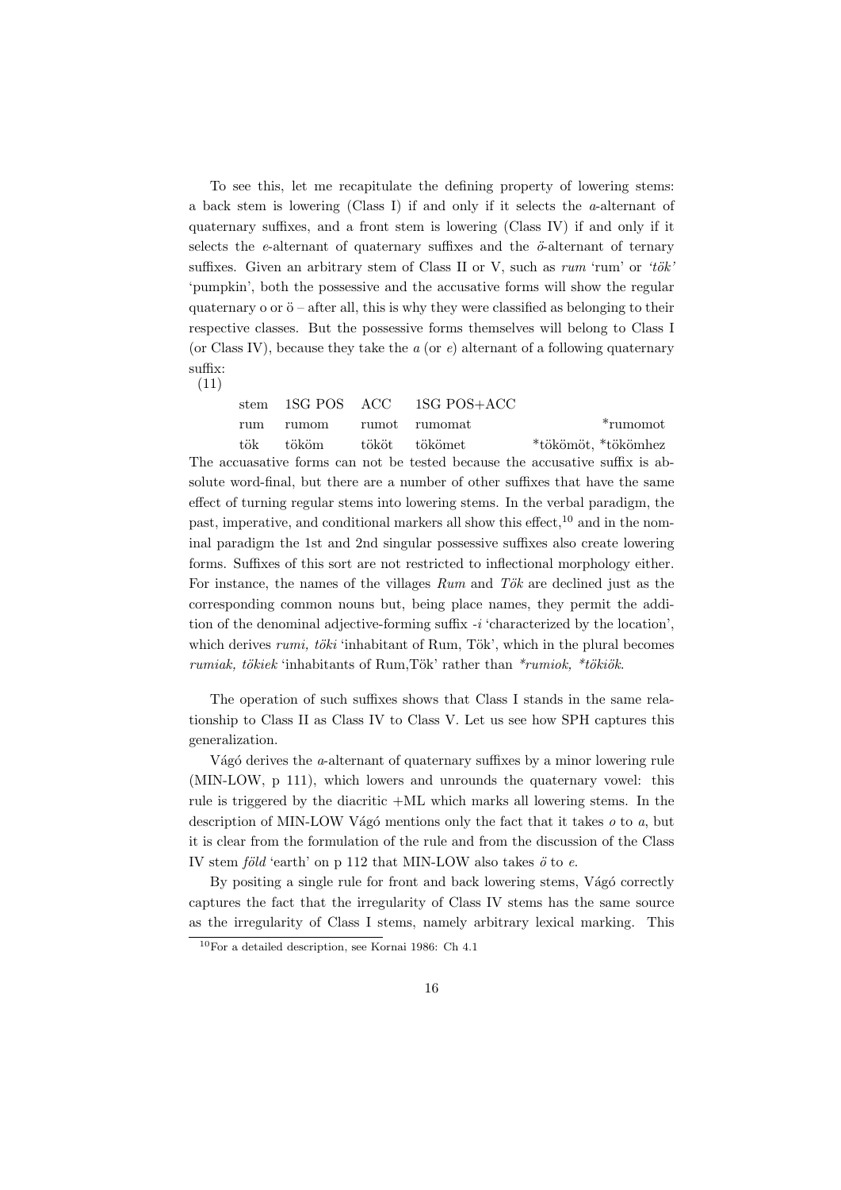To see this, let me recapitulate the defining property of lowering stems: a back stem is lowering (Class I) if and only if it selects the *a*-alternant of quaternary suffixes, and a front stem is lowering (Class IV) if and only if it selects the *e*-alternant of quaternary suffixes and the *ö*-alternant of ternary suffixes. Given an arbitrary stem of Class II or V, such as *rum* 'rum' or *'tök'* 'pumpkin', both the possessive and the accusative forms will show the regular quaternary o or ö – after all, this is why they were classified as belonging to their respective classes. But the possessive forms themselves will belong to Class I (or Class IV), because they take the *a* (or *e*) alternant of a following quaternary suffix:

(11)

| stem | 1SG POS | ACC | 1SG POS+ACC | |
|---|---|---|---|---|
| rum | rumom | rumot | rumomat | *rumomot |
| tök | tököm | tököt | tökömet | *tökömöt, *tökömhez |

The accuasative forms can not be tested because the accusative suffix is absolute word-final, but there are a number of other suffixes that have the same effect of turning regular stems into lowering stems. In the verbal paradigm, the past, imperative, and conditional markers all show this effect,[10] and in the nominal paradigm the 1st and 2nd singular possessive suffixes also create lowering forms. Suffixes of this sort are not restricted to inflectional morphology either. For instance, the names of the villages *Rum* and *Tök* are declined just as the corresponding common nouns but, being place names, they permit the addition of the denominal adjective-forming suffix *-i* 'characterized by the location', which derives *rumi, töki* 'inhabitant of Rum, Tök', which in the plural becomes *rumiak, tökiek* 'inhabitants of Rum,Tök' rather than *\*rumiok, \*tökiök*.

The operation of such suffixes shows that Class I stands in the same relationship to Class II as Class IV to Class V. Let us see how SPH captures this generalization.

Vágó derives the *a*-alternant of quaternary suffixes by a minor lowering rule (MIN-LOW, p 111), which lowers and unrounds the quaternary vowel: this rule is triggered by the diacritic +ML which marks all lowering stems. In the description of MIN-LOW Vágó mentions only the fact that it takes *o* to *a*, but it is clear from the formulation of the rule and from the discussion of the Class IV stem *föld* 'earth' on p 112 that MIN-LOW also takes *ö* to *e*.

By positing a single rule for front and back lowering stems, Vágó correctly captures the fact that the irregularity of Class IV stems has the same source as the irregularity of Class I stems, namely arbitrary lexical marking. This

[10] For a detailed description, see Kornai 1986: Ch 4.1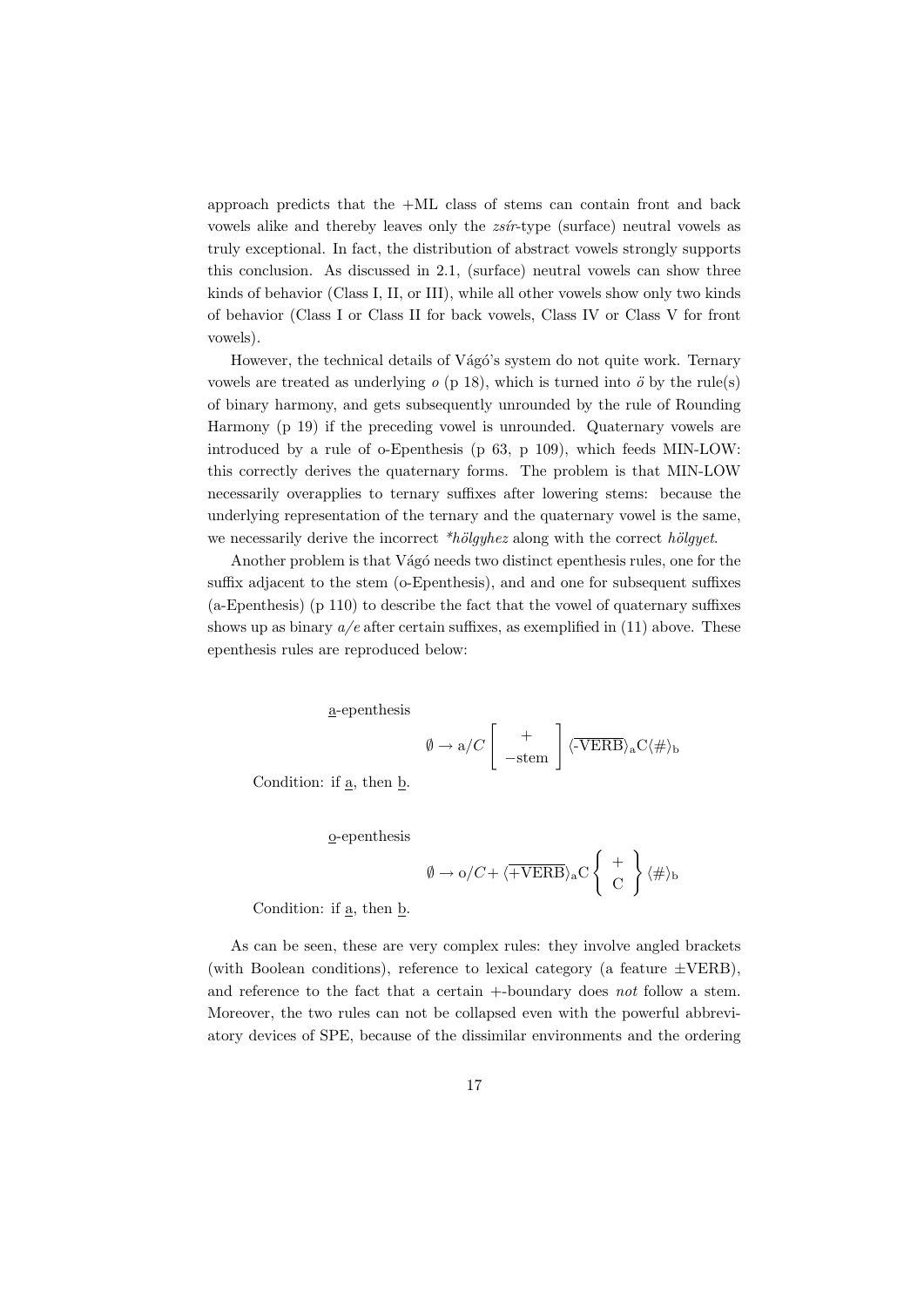approach predicts that the +ML class of stems can contain front and back vowels alike and thereby leaves only the *zsír*-type (surface) neutral vowels as truly exceptional. In fact, the distribution of abstract vowels strongly supports this conclusion. As discussed in 2.1, (surface) neutral vowels can show three kinds of behavior (Class I, II, or III), while all other vowels show only two kinds of behavior (Class I or Class II for back vowels, Class IV or Class V for front vowels).

However, the technical details of Vágó's system do not quite work. Ternary vowels are treated as underlying *o* (p 18), which is turned into *ö* by the rule(s) of binary harmony, and gets subsequently unrounded by the rule of Rounding Harmony (p 19) if the preceding vowel is unrounded. Quaternary vowels are introduced by a rule of o-Epenthesis (p 63, p 109), which feeds MIN-LOW: this correctly derives the quaternary forms. The problem is that MIN-LOW necessarily overapplies to ternary suffixes after lowering stems: because the underlying representation of the ternary and the quaternary vowel is the same, we necessarily derive the incorrect *\*hölgyhez* along with the correct *hölgyet*.

Another problem is that Vágó needs two distinct epenthesis rules, one for the suffix adjacent to the stem (o-Epenthesis), and and one for subsequent suffixes (a-Epenthesis) (p 110) to describe the fact that the vowel of quaternary suffixes shows up as binary *a/e* after certain suffixes, as exemplified in (11) above. These epenthesis rules are reproduced below:

a-epenthesis

$$\emptyset \rightarrow \mathrm{a}/C\begin{bmatrix} + \\ -\mathrm{stem} \end{bmatrix}\langle\overline{\text{-VERB}}\rangle_{\mathrm{a}}\mathrm{C}\langle\#\rangle_{\mathrm{b}}$$

Condition: if a, then b.

o-epenthesis

$$\emptyset \rightarrow \mathrm{o}/C+\langle\overline{\text{+VERB}}\rangle_{\mathrm{a}}\mathrm{C}\begin{Bmatrix} + \\ \mathrm{C} \end{Bmatrix}\langle\#\rangle_{\mathrm{b}}$$

Condition: if a, then b.

As can be seen, these are very complex rules: they involve angled brackets (with Boolean conditions), reference to lexical category (a feature $\pm$VERB), and reference to the fact that a certain +-boundary does *not* follow a stem. Moreover, the two rules can not be collapsed even with the powerful abbreviatory devices of SPE, because of the dissimilar environments and the ordering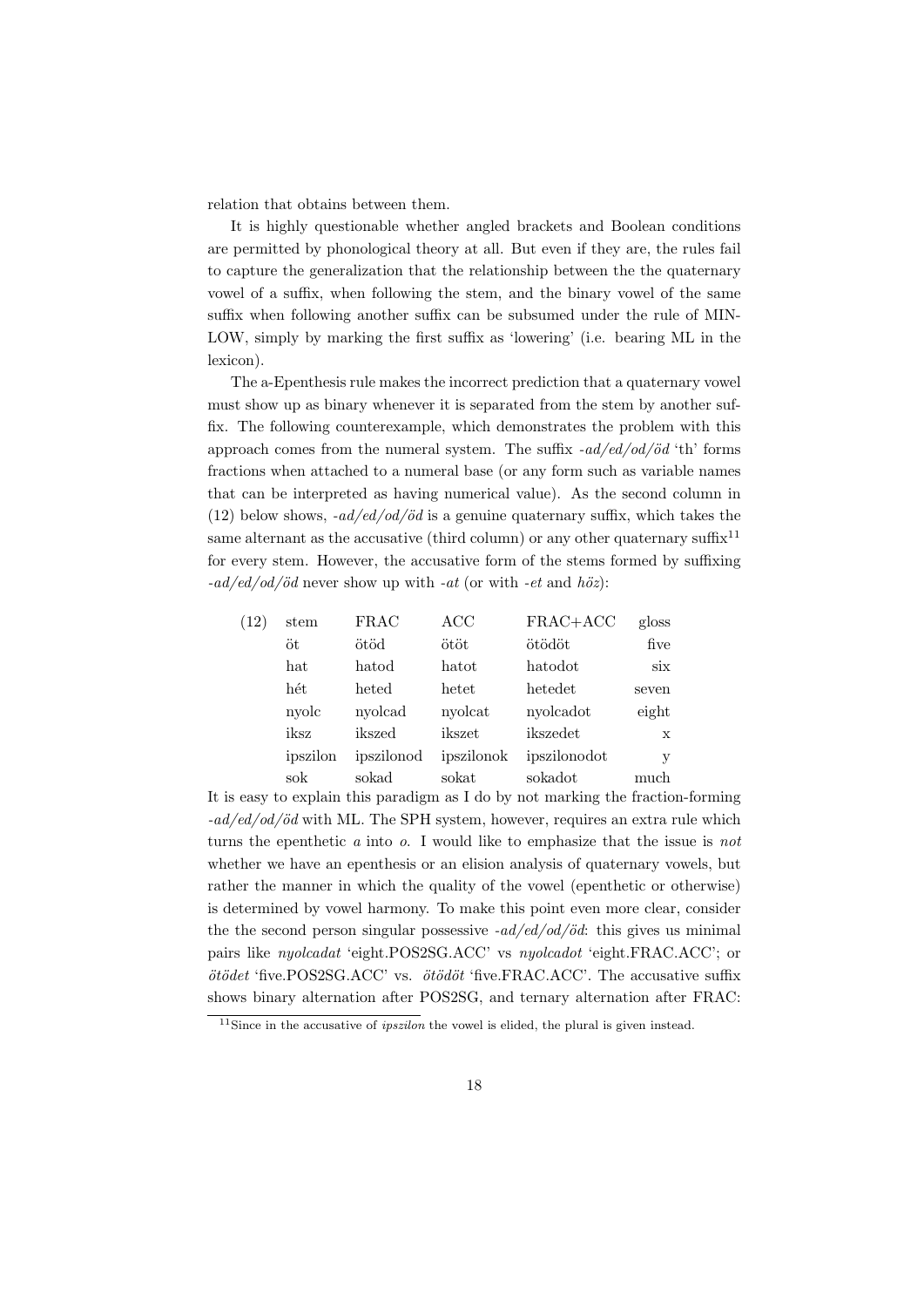relation that obtains between them.

It is highly questionable whether angled brackets and Boolean conditions are permitted by phonological theory at all. But even if they are, the rules fail to capture the generalization that the relationship between the the quaternary vowel of a suffix, when following the stem, and the binary vowel of the same suffix when following another suffix can be subsumed under the rule of MIN-LOW, simply by marking the first suffix as 'lowering' (i.e. bearing ML in the lexicon).

The a-Epenthesis rule makes the incorrect prediction that a quaternary vowel must show up as binary whenever it is separated from the stem by another suffix. The following counterexample, which demonstrates the problem with this approach comes from the numeral system. The suffix *-ad/ed/od/öd* 'th' forms fractions when attached to a numeral base (or any form such as variable names that can be interpreted as having numerical value). As the second column in (12) below shows, *-ad/ed/od/öd* is a genuine quaternary suffix, which takes the same alternant as the accusative (third column) or any other quaternary suffix[11] for every stem. However, the accusative form of the stems formed by suffixing *-ad/ed/od/öd* never show up with *-at* (or with *-et* and *höz*):

(12)

| stem | FRAC | ACC | FRAC+ACC | gloss |
|---|---|---|---|---|
| öt | ötöd | ötöt | ötödöt | five |
| hat | hatod | hatot | hatodot | six |
| hét | heted | hetet | hetedet | seven |
| nyolc | nyolcad | nyolcat | nyolcadot | eight |
| iksz | ikszed | ikszet | ikszedet | x |
| ipszilon | ipszilonod | ipszilonok | ipszilonodot | y |
| sok | sokad | sokat | sokadot | much |

It is easy to explain this paradigm as I do by not marking the fraction-forming *-ad/ed/od/öd* with ML. The SPH system, however, requires an extra rule which turns the epenthetic *a* into *o*. I would like to emphasize that the issue is *not* whether we have an epenthesis or an elision analysis of quaternary vowels, but rather the manner in which the quality of the vowel (epenthetic or otherwise) is determined by vowel harmony. To make this point even more clear, consider the the second person singular possessive *-ad/ed/od/öd*: this gives us minimal pairs like *nyolcadat* 'eight.POS2SG.ACC' vs *nyolcadot* 'eight.FRAC.ACC'; or *ötödet* 'five.POS2SG.ACC' vs. *ötödöt* 'five.FRAC.ACC'. The accusative suffix shows binary alternation after POS2SG, and ternary alternation after FRAC:

[11] Since in the accusative of *ipszilon* the vowel is elided, the plural is given instead.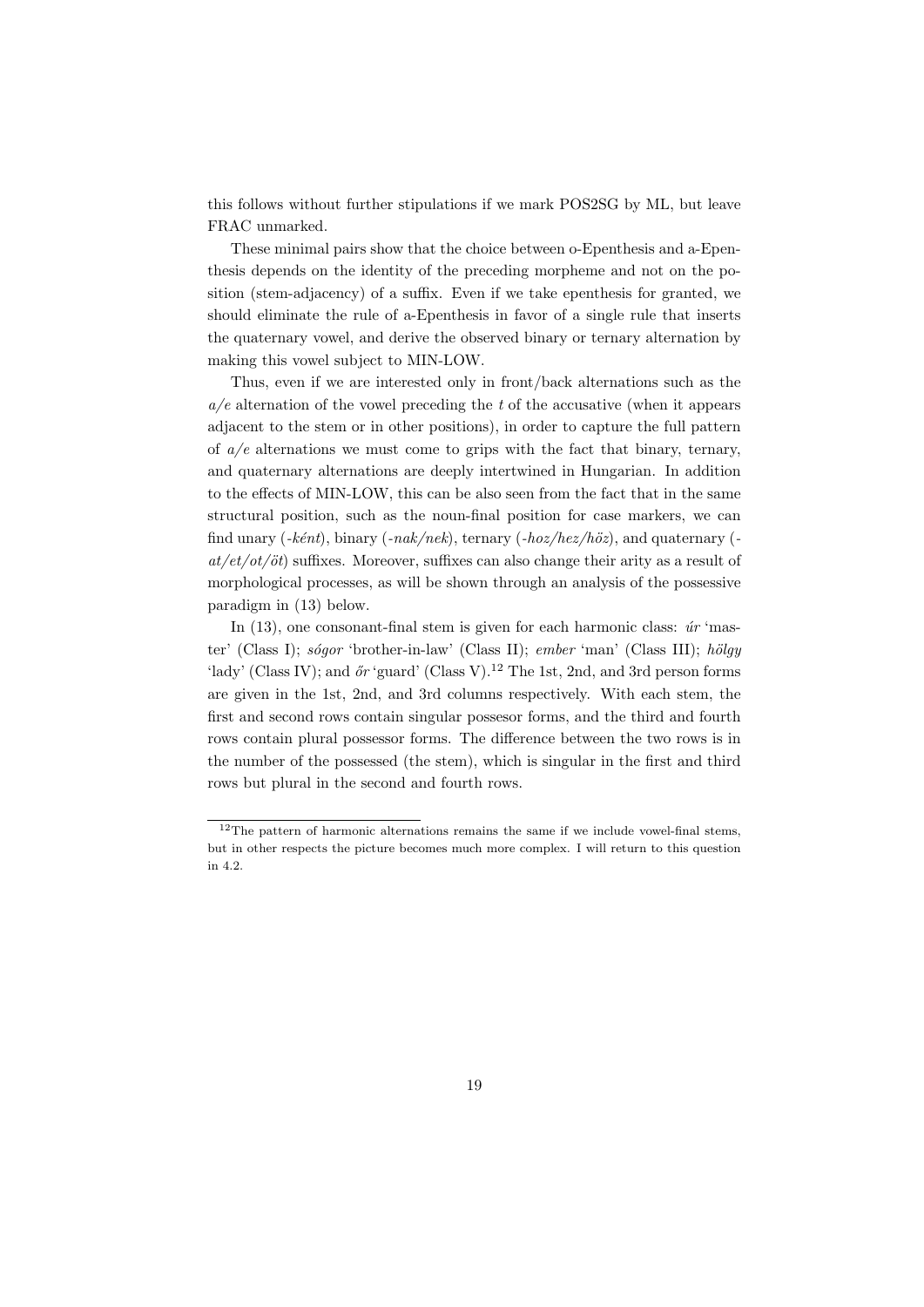this follows without further stipulations if we mark POS2SG by ML, but leave FRAC unmarked.

These minimal pairs show that the choice between o-Epenthesis and a-Epenthesis depends on the identity of the preceding morpheme and not on the position (stem-adjacency) of a suffix. Even if we take epenthesis for granted, we should eliminate the rule of a-Epenthesis in favor of a single rule that inserts the quaternary vowel, and derive the observed binary or ternary alternation by making this vowel subject to MIN-LOW.

Thus, even if we are interested only in front/back alternations such as the *a/e* alternation of the vowel preceding the *t* of the accusative (when it appears adjacent to the stem or in other positions), in order to capture the full pattern of *a/e* alternations we must come to grips with the fact that binary, ternary, and quaternary alternations are deeply intertwined in Hungarian. In addition to the effects of MIN-LOW, this can be also seen from the fact that in the same structural position, such as the noun-final position for case markers, we can find unary (*-ként*), binary (*-nak/nek*), ternary (*-hoz/hez/höz*), and quaternary (*-at/et/ot/öt*) suffixes. Moreover, suffixes can also change their arity as a result of morphological processes, as will be shown through an analysis of the possessive paradigm in (13) below.

In (13), one consonant-final stem is given for each harmonic class: *úr* 'master' (Class I); *sógor* 'brother-in-law' (Class II); *ember* 'man' (Class III); *hölgy* 'lady' (Class IV); and *őr* 'guard' (Class V).[12] The 1st, 2nd, and 3rd person forms are given in the 1st, 2nd, and 3rd columns respectively. With each stem, the first and second rows contain singular possesor forms, and the third and fourth rows contain plural possessor forms. The difference between the two rows is in the number of the possessed (the stem), which is singular in the first and third rows but plural in the second and fourth rows.

[12]The pattern of harmonic alternations remains the same if we include vowel-final stems, but in other respects the picture becomes much more complex. I will return to this question in 4.2.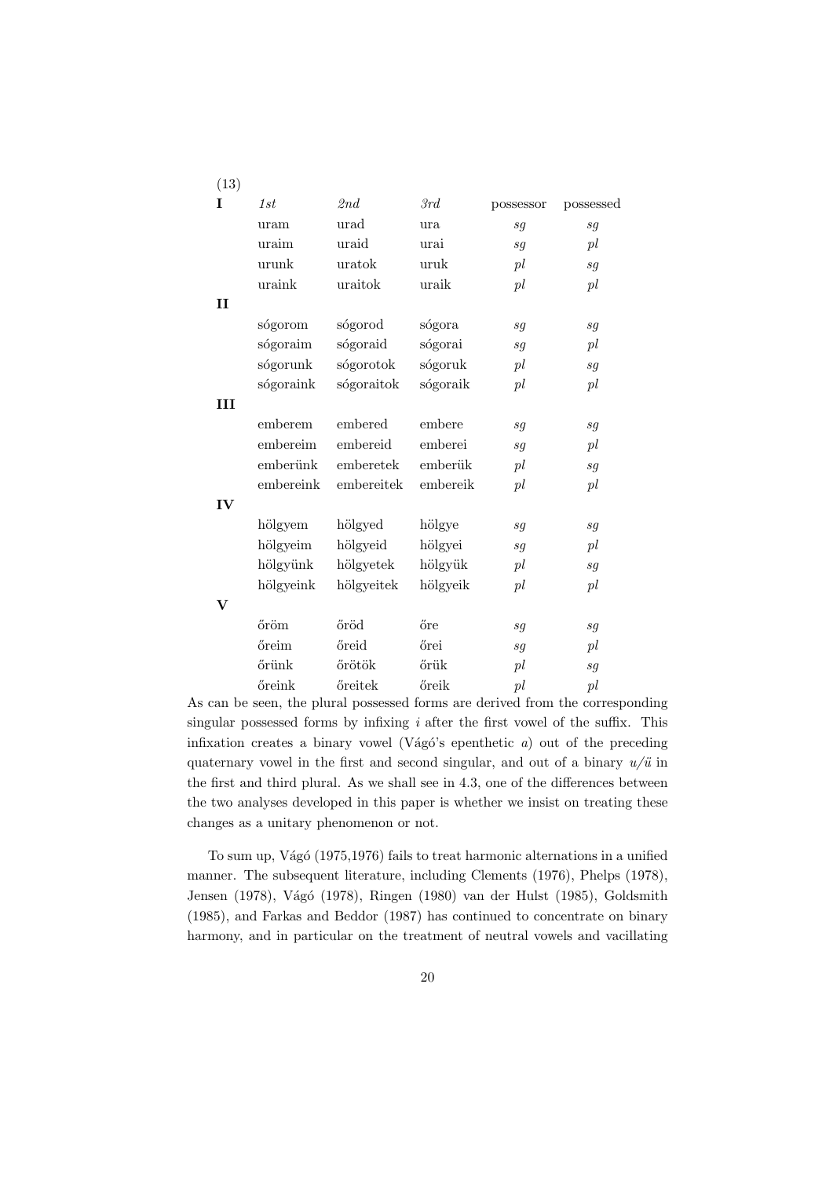(13)

| | *1st* | *2nd* | *3rd* | possessor | possessed |
|---|---|---|---|---|---|
| **I** | | | | | |
| | uram | urad | ura | *sg* | *sg* |
| | uraim | uraid | urai | *sg* | *pl* |
| | urunk | uratok | uruk | *pl* | *sg* |
| | uraink | uraitok | uraik | *pl* | *pl* |
| **II** | | | | | |
| | sógorom | sógorod | sógora | *sg* | *sg* |
| | sógoraim | sógoraid | sógorai | *sg* | *pl* |
| | sógorunk | sógorotok | sógoruk | *pl* | *sg* |
| | sógoraink | sógoraitok | sógoraik | *pl* | *pl* |
| **III** | | | | | |
| | emberem | embered | embere | *sg* | *sg* |
| | embereim | embereid | emberei | *sg* | *pl* |
| | emberünk | emberetek | emberük | *pl* | *sg* |
| | embereink | embereitek | embereik | *pl* | *pl* |
| **IV** | | | | | |
| | hölgyem | hölgyed | hölgye | *sg* | *sg* |
| | hölgyeim | hölgyeid | hölgyei | *sg* | *pl* |
| | hölgyünk | hölgyetek | hölgyük | *pl* | *sg* |
| | hölgyeink | hölgyeitek | hölgyeik | *pl* | *pl* |
| **V** | | | | | |
| | őröm | őröd | őre | *sg* | *sg* |
| | őreim | őreid | őrei | *sg* | *pl* |
| | őrünk | őrötök | őrük | *pl* | *sg* |
| | őreink | őreitek | őreik | *pl* | *pl* |

As can be seen, the plural possessed forms are derived from the corresponding singular possessed forms by infixing *i* after the first vowel of the suffix. This infixation creates a binary vowel (Vágó's epenthetic *a*) out of the preceding quaternary vowel in the first and second singular, and out of a binary *u/ü* in the first and third plural. As we shall see in 4.3, one of the differences between the two analyses developed in this paper is whether we insist on treating these changes as a unitary phenomenon or not.

To sum up, Vágó (1975,1976) fails to treat harmonic alternations in a unified manner. The subsequent literature, including Clements (1976), Phelps (1978), Jensen (1978), Vágó (1978), Ringen (1980) van der Hulst (1985), Goldsmith (1985), and Farkas and Beddor (1987) has continued to concentrate on binary harmony, and in particular on the treatment of neutral vowels and vacillating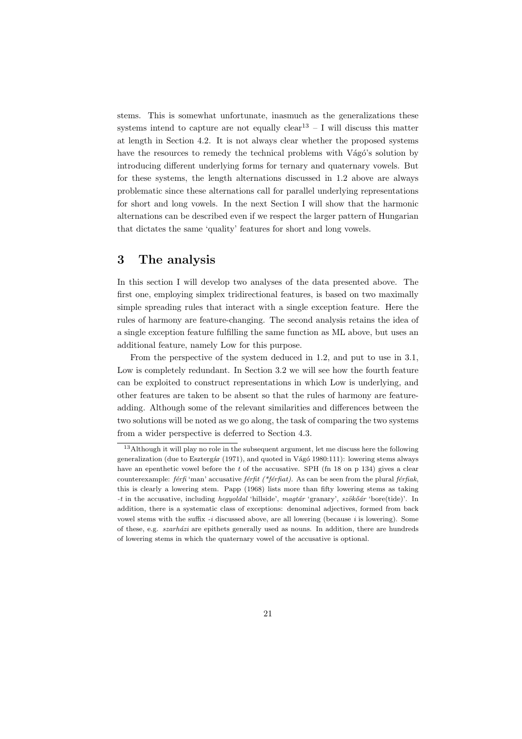stems. This is somewhat unfortunate, inasmuch as the generalizations these systems intend to capture are not equally clear[13] – I will discuss this matter at length in Section 4.2. It is not always clear whether the proposed systems have the resources to remedy the technical problems with Vágó's solution by introducing different underlying forms for ternary and quaternary vowels. But for these systems, the length alternations discussed in 1.2 above are always problematic since these alternations call for parallel underlying representations for short and long vowels. In the next Section I will show that the harmonic alternations can be described even if we respect the larger pattern of Hungarian that dictates the same 'quality' features for short and long vowels.

## 3 The analysis

In this section I will develop two analyses of the data presented above. The first one, employing simplex tridirectional features, is based on two maximally simple spreading rules that interact with a single exception feature. Here the rules of harmony are feature-changing. The second analysis retains the idea of a single exception feature fulfilling the same function as ML above, but uses an additional feature, namely Low for this purpose.

From the perspective of the system deduced in 1.2, and put to use in 3.1, Low is completely redundant. In Section 3.2 we will see how the fourth feature can be exploited to construct representations in which Low is underlying, and other features are taken to be absent so that the rules of harmony are feature-adding. Although some of the relevant similarities and differences between the two solutions will be noted as we go along, the task of comparing the two systems from a wider perspective is deferred to Section 4.3.

---

[13] Although it will play no role in the subsequent argument, let me discuss here the following generalization (due to Esztergár (1971), and quoted in Vágó 1980:111): lowering stems always have an epenthetic vowel before the *t* of the accusative. SPH (fn 18 on p 134) gives a clear counterexample: *férfi* 'man' accusative *férfit (\*férfiat)*. As can be seen from the plural *férfiak*, this is clearly a lowering stem. Papp (1968) lists more than fifty lowering stems as taking *-t* in the accusative, including *hegyoldal* 'hillside', *magtár* 'granary', *szökőár* 'bore(tide)'. In addition, there is a systematic class of exceptions: denominal adjectives, formed from back vowel stems with the suffix *-i* discussed above, are all lowering (because *i* is lowering). Some of these, e.g. *szarházi* are epithets generally used as nouns. In addition, there are hundreds of lowering stems in which the quaternary vowel of the accusative is optional.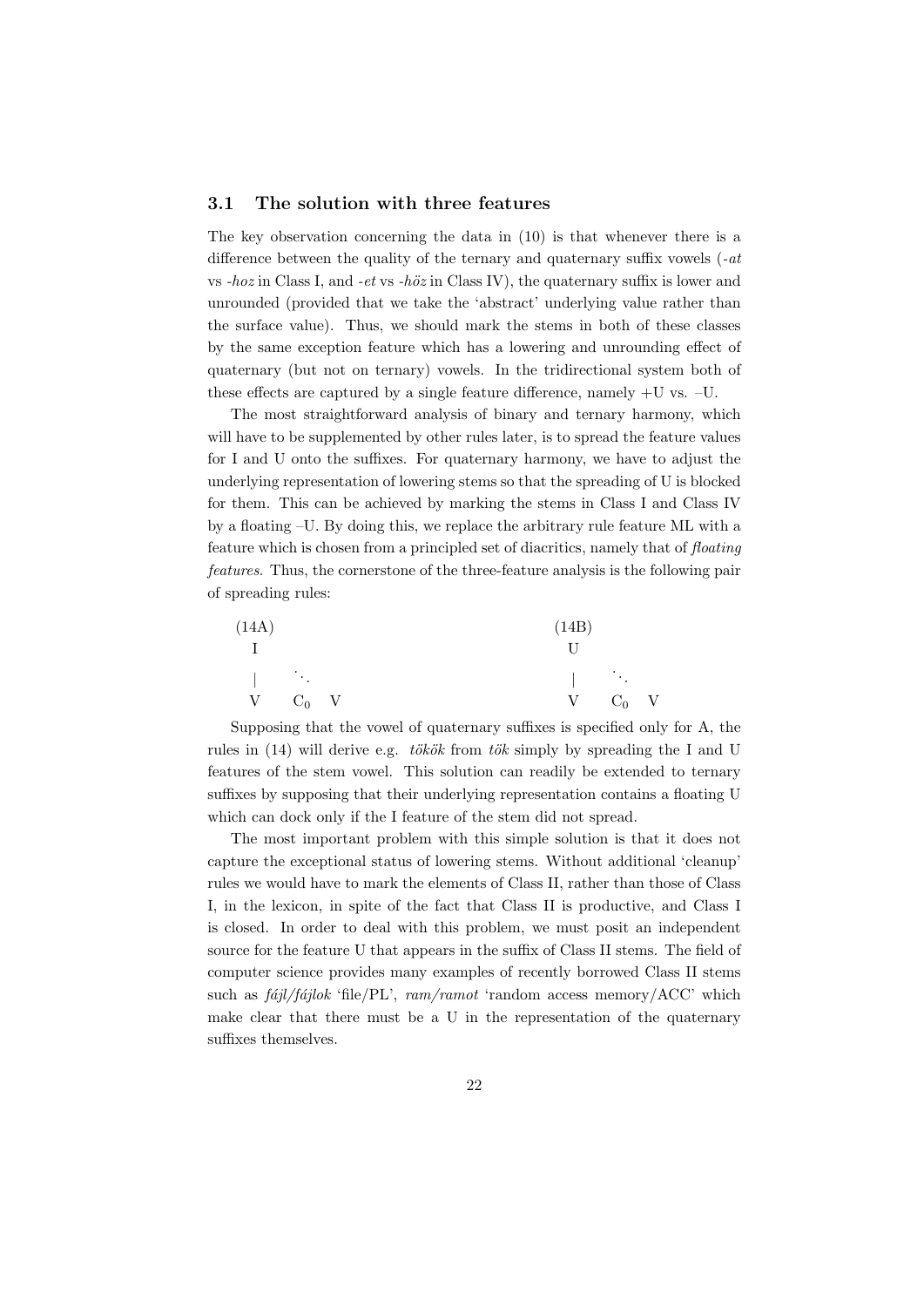### 3.1 The solution with three features

The key observation concerning the data in (10) is that whenever there is a difference between the quality of the ternary and quaternary suffix vowels (*-at* vs *-hoz* in Class I, and *-et* vs *-höz* in Class IV), the quaternary suffix is lower and unrounded (provided that we take the 'abstract' underlying value rather than the surface value). Thus, we should mark the stems in both of these classes by the same exception feature which has a lowering and unrounding effect of quaternary (but not on ternary) vowels. In the tridirectional system both of these effects are captured by a single feature difference, namely +U vs. –U.

The most straightforward analysis of binary and ternary harmony, which will have to be supplemented by other rules later, is to spread the feature values for I and U onto the suffixes. For quaternary harmony, we have to adjust the underlying representation of lowering stems so that the spreading of U is blocked for them. This can be achieved by marking the stems in Class I and Class IV by a floating –U. By doing this, we replace the arbitrary rule feature ML with a feature which is chosen from a principled set of diacritics, namely that of *floating features*. Thus, the cornerstone of the three-feature analysis is the following pair of spreading rules:

```
(14A)                    (14B)
  I                        U
  |   ⋱                    |   ⋱
  V   C0  V                V   C0  V
```

Supposing that the vowel of quaternary suffixes is specified only for A, the rules in (14) will derive e.g. *tökök* from *tök* simply by spreading the I and U features of the stem vowel. This solution can readily be extended to ternary suffixes by supposing that their underlying representation contains a floating U which can dock only if the I feature of the stem did not spread.

The most important problem with this simple solution is that it does not capture the exceptional status of lowering stems. Without additional 'cleanup' rules we would have to mark the elements of Class II, rather than those of Class I, in the lexicon, in spite of the fact that Class II is productive, and Class I is closed. In order to deal with this problem, we must posit an independent source for the feature U that appears in the suffix of Class II stems. The field of computer science provides many examples of recently borrowed Class II stems such as *fájl/fájlok* 'file/PL', *ram/ramot* 'random access memory/ACC' which make clear that there must be a U in the representation of the quaternary suffixes themselves.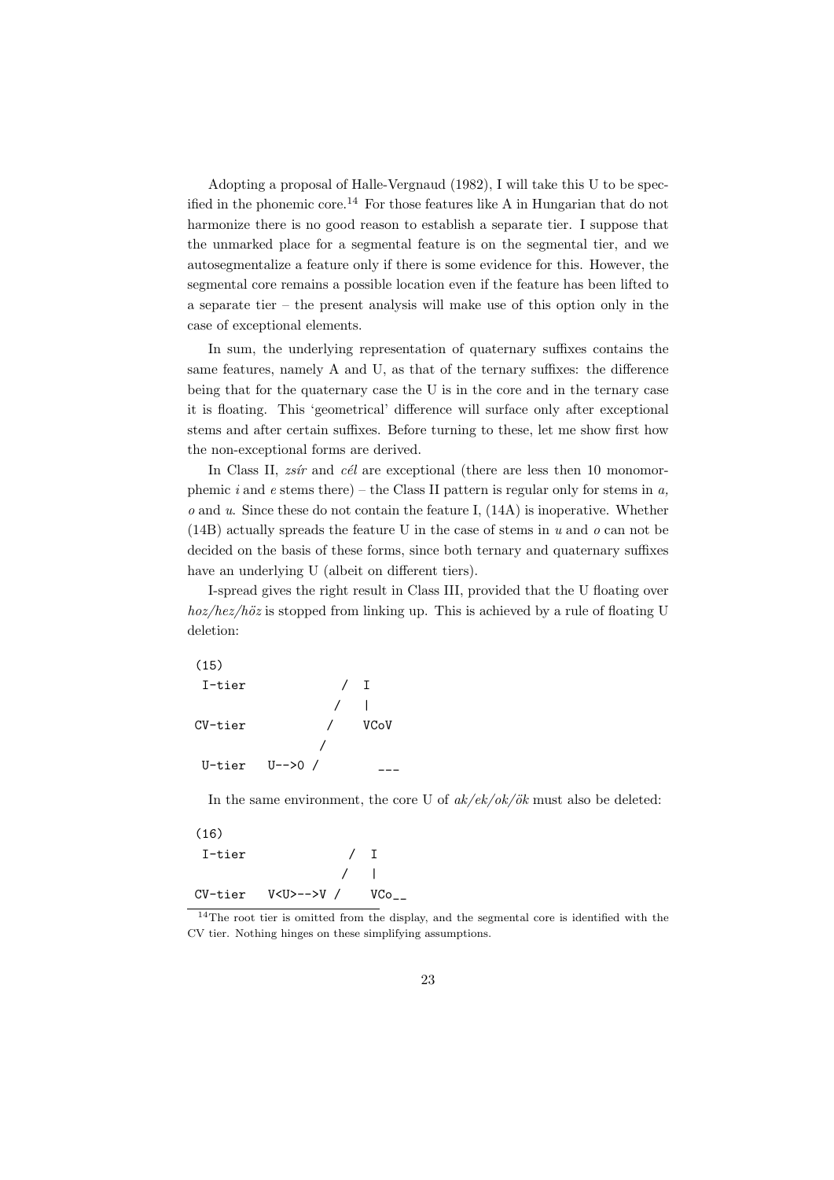Adopting a proposal of Halle-Vergnaud (1982), I will take this U to be specified in the phonemic core.[14] For those features like A in Hungarian that do not harmonize there is no good reason to establish a separate tier. I suppose that the unmarked place for a segmental feature is on the segmental tier, and we autosegmentalize a feature only if there is some evidence for this. However, the segmental core remains a possible location even if the feature has been lifted to a separate tier – the present analysis will make use of this option only in the case of exceptional elements.

In sum, the underlying representation of quaternary suffixes contains the same features, namely A and U, as that of the ternary suffixes: the difference being that for the quaternary case the U is in the core and in the ternary case it is floating. This 'geometrical' difference will surface only after exceptional stems and after certain suffixes. Before turning to these, let me show first how the non-exceptional forms are derived.

In Class II, *zsír* and *cél* are exceptional (there are less then 10 monomorphemic *i* and *e* stems there) – the Class II pattern is regular only for stems in *a, o* and *u*. Since these do not contain the feature I, (14A) is inoperative. Whether (14B) actually spreads the feature U in the case of stems in *u* and *o* can not be decided on the basis of these forms, since both ternary and quaternary suffixes have an underlying U (albeit on different tiers).

I-spread gives the right result in Class III, provided that the U floating over *hoz/hez/hőz* is stopped from linking up. This is achieved by a rule of floating U deletion:

```
(15)
 I-tier             /  I
                   /   |
CV-tier           /    VCoV
                 /
 U-tier   U-->0 /        ___
```

In the same environment, the core U of *ak/ek/ok/ök* must also be deleted:

```
(16)
 I-tier              /  I
                    /   |
CV-tier   V<U>-->V /    VCo__
```

[14] The root tier is omitted from the display, and the segmental core is identified with the CV tier. Nothing hinges on these simplifying assumptions.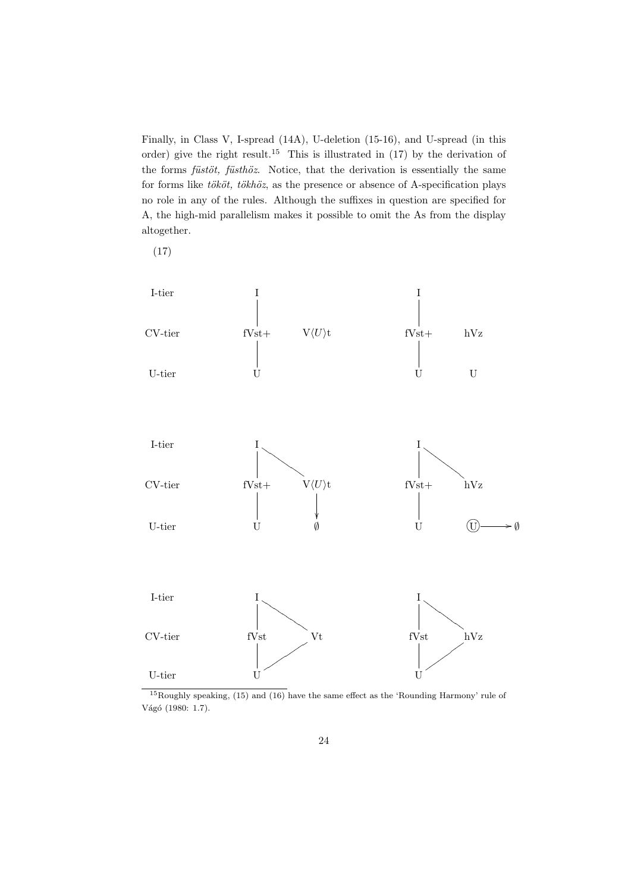Finally, in Class V, I-spread (14A), U-deletion (15-16), and U-spread (in this order) give the right result.[15] This is illustrated in (17) by the derivation of the forms *füstöt, füsthöz*. Notice, that the derivation is essentially the same for forms like *tököt, tökhöz*, as the presence or absence of A-specification plays no role in any of the rules. Although the suffixes in question are specified for A, the high-mid parallelism makes it possible to omit the As from the display altogether.

(17)

```
I-tier        I                          I
              |                          |
CV-tier     fVst+     V⟨U⟩t           fVst+     hVz
              |                          |
U-tier        U                          U         U


I-tier        I                          I
              | \                        | \
CV-tier     fVst+     V⟨U⟩t           fVst+     hVz
              |          |               |
U-tier        U          ∅               U        (U) ---> ∅


I-tier        I                          I
              | \                        | \
CV-tier     fVst       Vt              fVst      hVz
              | /                        | /
U-tier        U                          U
```

[15] Roughly speaking, (15) and (16) have the same effect as the 'Rounding Harmony' rule of Vágó (1980: 1.7).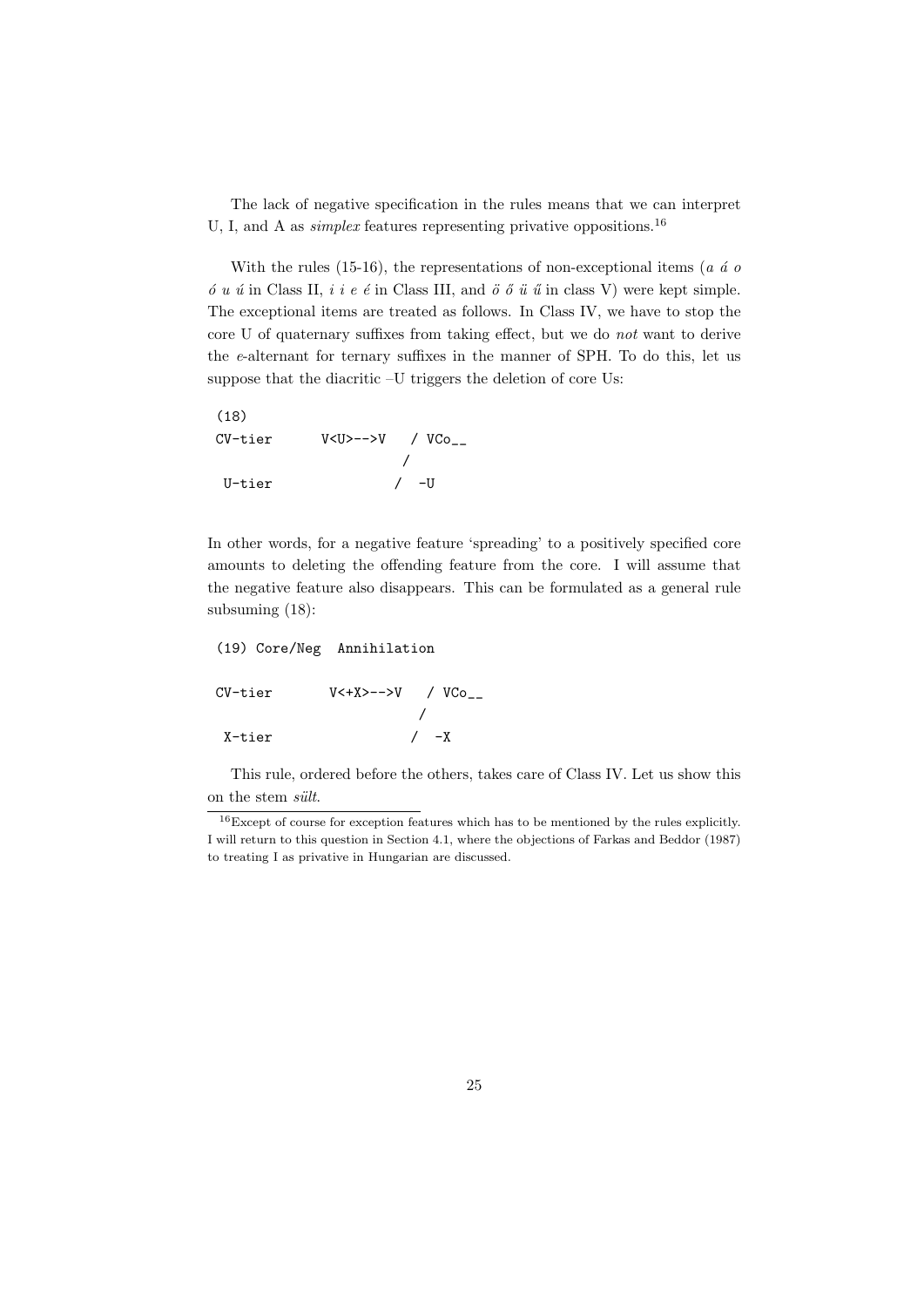The lack of negative specification in the rules means that we can interpret U, I, and A as *simplex* features representing privative oppositions.[16]

With the rules (15-16), the representations of non-exceptional items (*a á o ó u ú* in Class II, *i í e é* in Class III, and *ö ő ü ű* in class V) were kept simple. The exceptional items are treated as follows. In Class IV, we have to stop the core U of quaternary suffixes from taking effect, but we do *not* want to derive the *e*-alternant for ternary suffixes in the manner of SPH. To do this, let us suppose that the diacritic –U triggers the deletion of core Us:

```
(18)
CV-tier       V<U>-->V   / VCo__
                        /
 U-tier                /  -U
```

In other words, for a negative feature 'spreading' to a positively specified core amounts to deleting the offending feature from the core. I will assume that the negative feature also disappears. This can be formulated as a general rule subsuming (18):

```
(19) Core/Neg  Annihilation

CV-tier       V<+X>-->V   / VCo__
                         /
 X-tier                 /  -X
```

This rule, ordered before the others, takes care of Class IV. Let us show this on the stem *sült*.

[16] Except of course for exception features which has to be mentioned by the rules explicitly. I will return to this question in Section 4.1, where the objections of Farkas and Beddor (1987) to treating I as privative in Hungarian are discussed.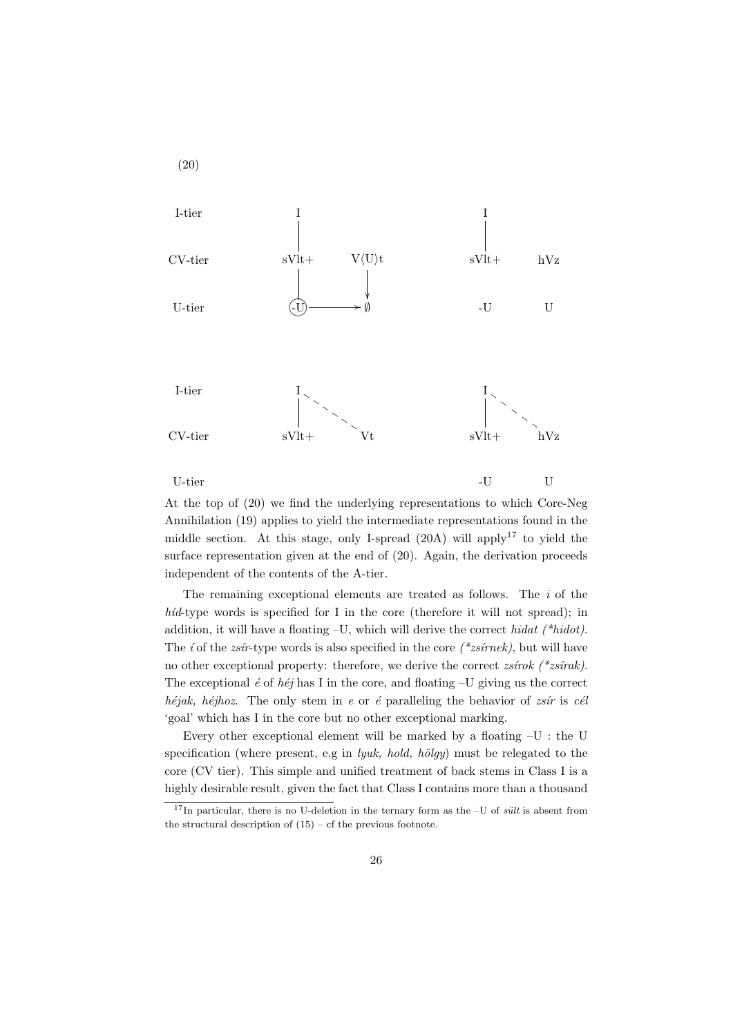(20)

```
I-tier           I                              I
                 |                              |
CV-tier        sVlt+      V⟨U⟩t               sVlt+      hVz
                 |          |
                 |          v
U-tier          (-U) -----> ∅                  -U         U



I-tier           I .                            I .
                 |   ` .                        |   ` .
                 |       ` .                    |       ` .
CV-tier        sVlt+       Vt                 sVlt+       hVz


U-tier                                         -U         U
```

At the top of (20) we find the underlying representations to which Core-Neg Annihilation (19) applies to yield the intermediate representations found in the middle section. At this stage, only I-spread (20A) will apply[17] to yield the surface representation given at the end of (20). Again, the derivation proceeds independent of the contents of the A-tier.

The remaining exceptional elements are treated as follows. The *i* of the *híd*-type words is specified for I in the core (therefore it will not spread); in addition, it will have a floating –U, which will derive the correct *hidat (\*hidot)*. The *í* of the *zsír*-type words is also specified in the core *(\*zsírnek)*, but will have no other exceptional property: therefore, we derive the correct *zsírok (\*zsírak)*. The exceptional *é* of *héj* has I in the core, and floating –U giving us the correct *héjak, héjhoz*. The only stem in *e* or *é* paralleling the behavior of *zsír* is *cél* 'goal' which has I in the core but no other exceptional marking.

Every other exceptional element will be marked by a floating –U : the U specification (where present, e.g in *lyuk, hold, hölgy*) must be relegated to the core (CV tier). This simple and unified treatment of back stems in Class I is a highly desirable result, given the fact that Class I contains more than a thousand

[17] In particular, there is no U-deletion in the ternary form as the –U of *sült* is absent from the structural description of (15) – cf the previous footnote.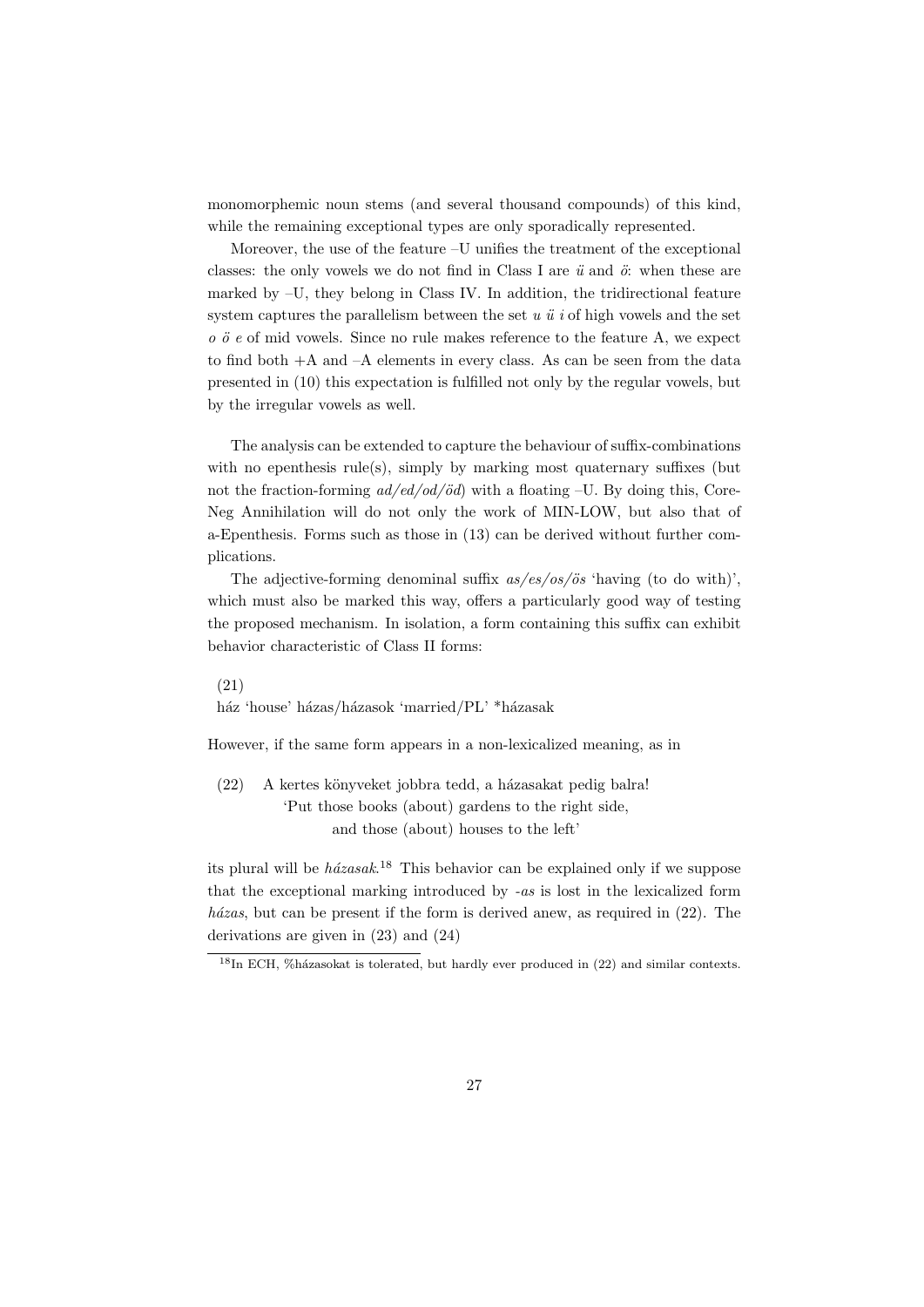monomorphemic noun stems (and several thousand compounds) of this kind, while the remaining exceptional types are only sporadically represented.

Moreover, the use of the feature –U unifies the treatment of the exceptional classes: the only vowels we do not find in Class I are *ü* and *ö*: when these are marked by –U, they belong in Class IV. In addition, the tridirectional feature system captures the parallelism between the set *u ü i* of high vowels and the set *o ö e* of mid vowels. Since no rule makes reference to the feature A, we expect to find both +A and –A elements in every class. As can be seen from the data presented in (10) this expectation is fulfilled not only by the regular vowels, but by the irregular vowels as well.

The analysis can be extended to capture the behaviour of suffix-combinations with no epenthesis rule(s), simply by marking most quaternary suffixes (but not the fraction-forming *ad/ed/od/öd*) with a floating –U. By doing this, Core-Neg Annihilation will do not only the work of MIN-LOW, but also that of a-Epenthesis. Forms such as those in (13) can be derived without further complications.

The adjective-forming denominal suffix *as/es/os/ös* 'having (to do with)', which must also be marked this way, offers a particularly good way of testing the proposed mechanism. In isolation, a form containing this suffix can exhibit behavior characteristic of Class II forms:

(21)
ház 'house' házas/házasok 'married/PL' *házasak

However, if the same form appears in a non-lexicalized meaning, as in

(22) A kertes könyveket jobbra tedd, a házasakat pedig balra!
'Put those books (about) gardens to the right side,
and those (about) houses to the left'

its plural will be *házasak*.[18] This behavior can be explained only if we suppose that the exceptional marking introduced by *-as* is lost in the lexicalized form *házas*, but can be present if the form is derived anew, as required in (22). The derivations are given in (23) and (24)

[18]In ECH, %házasokat is tolerated, but hardly ever produced in (22) and similar contexts.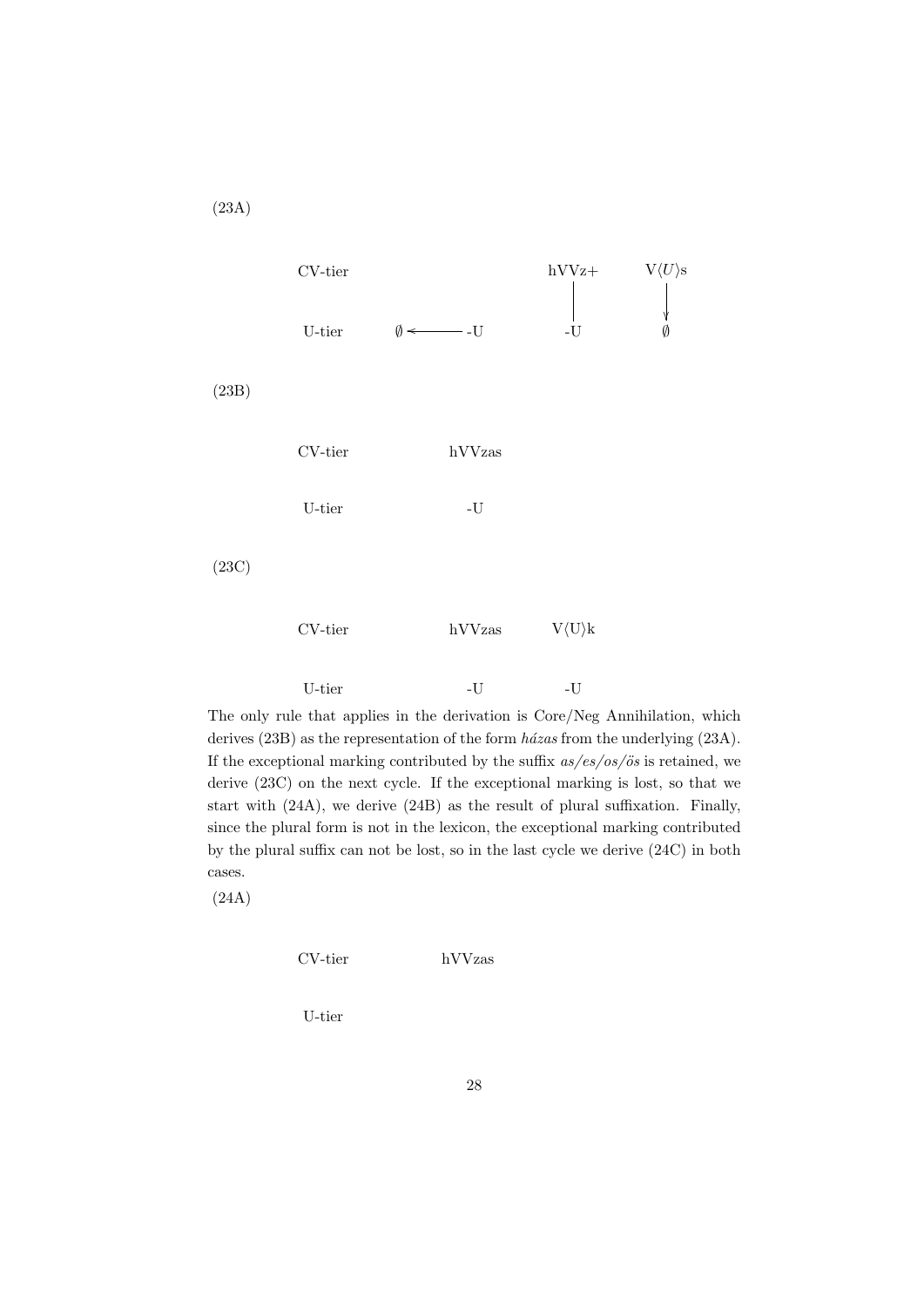(23A)

```
CV-tier                          hVVz+      V⟨U⟩s
                                   |          |
                                   |          v
U-tier       ∅ <-------- -U       -U          ∅
```

(23B)

```
CV-tier              hVVzas

U-tier                 -U
```

(23C)

```
CV-tier              hVVzas     V⟨U⟩k

U-tier                 -U         -U
```

The only rule that applies in the derivation is Core/Neg Annihilation, which derives (23B) as the representation of the form *házas* from the underlying (23A). If the exceptional marking contributed by the suffix *as/es/os/ös* is retained, we derive (23C) on the next cycle. If the exceptional marking is lost, so that we start with (24A), we derive (24B) as the result of plural suffixation. Finally, since the plural form is not in the lexicon, the exceptional marking contributed by the plural suffix can not be lost, so in the last cycle we derive (24C) in both cases.

(24A)

```
CV-tier              hVVzas

U-tier
```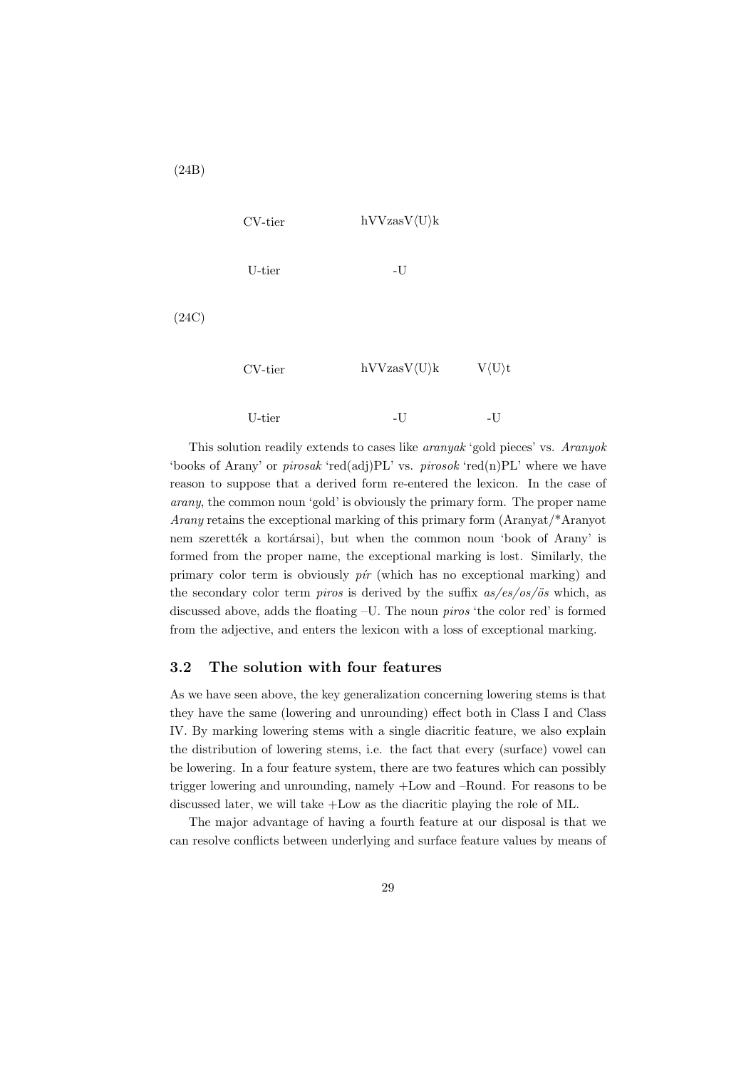(24B)

| | | |
|---|---|---|
| CV-tier | hVVzasV⟨U⟩k | |
| U-tier | -U | |

(24C)

| | | |
|---|---|---|
| CV-tier | hVVzasV⟨U⟩k | V⟨U⟩t |
| U-tier | -U | -U |

This solution readily extends to cases like *aranyak* 'gold pieces' vs. *Aranyok* 'books of Arany' or *pirosak* 'red(adj)PL' vs. *pirosok* 'red(n)PL' where we have reason to suppose that a derived form re-entered the lexicon. In the case of *arany*, the common noun 'gold' is obviously the primary form. The proper name *Arany* retains the exceptional marking of this primary form (Aranyat/*Aranyot nem szerették a kortársai), but when the common noun 'book of Arany' is formed from the proper name, the exceptional marking is lost. Similarly, the primary color term is obviously *pír* (which has no exceptional marking) and the secondary color term *piros* is derived by the suffix *as/es/os/ös* which, as discussed above, adds the floating –U. The noun *piros* 'the color red' is formed from the adjective, and enters the lexicon with a loss of exceptional marking.

## 3.2 The solution with four features

As we have seen above, the key generalization concerning lowering stems is that they have the same (lowering and unrounding) effect both in Class I and Class IV. By marking lowering stems with a single diacritic feature, we also explain the distribution of lowering stems, i.e. the fact that every (surface) vowel can be lowering. In a four feature system, there are two features which can possibly trigger lowering and unrounding, namely +Low and –Round. For reasons to be discussed later, we will take +Low as the diacritic playing the role of ML.

The major advantage of having a fourth feature at our disposal is that we can resolve conflicts between underlying and surface feature values by means of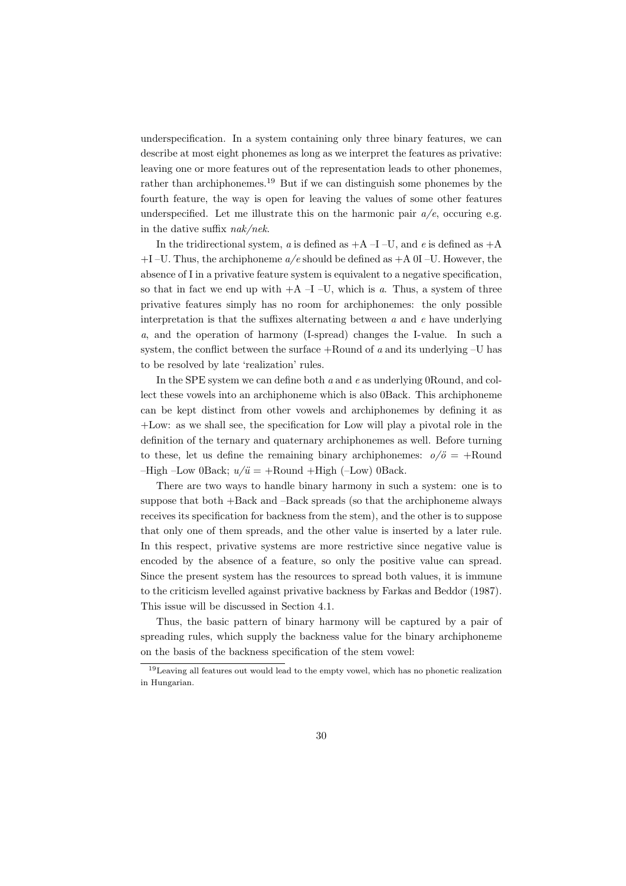underspecification. In a system containing only three binary features, we can describe at most eight phonemes as long as we interpret the features as privative: leaving one or more features out of the representation leads to other phonemes, rather than archiphonemes.[19] But if we can distinguish some phonemes by the fourth feature, the way is open for leaving the values of some other features underspecified. Let me illustrate this on the harmonic pair *a/e*, occuring e.g. in the dative suffix *nak/nek*.

In the tridirectional system, *a* is defined as +A –I –U, and *e* is defined as +A +I –U. Thus, the archiphoneme *a/e* should be defined as +A 0I –U. However, the absence of I in a privative feature system is equivalent to a negative specification, so that in fact we end up with +A –I –U, which is *a*. Thus, a system of three privative features simply has no room for archiphonemes: the only possible interpretation is that the suffixes alternating between *a* and *e* have underlying *a*, and the operation of harmony (I-spread) changes the I-value. In such a system, the conflict between the surface +Round of *a* and its underlying –U has to be resolved by late 'realization' rules.

In the SPE system we can define both *a* and *e* as underlying 0Round, and collect these vowels into an archiphoneme which is also 0Back. This archiphoneme can be kept distinct from other vowels and archiphonemes by defining it as +Low: as we shall see, the specification for Low will play a pivotal role in the definition of the ternary and quaternary archiphonemes as well. Before turning to these, let us define the remaining binary archiphonemes: *o/ö* = +Round –High –Low 0Back; *u/ü* = +Round +High (–Low) 0Back.

There are two ways to handle binary harmony in such a system: one is to suppose that both +Back and –Back spreads (so that the archiphoneme always receives its specification for backness from the stem), and the other is to suppose that only one of them spreads, and the other value is inserted by a later rule. In this respect, privative systems are more restrictive since negative value is encoded by the absence of a feature, so only the positive value can spread. Since the present system has the resources to spread both values, it is immune to the criticism levelled against privative backness by Farkas and Beddor (1987). This issue will be discussed in Section 4.1.

Thus, the basic pattern of binary harmony will be captured by a pair of spreading rules, which supply the backness value for the binary archiphoneme on the basis of the backness specification of the stem vowel:

[19] Leaving all features out would lead to the empty vowel, which has no phonetic realization in Hungarian.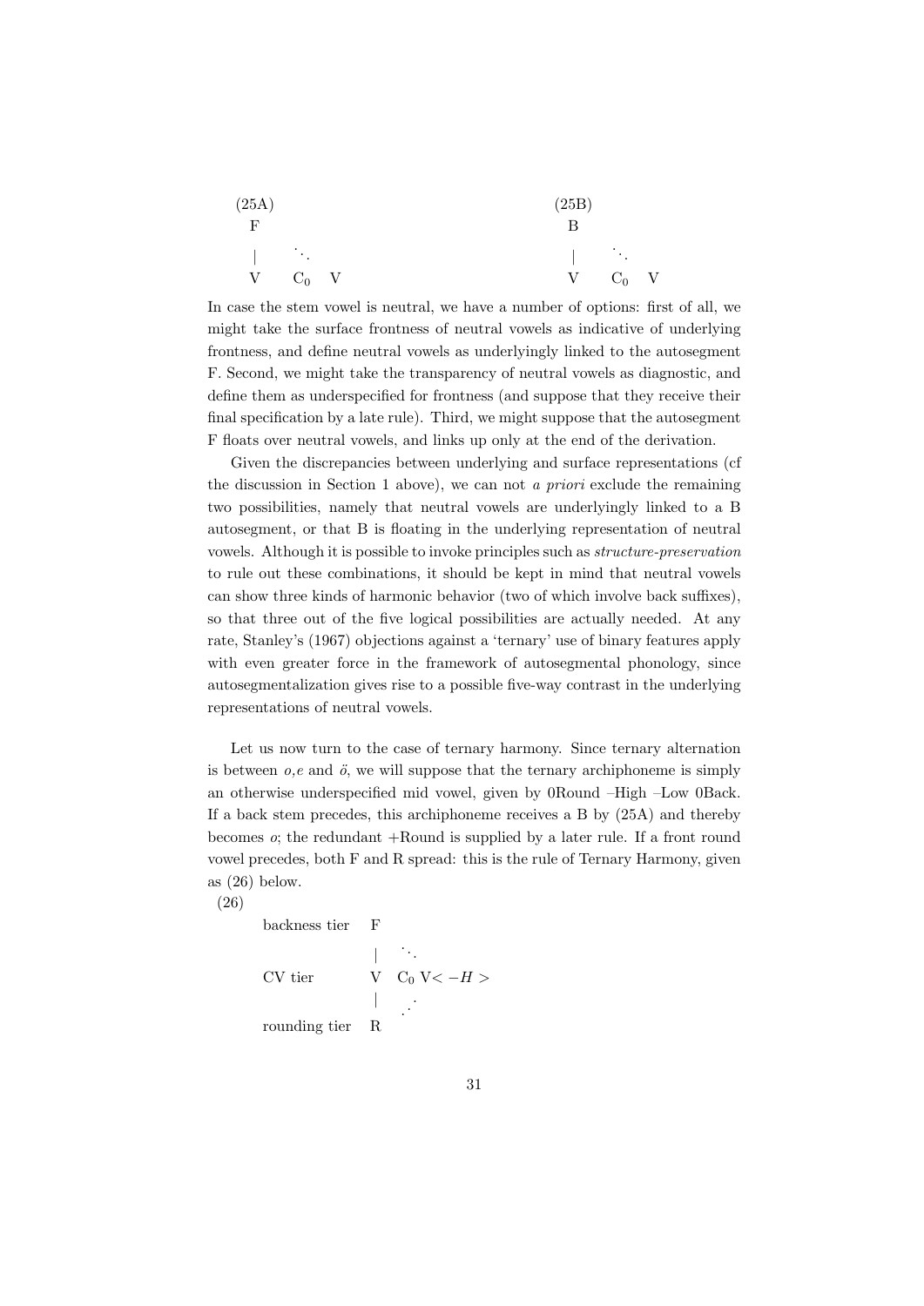(25A)

```
F
|   ⋱
V   C0   V
```

(25B)

```
B
|   ⋱
V   C0   V
```

In case the stem vowel is neutral, we have a number of options: first of all, we might take the surface frontness of neutral vowels as indicative of underlying frontness, and define neutral vowels as underlyingly linked to the autosegment F. Second, we might take the transparency of neutral vowels as diagnostic, and define them as underspecified for frontness (and suppose that they receive their final specification by a late rule). Third, we might suppose that the autosegment F floats over neutral vowels, and links up only at the end of the derivation.

Given the discrepancies between underlying and surface representations (cf the discussion in Section 1 above), we can not *a priori* exclude the remaining two possibilities, namely that neutral vowels are underlyingly linked to a B autosegment, or that B is floating in the underlying representation of neutral vowels. Although it is possible to invoke principles such as *structure-preservation* to rule out these combinations, it should be kept in mind that neutral vowels can show three kinds of harmonic behavior (two of which involve back suffixes), so that three out of the five logical possibilities are actually needed. At any rate, Stanley's (1967) objections against a 'ternary' use of binary features apply with even greater force in the framework of autosegmental phonology, since autosegmentalization gives rise to a possible five-way contrast in the underlying representations of neutral vowels.

Let us now turn to the case of ternary harmony. Since ternary alternation is between *o,e* and *ö*, we will suppose that the ternary archiphoneme is simply an otherwise underspecified mid vowel, given by 0Round –High –Low 0Back. If a back stem precedes, this archiphoneme receives a B by (25A) and thereby becomes *o*; the redundant +Round is supplied by a later rule. If a front round vowel precedes, both F and R spread: this is the rule of Ternary Harmony, given as (26) below.

(26)

```
backness tier    F
                 |   ⋱
CV tier          V   C0 V< −H >
                 |   ⋰
rounding tier    R
```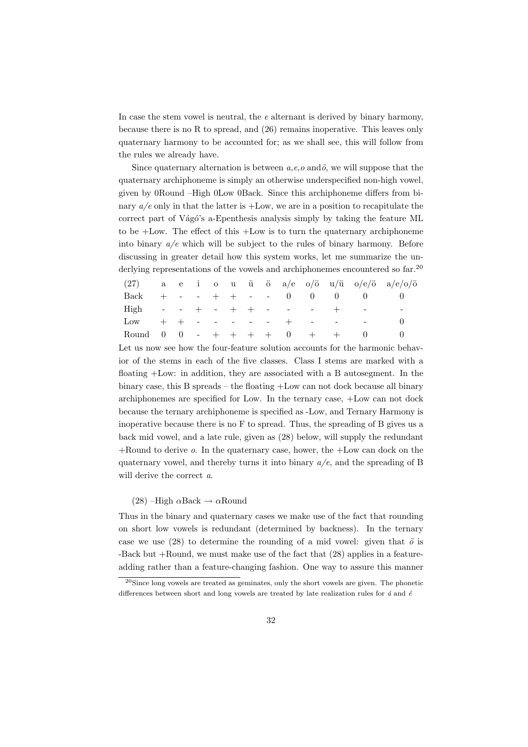In case the stem vowel is neutral, the *e* alternant is derived by binary harmony, because there is no R to spread, and (26) remains inoperative. This leaves only quaternary harmony to be accounted for; as we shall see, this will follow from the rules we already have.

Since quaternary alternation is between *a,e,o* and*ö*, we will suppose that the quaternary archiphoneme is simply an otherwise underspecified non-high vowel, given by 0Round –High 0Low 0Back. Since this archiphoneme differs from binary *a/e* only in that the latter is +Low, we are in a position to recapitulate the correct part of Vágó's a-Epenthesis analysis simply by taking the feature ML to be +Low. The effect of this +Low is to turn the quaternary archiphoneme into binary *a/e* which will be subject to the rules of binary harmony. Before discussing in greater detail how this system works, let me summarize the underlying representations of the vowels and archiphonemes encountered so far.[20]

| (27) | a | e | i | o | u | ü | ö | a/e | o/ö | u/ü | o/e/ö | a/e/o/ö |
|---|---|---|---|---|---|---|---|---|---|---|---|---|
| Back | + | - | - | + | + | - | - | 0 | 0 | 0 | 0 | 0 |
| High | - | - | + | - | + | + | - | - | - | + | - | - |
| Low | + | + | - | - | - | - | - | + | - | - | - | 0 |
| Round | 0 | 0 | - | + | + | + | + | 0 | + | + | 0 | 0 |

Let us now see how the four-feature solution accounts for the harmonic behavior of the stems in each of the five classes. Class I stems are marked with a floating +Low: in addition, they are associated with a B autosegment. In the binary case, this B spreads – the floating +Low can not dock because all binary archiphonemes are specified for Low. In the ternary case, +Low can not dock because the ternary archiphoneme is specified as -Low, and Ternary Harmony is inoperative because there is no F to spread. Thus, the spreading of B gives us a back mid vowel, and a late rule, given as (28) below, will supply the redundant +Round to derive *o*. In the quaternary case, hower, the +Low can dock on the quaternary vowel, and thereby turns it into binary *a/e*, and the spreading of B will derive the correct *a*.

(28) –High $\alpha$Back → $\alpha$Round

Thus in the binary and quaternary cases we make use of the fact that rounding on short low vowels is redundant (determined by backness). In the ternary case we use (28) to determine the rounding of a mid vowel: given that *ö* is -Back but +Round, we must make use of the fact that (28) applies in a feature-adding rather than a feature-changing fashion. One way to assure this manner

[20] Since long vowels are treated as geminates, only the short vowels are given. The phonetic differences between short and long vowels are treated by late realization rules for *á* and *é*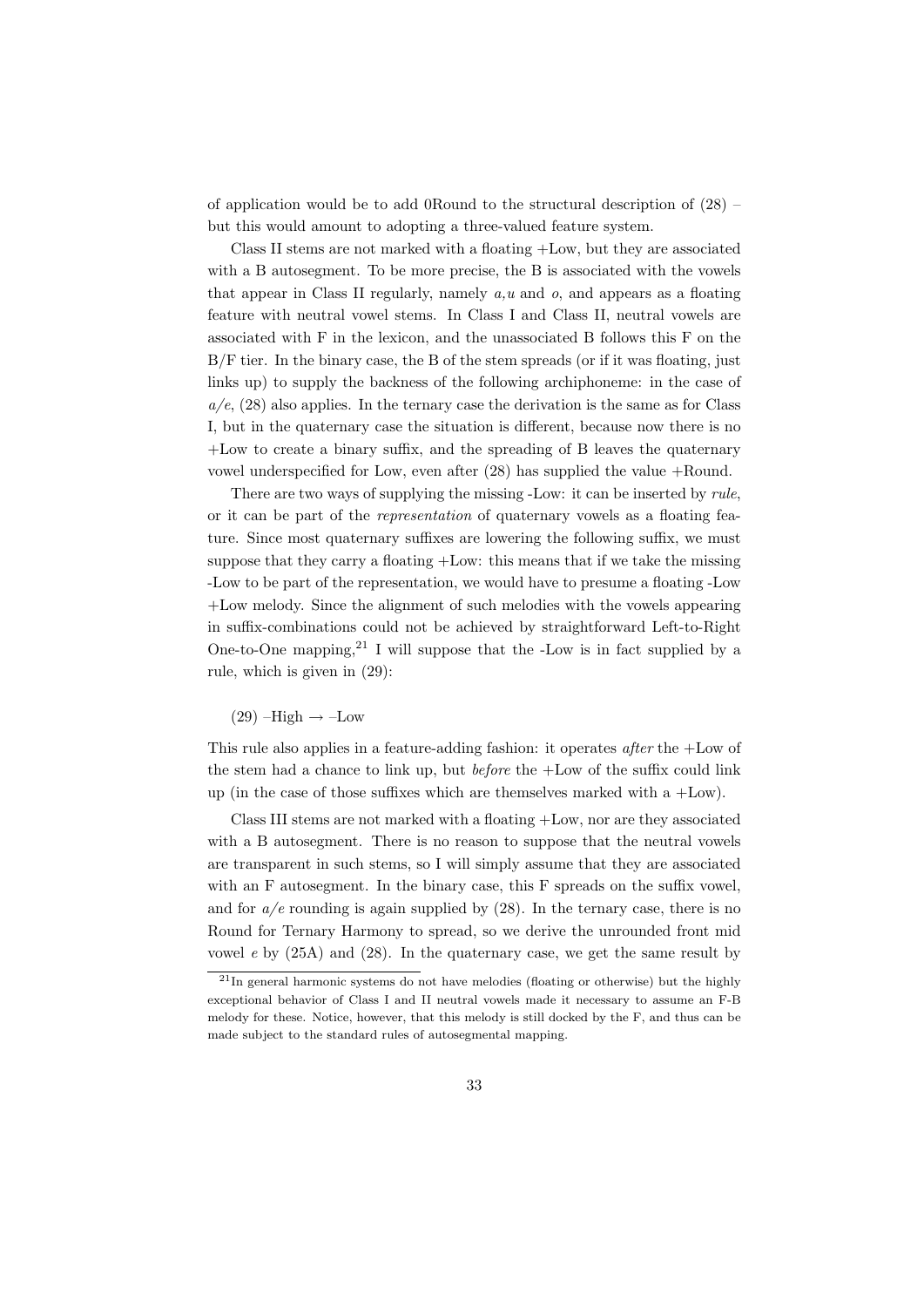of application would be to add 0Round to the structural description of (28) – but this would amount to adopting a three-valued feature system.

Class II stems are not marked with a floating +Low, but they are associated with a B autosegment. To be more precise, the B is associated with the vowels that appear in Class II regularly, namely *a,u* and *o*, and appears as a floating feature with neutral vowel stems. In Class I and Class II, neutral vowels are associated with F in the lexicon, and the unassociated B follows this F on the B/F tier. In the binary case, the B of the stem spreads (or if it was floating, just links up) to supply the backness of the following archiphoneme: in the case of *a/e*, (28) also applies. In the ternary case the derivation is the same as for Class I, but in the quaternary case the situation is different, because now there is no +Low to create a binary suffix, and the spreading of B leaves the quaternary vowel underspecified for Low, even after (28) has supplied the value +Round.

There are two ways of supplying the missing -Low: it can be inserted by *rule*, or it can be part of the *representation* of quaternary vowels as a floating feature. Since most quaternary suffixes are lowering the following suffix, we must suppose that they carry a floating +Low: this means that if we take the missing -Low to be part of the representation, we would have to presume a floating -Low +Low melody. Since the alignment of such melodies with the vowels appearing in suffix-combinations could not be achieved by straightforward Left-to-Right One-to-One mapping,[21] I will suppose that the -Low is in fact supplied by a rule, which is given in (29):

(29) –High → –Low

This rule also applies in a feature-adding fashion: it operates *after* the +Low of the stem had a chance to link up, but *before* the +Low of the suffix could link up (in the case of those suffixes which are themselves marked with a +Low).

Class III stems are not marked with a floating +Low, nor are they associated with a B autosegment. There is no reason to suppose that the neutral vowels are transparent in such stems, so I will simply assume that they are associated with an F autosegment. In the binary case, this F spreads on the suffix vowel, and for *a/e* rounding is again supplied by (28). In the ternary case, there is no Round for Ternary Harmony to spread, so we derive the unrounded front mid vowel *e* by (25A) and (28). In the quaternary case, we get the same result by

[21] In general harmonic systems do not have melodies (floating or otherwise) but the highly exceptional behavior of Class I and II neutral vowels made it necessary to assume an F-B melody for these. Notice, however, that this melody is still docked by the F, and thus can be made subject to the standard rules of autosegmental mapping.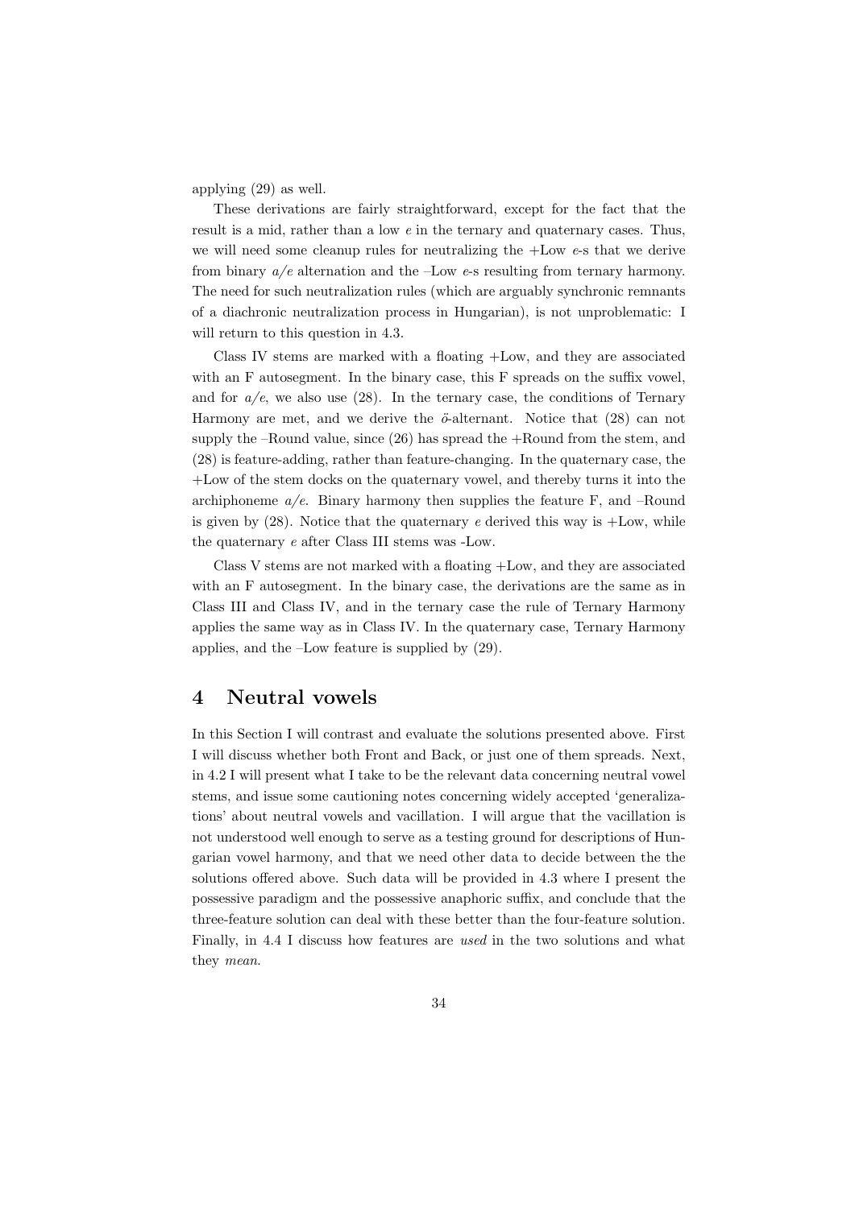applying (29) as well.

These derivations are fairly straightforward, except for the fact that the result is a mid, rather than a low *e* in the ternary and quaternary cases. Thus, we will need some cleanup rules for neutralizing the +Low *e*-s that we derive from binary *a/e* alternation and the –Low *e*-s resulting from ternary harmony. The need for such neutralization rules (which are arguably synchronic remnants of a diachronic neutralization process in Hungarian), is not unproblematic: I will return to this question in 4.3.

Class IV stems are marked with a floating +Low, and they are associated with an F autosegment. In the binary case, this F spreads on the suffix vowel, and for *a/e*, we also use (28). In the ternary case, the conditions of Ternary Harmony are met, and we derive the *ö*-alternant. Notice that (28) can not supply the –Round value, since (26) has spread the +Round from the stem, and (28) is feature-adding, rather than feature-changing. In the quaternary case, the +Low of the stem docks on the quaternary vowel, and thereby turns it into the archiphoneme *a/e*. Binary harmony then supplies the feature F, and –Round is given by (28). Notice that the quaternary *e* derived this way is +Low, while the quaternary *e* after Class III stems was -Low.

Class V stems are not marked with a floating +Low, and they are associated with an F autosegment. In the binary case, the derivations are the same as in Class III and Class IV, and in the ternary case the rule of Ternary Harmony applies the same way as in Class IV. In the quaternary case, Ternary Harmony applies, and the –Low feature is supplied by (29).

# 4 Neutral vowels

In this Section I will contrast and evaluate the solutions presented above. First I will discuss whether both Front and Back, or just one of them spreads. Next, in 4.2 I will present what I take to be the relevant data concerning neutral vowel stems, and issue some cautioning notes concerning widely accepted 'generalizations' about neutral vowels and vacillation. I will argue that the vacillation is not understood well enough to serve as a testing ground for descriptions of Hungarian vowel harmony, and that we need other data to decide between the the solutions offered above. Such data will be provided in 4.3 where I present the possessive paradigm and the possessive anaphoric suffix, and conclude that the three-feature solution can deal with these better than the four-feature solution. Finally, in 4.4 I discuss how features are *used* in the two solutions and what they *mean*.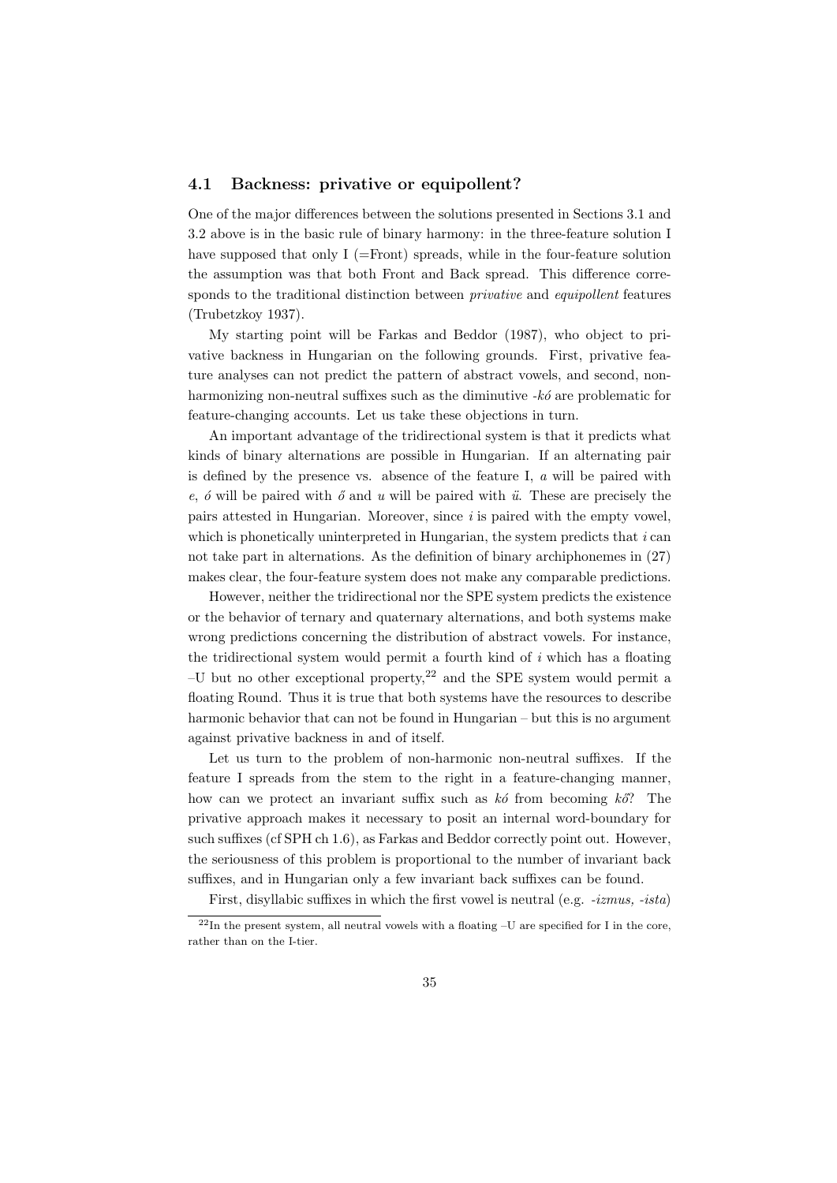## 4.1 Backness: privative or equipollent?

One of the major differences between the solutions presented in Sections 3.1 and 3.2 above is in the basic rule of binary harmony: in the three-feature solution I have supposed that only I (=Front) spreads, while in the four-feature solution the assumption was that both Front and Back spread. This difference corresponds to the traditional distinction between *privative* and *equipollent* features (Trubetzkoy 1937).

My starting point will be Farkas and Beddor (1987), who object to privative backness in Hungarian on the following grounds. First, privative feature analyses can not predict the pattern of abstract vowels, and second, non-harmonizing non-neutral suffixes such as the diminutive *-kó* are problematic for feature-changing accounts. Let us take these objections in turn.

An important advantage of the tridirectional system is that it predicts what kinds of binary alternations are possible in Hungarian. If an alternating pair is defined by the presence vs. absence of the feature I, *a* will be paired with *e*, *ó* will be paired with *ő* and *u* will be paired with *ü*. These are precisely the pairs attested in Hungarian. Moreover, since *i* is paired with the empty vowel, which is phonetically uninterpreted in Hungarian, the system predicts that *i* can not take part in alternations. As the definition of binary archiphonemes in (27) makes clear, the four-feature system does not make any comparable predictions.

However, neither the tridirectional nor the SPE system predicts the existence or the behavior of ternary and quaternary alternations, and both systems make wrong predictions concerning the distribution of abstract vowels. For instance, the tridirectional system would permit a fourth kind of *i* which has a floating –U but no other exceptional property,[22] and the SPE system would permit a floating Round. Thus it is true that both systems have the resources to describe harmonic behavior that can not be found in Hungarian – but this is no argument against privative backness in and of itself.

Let us turn to the problem of non-harmonic non-neutral suffixes. If the feature I spreads from the stem to the right in a feature-changing manner, how can we protect an invariant suffix such as *kó* from becoming *kő*? The privative approach makes it necessary to posit an internal word-boundary for such suffixes (cf SPH ch 1.6), as Farkas and Beddor correctly point out. However, the seriousness of this problem is proportional to the number of invariant back suffixes, and in Hungarian only a few invariant back suffixes can be found.

First, disyllabic suffixes in which the first vowel is neutral (e.g. *-izmus, -ista*)

[22] In the present system, all neutral vowels with a floating –U are specified for I in the core, rather than on the I-tier.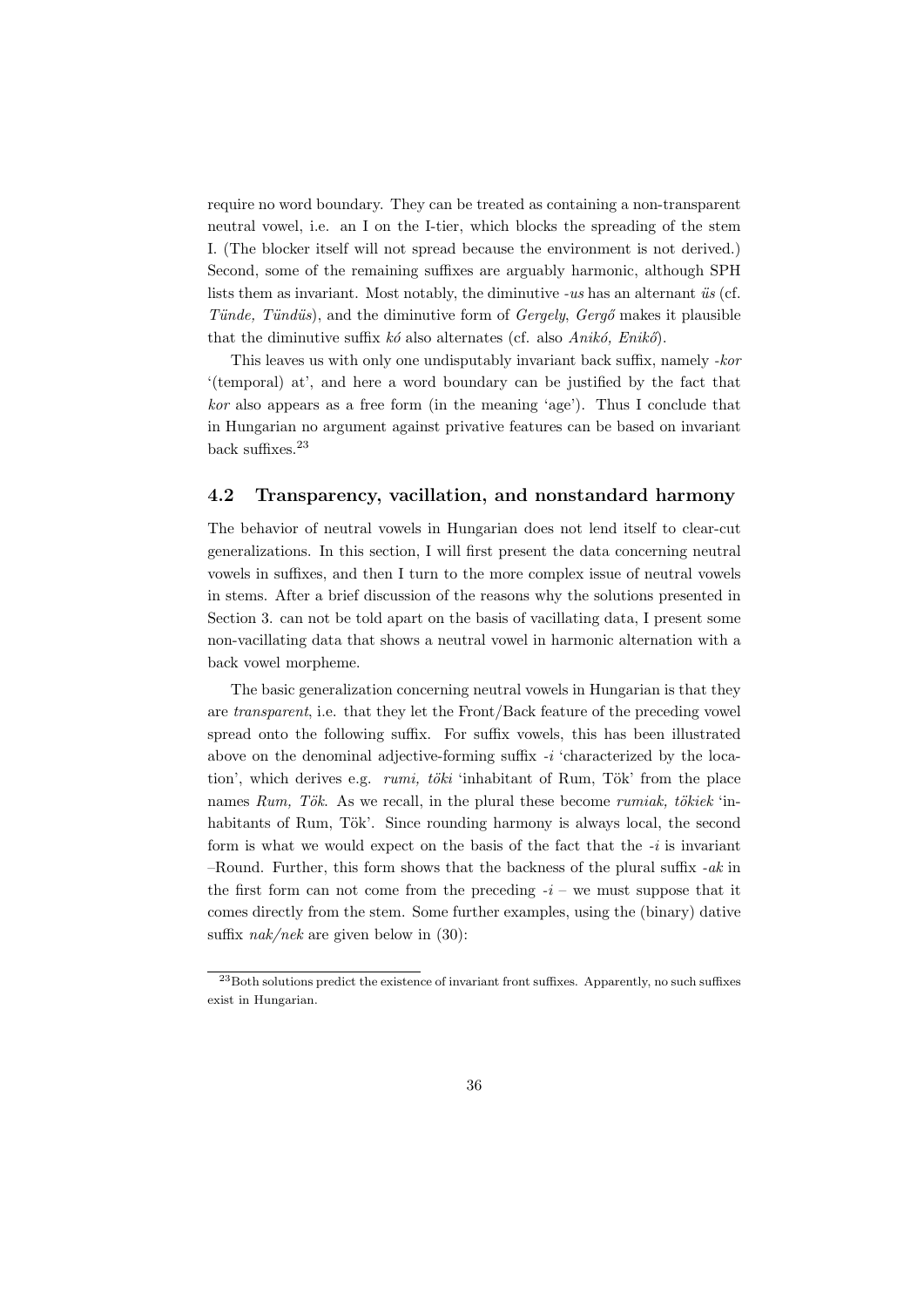require no word boundary. They can be treated as containing a non-transparent neutral vowel, i.e. an I on the I-tier, which blocks the spreading of the stem I. (The blocker itself will not spread because the environment is not derived.) Second, some of the remaining suffixes are arguably harmonic, although SPH lists them as invariant. Most notably, the diminutive *-us* has an alternant *üs* (cf. *Tünde, Tündüs*), and the diminutive form of *Gergely*, *Gergő* makes it plausible that the diminutive suffix *kó* also alternates (cf. also *Anikó, Enikő*).

This leaves us with only one undisputably invariant back suffix, namely *-kor* '(temporal) at', and here a word boundary can be justified by the fact that *kor* also appears as a free form (in the meaning 'age'). Thus I conclude that in Hungarian no argument against privative features can be based on invariant back suffixes.[23]

## 4.2 Transparency, vacillation, and nonstandard harmony

The behavior of neutral vowels in Hungarian does not lend itself to clear-cut generalizations. In this section, I will first present the data concerning neutral vowels in suffixes, and then I turn to the more complex issue of neutral vowels in stems. After a brief discussion of the reasons why the solutions presented in Section 3. can not be told apart on the basis of vacillating data, I present some non-vacillating data that shows a neutral vowel in harmonic alternation with a back vowel morpheme.

The basic generalization concerning neutral vowels in Hungarian is that they are *transparent*, i.e. that they let the Front/Back feature of the preceding vowel spread onto the following suffix. For suffix vowels, this has been illustrated above on the denominal adjective-forming suffix *-i* 'characterized by the location', which derives e.g. *rumi, töki* 'inhabitant of Rum, Tök' from the place names *Rum, Tök*. As we recall, in the plural these become *rumiak, tökiek* 'inhabitants of Rum, Tök'. Since rounding harmony is always local, the second form is what we would expect on the basis of the fact that the *-i* is invariant –Round. Further, this form shows that the backness of the plural suffix *-ak* in the first form can not come from the preceding *-i* – we must suppose that it comes directly from the stem. Some further examples, using the (binary) dative suffix *nak/nek* are given below in (30):

[23] Both solutions predict the existence of invariant front suffixes. Apparently, no such suffixes exist in Hungarian.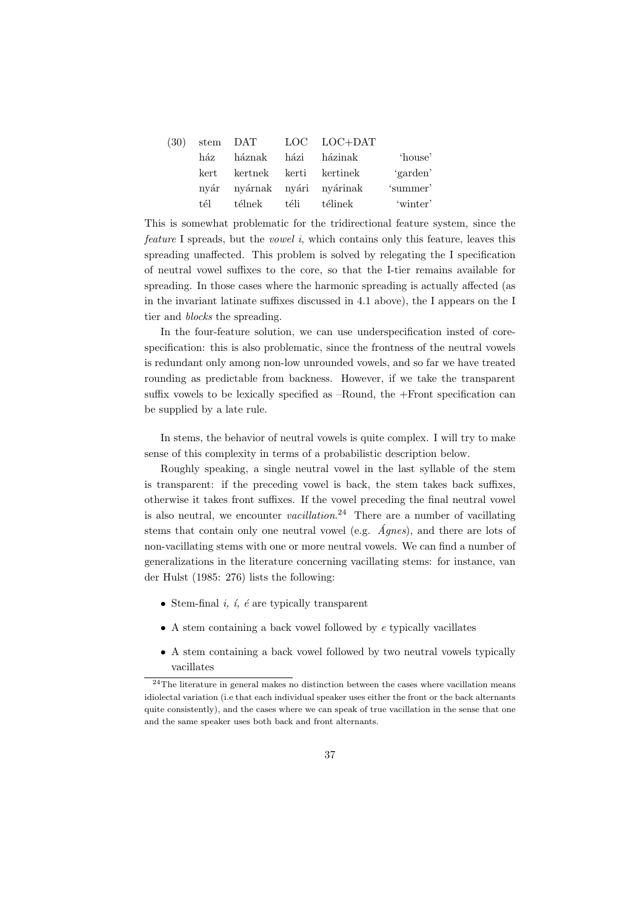(30)

| stem | DAT | LOC | LOC+DAT | |
|---|---|---|---|---|
| ház | háznak | házi | házinak | 'house' |
| kert | kertnek | kerti | kertinek | 'garden' |
| nyár | nyárnak | nyári | nyárinak | 'summer' |
| tél | télnek | téli | télinek | 'winter' |

This is somewhat problematic for the tridirectional feature system, since the *feature* I spreads, but the *vowel i*, which contains only this feature, leaves this spreading unaffected. This problem is solved by relegating the I specification of neutral vowel suffixes to the core, so that the I-tier remains available for spreading. In those cases where the harmonic spreading is actually affected (as in the invariant latinate suffixes discussed in 4.1 above), the I appears on the I tier and *blocks* the spreading.

In the four-feature solution, we can use underspecification insted of core-specification: this is also problematic, since the frontness of the neutral vowels is redundant only among non-low unrounded vowels, and so far we have treated rounding as predictable from backness. However, if we take the transparent suffix vowels to be lexically specified as –Round, the +Front specification can be supplied by a late rule.

In stems, the behavior of neutral vowels is quite complex. I will try to make sense of this complexity in terms of a probabilistic description below.

Roughly speaking, a single neutral vowel in the last syllable of the stem is transparent: if the preceding vowel is back, the stem takes back suffixes, otherwise it takes front suffixes. If the vowel preceding the final neutral vowel is also neutral, we encounter *vacillation*.[24] There are a number of vacillating stems that contain only one neutral vowel (e.g. *Ágnes*), and there are lots of non-vacillating stems with one or more neutral vowels. We can find a number of generalizations in the literature concerning vacillating stems: for instance, van der Hulst (1985: 276) lists the following:

- Stem-final *i, í, é* are typically transparent
- A stem containing a back vowel followed by *e* typically vacillates
- A stem containing a back vowel followed by two neutral vowels typically vacillates

[24] The literature in general makes no distinction between the cases where vacillation means idiolectal variation (i.e that each individual speaker uses either the front or the back alternants quite consistently), and the cases where we can speak of true vacillation in the sense that one and the same speaker uses both back and front alternants.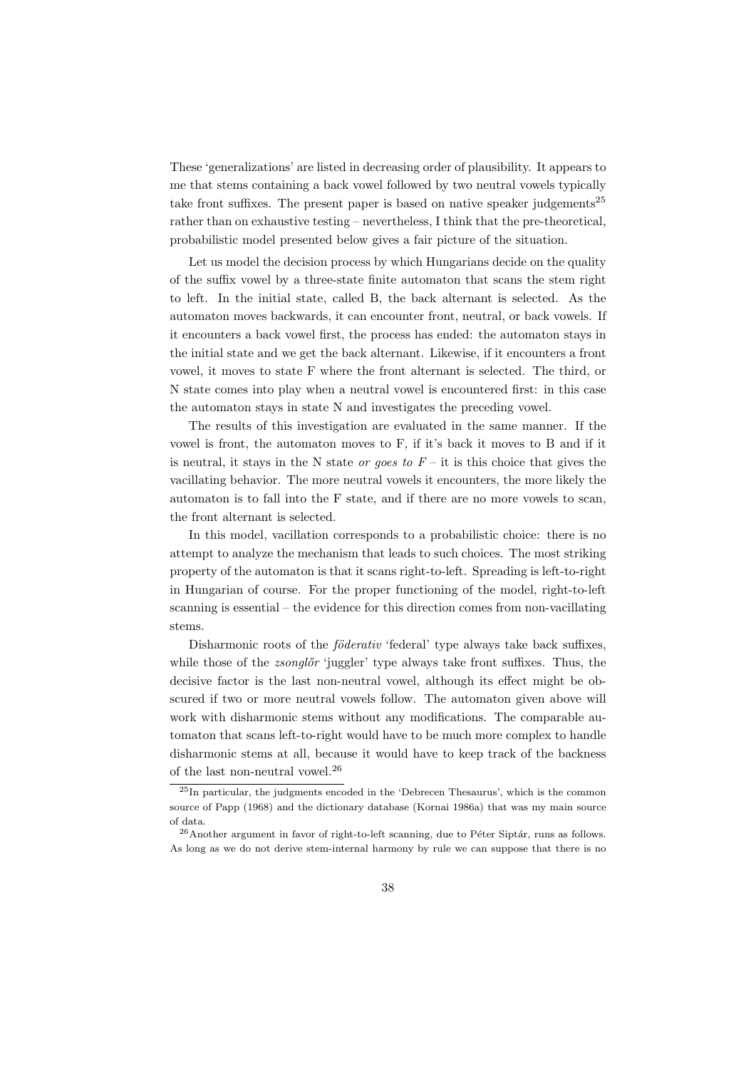These 'generalizations' are listed in decreasing order of plausibility. It appears to me that stems containing a back vowel followed by two neutral vowels typically take front suffixes. The present paper is based on native speaker judgements[25] rather than on exhaustive testing – nevertheless, I think that the pre-theoretical, probabilistic model presented below gives a fair picture of the situation.

Let us model the decision process by which Hungarians decide on the quality of the suffix vowel by a three-state finite automaton that scans the stem right to left. In the initial state, called B, the back alternant is selected. As the automaton moves backwards, it can encounter front, neutral, or back vowels. If it encounters a back vowel first, the process has ended: the automaton stays in the initial state and we get the back alternant. Likewise, if it encounters a front vowel, it moves to state F where the front alternant is selected. The third, or N state comes into play when a neutral vowel is encountered first: in this case the automaton stays in state N and investigates the preceding vowel.

The results of this investigation are evaluated in the same manner. If the vowel is front, the automaton moves to F, if it's back it moves to B and if it is neutral, it stays in the N state *or goes to F* – it is this choice that gives the vacillating behavior. The more neutral vowels it encounters, the more likely the automaton is to fall into the F state, and if there are no more vowels to scan, the front alternant is selected.

In this model, vacillation corresponds to a probabilistic choice: there is no attempt to analyze the mechanism that leads to such choices. The most striking property of the automaton is that it scans right-to-left. Spreading is left-to-right in Hungarian of course. For the proper functioning of the model, right-to-left scanning is essential – the evidence for this direction comes from non-vacillating stems.

Disharmonic roots of the *föderativ* 'federal' type always take back suffixes, while those of the *zsonglőr* 'juggler' type always take front suffixes. Thus, the decisive factor is the last non-neutral vowel, although its effect might be obscured if two or more neutral vowels follow. The automaton given above will work with disharmonic stems without any modifications. The comparable automaton that scans left-to-right would have to be much more complex to handle disharmonic stems at all, because it would have to keep track of the backness of the last non-neutral vowel.[26]

[25] In particular, the judgments encoded in the 'Debrecen Thesaurus', which is the common source of Papp (1968) and the dictionary database (Kornai 1986a) that was my main source of data.

[26] Another argument in favor of right-to-left scanning, due to Péter Siptár, runs as follows. As long as we do not derive stem-internal harmony by rule we can suppose that there is no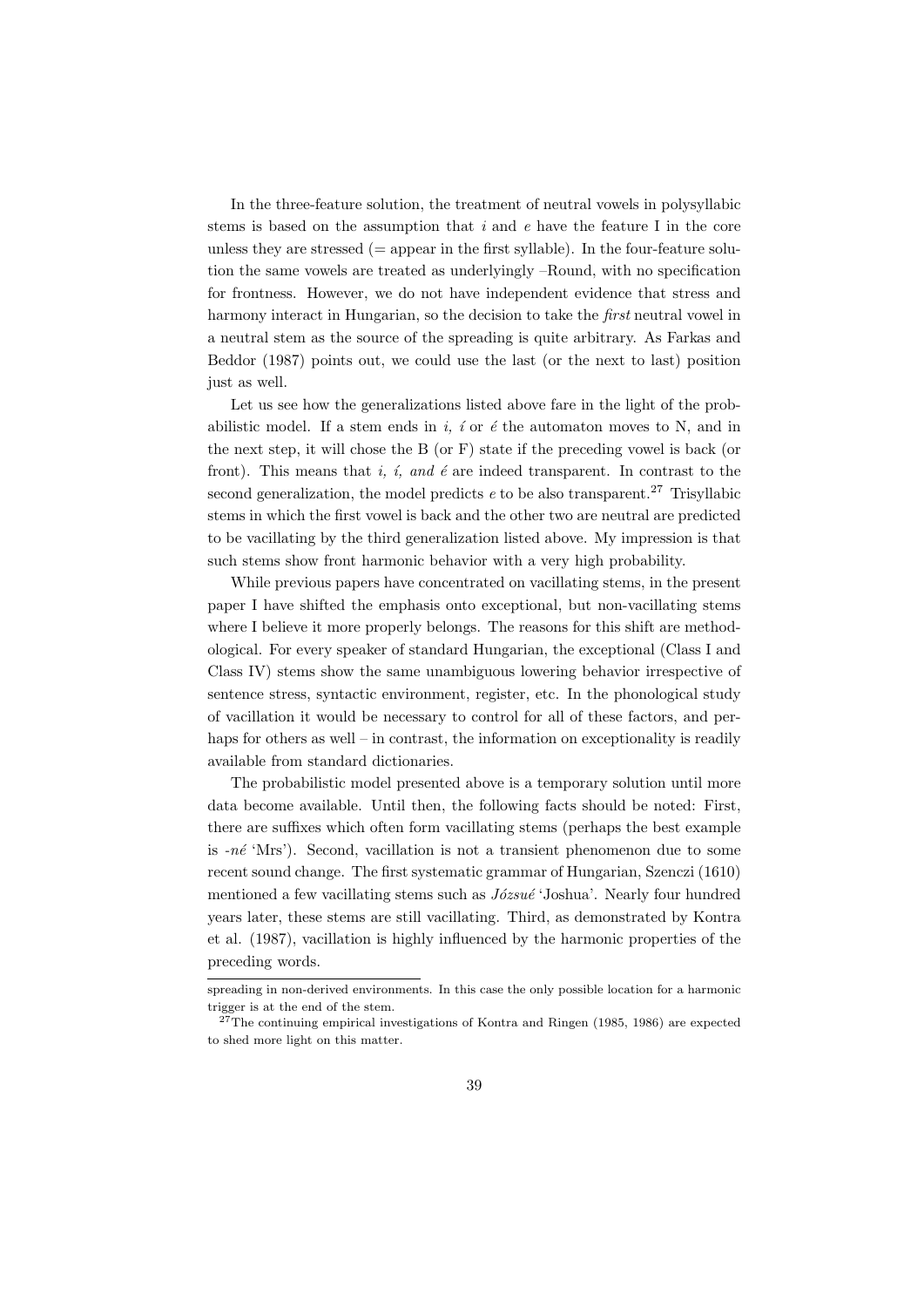In the three-feature solution, the treatment of neutral vowels in polysyllabic stems is based on the assumption that *i* and *e* have the feature I in the core unless they are stressed (= appear in the first syllable). In the four-feature solution the same vowels are treated as underlyingly –Round, with no specification for frontness. However, we do not have independent evidence that stress and harmony interact in Hungarian, so the decision to take the *first* neutral vowel in a neutral stem as the source of the spreading is quite arbitrary. As Farkas and Beddor (1987) points out, we could use the last (or the next to last) position just as well.

Let us see how the generalizations listed above fare in the light of the probabilistic model. If a stem ends in *i*, *í* or *é* the automaton moves to N, and in the next step, it will chose the B (or F) state if the preceding vowel is back (or front). This means that *i, í, and é* are indeed transparent. In contrast to the second generalization, the model predicts *e* to be also transparent.[27] Trisyllabic stems in which the first vowel is back and the other two are neutral are predicted to be vacillating by the third generalization listed above. My impression is that such stems show front harmonic behavior with a very high probability.

While previous papers have concentrated on vacillating stems, in the present paper I have shifted the emphasis onto exceptional, but non-vacillating stems where I believe it more properly belongs. The reasons for this shift are methodological. For every speaker of standard Hungarian, the exceptional (Class I and Class IV) stems show the same unambiguous lowering behavior irrespective of sentence stress, syntactic environment, register, etc. In the phonological study of vacillation it would be necessary to control for all of these factors, and perhaps for others as well – in contrast, the information on exceptionality is readily available from standard dictionaries.

The probabilistic model presented above is a temporary solution until more data become available. Until then, the following facts should be noted: First, there are suffixes which often form vacillating stems (perhaps the best example is *-né* 'Mrs'). Second, vacillation is not a transient phenomenon due to some recent sound change. The first systematic grammar of Hungarian, Szenczi (1610) mentioned a few vacillating stems such as *Józsué* 'Joshua'. Nearly four hundred years later, these stems are still vacillating. Third, as demonstrated by Kontra et al. (1987), vacillation is highly influenced by the harmonic properties of the preceding words.

---

spreading in non-derived environments. In this case the only possible location for a harmonic trigger is at the end of the stem.

[27] The continuing empirical investigations of Kontra and Ringen (1985, 1986) are expected to shed more light on this matter.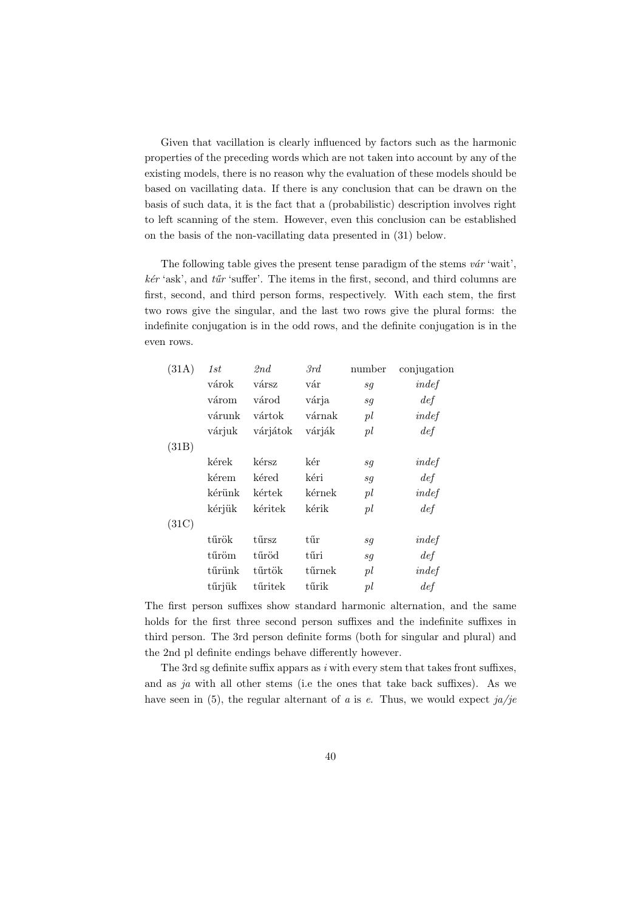Given that vacillation is clearly influenced by factors such as the harmonic properties of the preceding words which are not taken into account by any of the existing models, there is no reason why the evaluation of these models should be based on vacillating data. If there is any conclusion that can be drawn on the basis of such data, it is the fact that a (probabilistic) description involves right to left scanning of the stem. However, even this conclusion can be established on the basis of the non-vacillating data presented in (31) below.

The following table gives the present tense paradigm of the stems *vár* 'wait', *kér* 'ask', and *tűr* 'suffer'. The items in the first, second, and third columns are first, second, and third person forms, respectively. With each stem, the first two rows give the singular, and the last two rows give the plural forms: the indefinite conjugation is in the odd rows, and the definite conjugation is in the even rows.

| | *1st* | *2nd* | *3rd* | number | conjugation |
|---|---|---|---|---|---|
| (31A) | várok | vársz | vár | *sg* | *indef* |
| | várom | várod | várja | *sg* | *def* |
| | várunk | vártok | várnak | *pl* | *indef* |
| | várjuk | várjátok | várják | *pl* | *def* |
| (31B) | | | | | |
| | kérek | kérsz | kér | *sg* | *indef* |
| | kérem | kéred | kéri | *sg* | *def* |
| | kérünk | kértek | kérnek | *pl* | *indef* |
| | kérjük | kéritek | kérik | *pl* | *def* |
| (31C) | | | | | |
| | tűrök | tűrsz | tűr | *sg* | *indef* |
| | tűröm | tűröd | tűri | *sg* | *def* |
| | tűrünk | tűrtök | tűrnek | *pl* | *indef* |
| | tűrjük | tűritek | tűrik | *pl* | *def* |

The first person suffixes show standard harmonic alternation, and the same holds for the first three second person suffixes and the indefinite suffixes in third person. The 3rd person definite forms (both for singular and plural) and the 2nd pl definite endings behave differently however.

The 3rd sg definite suffix appars as *i* with every stem that takes front suffixes, and as *ja* with all other stems (i.e the ones that take back suffixes). As we have seen in (5), the regular alternant of *a* is *e*. Thus, we would expect *ja/je*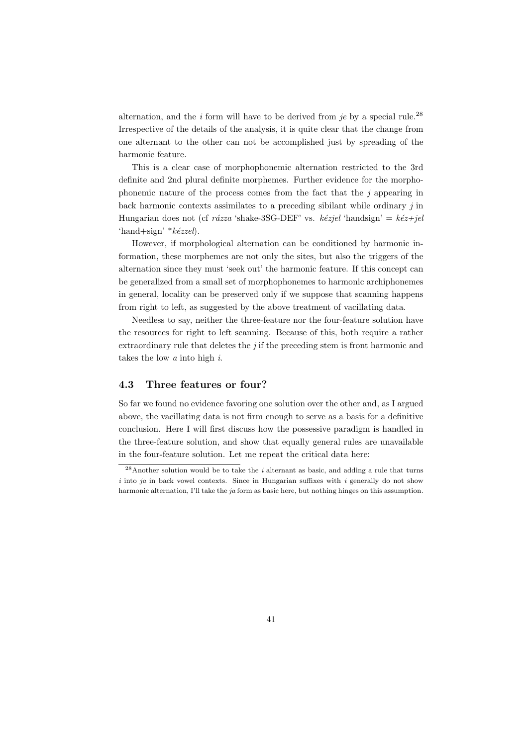alternation, and the *i* form will have to be derived from *je* by a special rule.[28] Irrespective of the details of the analysis, it is quite clear that the change from one alternant to the other can not be accomplished just by spreading of the harmonic feature.

This is a clear case of morphophonemic alternation restricted to the 3rd definite and 2nd plural definite morphemes. Further evidence for the morphophonemic nature of the process comes from the fact that the *j* appearing in back harmonic contexts assimilates to a preceding sibilant while ordinary *j* in Hungarian does not (cf *rázza* 'shake-3SG-DEF' vs. *kézjel* 'handsign' = *kéz+jel* 'hand+sign' **kézzel*).

However, if morphological alternation can be conditioned by harmonic information, these morphemes are not only the sites, but also the triggers of the alternation since they must 'seek out' the harmonic feature. If this concept can be generalized from a small set of morphophonemes to harmonic archiphonemes in general, locality can be preserved only if we suppose that scanning happens from right to left, as suggested by the above treatment of vacillating data.

Needless to say, neither the three-feature nor the four-feature solution have the resources for right to left scanning. Because of this, both require a rather extraordinary rule that deletes the *j* if the preceding stem is front harmonic and takes the low *a* into high *i*.

### 4.3 Three features or four?

So far we found no evidence favoring one solution over the other and, as I argued above, the vacillating data is not firm enough to serve as a basis for a definitive conclusion. Here I will first discuss how the possessive paradigm is handled in the three-feature solution, and show that equally general rules are unavailable in the four-feature solution. Let me repeat the critical data here:

[28] Another solution would be to take the *i* alternant as basic, and adding a rule that turns *i* into *ja* in back vowel contexts. Since in Hungarian suffixes with *i* generally do not show harmonic alternation, I'll take the *ja* form as basic here, but nothing hinges on this assumption.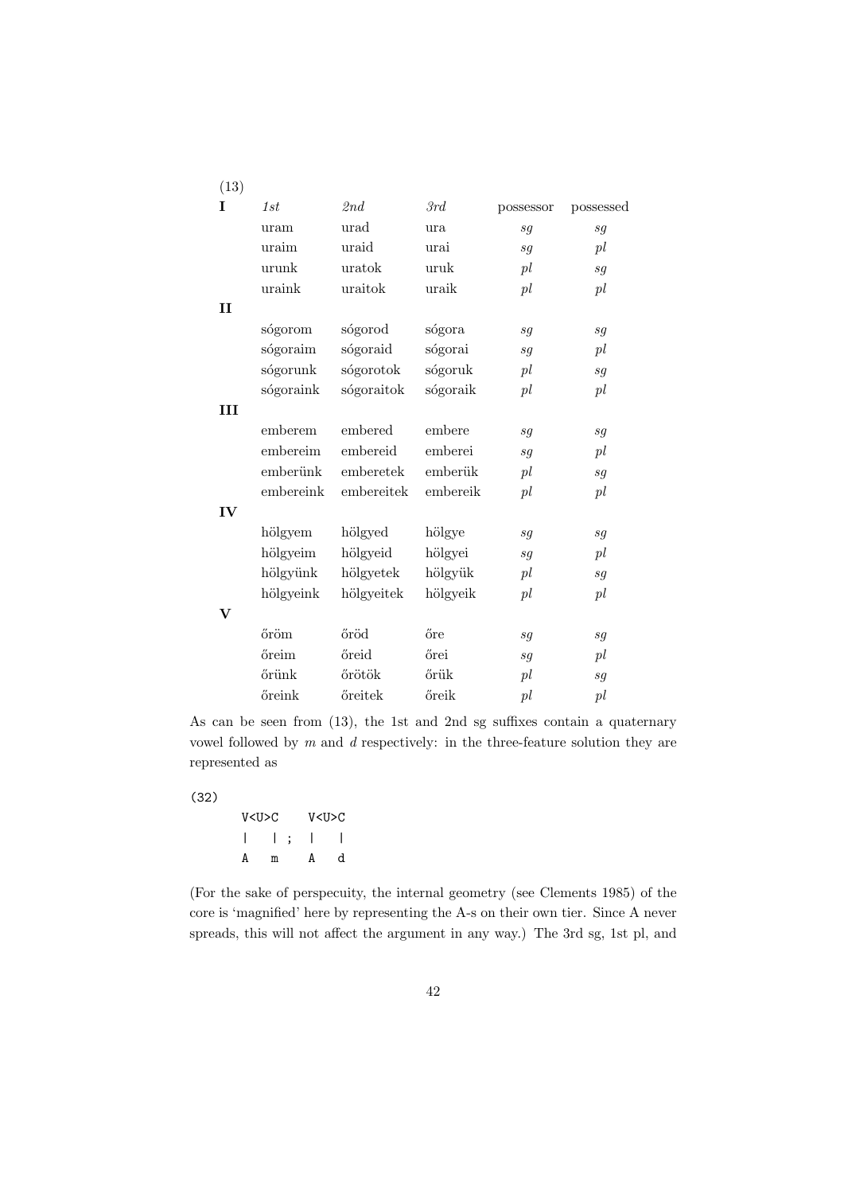(13)

| | *1st* | *2nd* | *3rd* | possessor | possessed |
|---|---|---|---|---|---|
| **I** | | | | | |
| | uram | urad | ura | *sg* | *sg* |
| | uraim | uraid | urai | *sg* | *pl* |
| | urunk | uratok | uruk | *pl* | *sg* |
| | uraink | uraitok | uraik | *pl* | *pl* |
| **II** | | | | | |
| | sógorom | sógorod | sógora | *sg* | *sg* |
| | sógoraim | sógoraid | sógorai | *sg* | *pl* |
| | sógorunk | sógorotok | sógoruk | *pl* | *sg* |
| | sógoraink | sógoraitok | sógoraik | *pl* | *pl* |
| **III** | | | | | |
| | emberem | embered | embere | *sg* | *sg* |
| | embereim | embereid | emberei | *sg* | *pl* |
| | emberünk | emberetek | emberük | *pl* | *sg* |
| | embereink | embereitek | embereik | *pl* | *pl* |
| **IV** | | | | | |
| | hölgyem | hölgyed | hölgye | *sg* | *sg* |
| | hölgyeim | hölgyeid | hölgyei | *sg* | *pl* |
| | hölgyünk | hölgyetek | hölgyük | *pl* | *sg* |
| | hölgyeink | hölgyeitek | hölgyeik | *pl* | *pl* |
| **V** | | | | | |
| | őröm | őröd | őre | *sg* | *sg* |
| | őreim | őreid | őrei | *sg* | *pl* |
| | őrünk | őrötök | őrük | *pl* | *sg* |
| | őreink | őreitek | őreik | *pl* | *pl* |

As can be seen from (13), the 1st and 2nd sg suffixes contain a quaternary vowel followed by *m* and *d* respectively: in the three-feature solution they are represented as

(32)

```
      V<U>C    V<U>C
      |   | ;  |   |
      A   m    A   d
```

(For the sake of perspecuity, the internal geometry (see Clements 1985) of the core is 'magnified' here by representing the A-s on their own tier. Since A never spreads, this will not affect the argument in any way.) The 3rd sg, 1st pl, and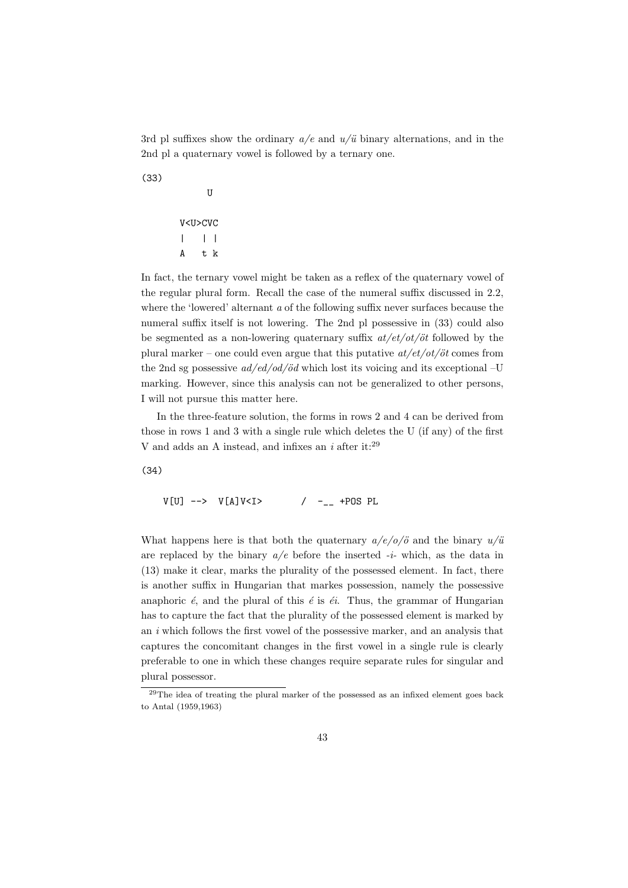3rd pl suffixes show the ordinary *a/e* and *u/ü* binary alternations, and in the 2nd pl a quaternary vowel is followed by a ternary one.

(33)

```
         U

      V<U>CVC
      |    | |
      A    t k
```

In fact, the ternary vowel might be taken as a reflex of the quaternary vowel of the regular plural form. Recall the case of the numeral suffix discussed in 2.2, where the 'lowered' alternant *a* of the following suffix never surfaces because the numeral suffix itself is not lowering. The 2nd pl possessive in (33) could also be segmented as a non-lowering quaternary suffix *at/et/ot/öt* followed by the plural marker – one could even argue that this putative *at/et/ot/öt* comes from the 2nd sg possessive *ad/ed/od/öd* which lost its voicing and its exceptional –U marking. However, since this analysis can not be generalized to other persons, I will not pursue this matter here.

In the three-feature solution, the forms in rows 2 and 4 can be derived from those in rows 1 and 3 with a single rule which deletes the U (if any) of the first V and adds an A instead, and infixes an *i* after it:[29]

(34)

```
   V[U] -->  V[A]V<I>       /  -__ +POS PL
```

What happens here is that both the quaternary *a/e/o/ö* and the binary *u/ü* are replaced by the binary *a/e* before the inserted *-i-* which, as the data in (13) make it clear, marks the plurality of the possessed element. In fact, there is another suffix in Hungarian that markes possession, namely the possessive anaphoric *é*, and the plural of this *é* is *éi*. Thus, the grammar of Hungarian has to capture the fact that the plurality of the possessed element is marked by an *i* which follows the first vowel of the possessive marker, and an analysis that captures the concomitant changes in the first vowel in a single rule is clearly preferable to one in which these changes require separate rules for singular and plural possessor.

[29] The idea of treating the plural marker of the possessed as an infixed element goes back to Antal (1959,1963)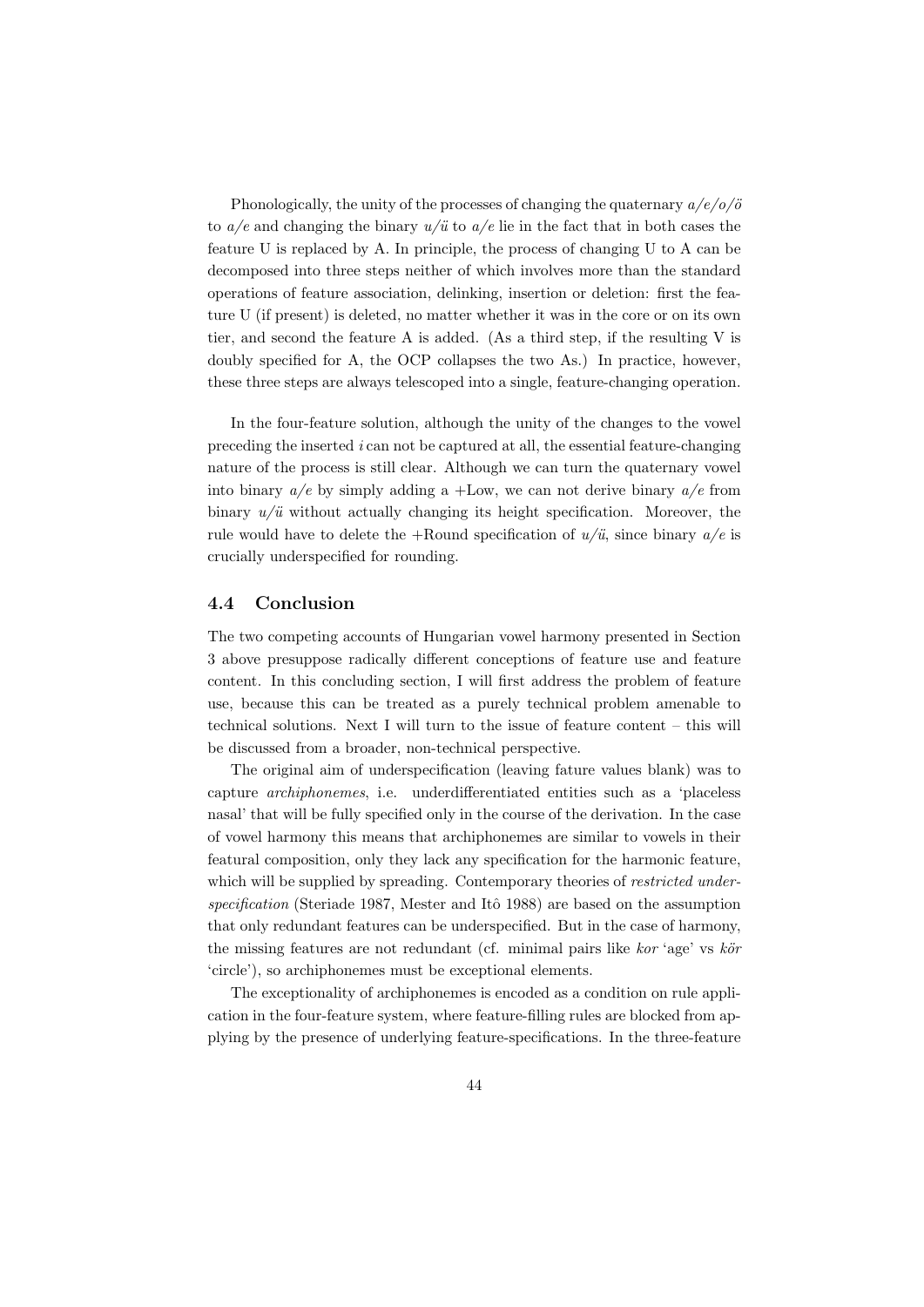Phonologically, the unity of the processes of changing the quaternary *a/e/o/ö* to *a/e* and changing the binary *u/ü* to *a/e* lie in the fact that in both cases the feature U is replaced by A. In principle, the process of changing U to A can be decomposed into three steps neither of which involves more than the standard operations of feature association, delinking, insertion or deletion: first the feature U (if present) is deleted, no matter whether it was in the core or on its own tier, and second the feature A is added. (As a third step, if the resulting V is doubly specified for A, the OCP collapses the two As.) In practice, however, these three steps are always telescoped into a single, feature-changing operation.

In the four-feature solution, although the unity of the changes to the vowel preceding the inserted *i* can not be captured at all, the essential feature-changing nature of the process is still clear. Although we can turn the quaternary vowel into binary *a/e* by simply adding a +Low, we can not derive binary *a/e* from binary *u/ü* without actually changing its height specification. Moreover, the rule would have to delete the +Round specification of *u/ü*, since binary *a/e* is crucially underspecified for rounding.

### 4.4 Conclusion

The two competing accounts of Hungarian vowel harmony presented in Section 3 above presuppose radically different conceptions of feature use and feature content. In this concluding section, I will first address the problem of feature use, because this can be treated as a purely technical problem amenable to technical solutions. Next I will turn to the issue of feature content – this will be discussed from a broader, non-technical perspective.

The original aim of underspecification (leaving fature values blank) was to capture *archiphonemes*, i.e. underdifferentiated entities such as a 'placeless nasal' that will be fully specified only in the course of the derivation. In the case of vowel harmony this means that archiphonemes are similar to vowels in their featural composition, only they lack any specification for the harmonic feature, which will be supplied by spreading. Contemporary theories of *restricted underspecification* (Steriade 1987, Mester and Itô 1988) are based on the assumption that only redundant features can be underspecified. But in the case of harmony, the missing features are not redundant (cf. minimal pairs like *kor* 'age' vs *kör* 'circle'), so archiphonemes must be exceptional elements.

The exceptionality of archiphonemes is encoded as a condition on rule application in the four-feature system, where feature-filling rules are blocked from applying by the presence of underlying feature-specifications. In the three-feature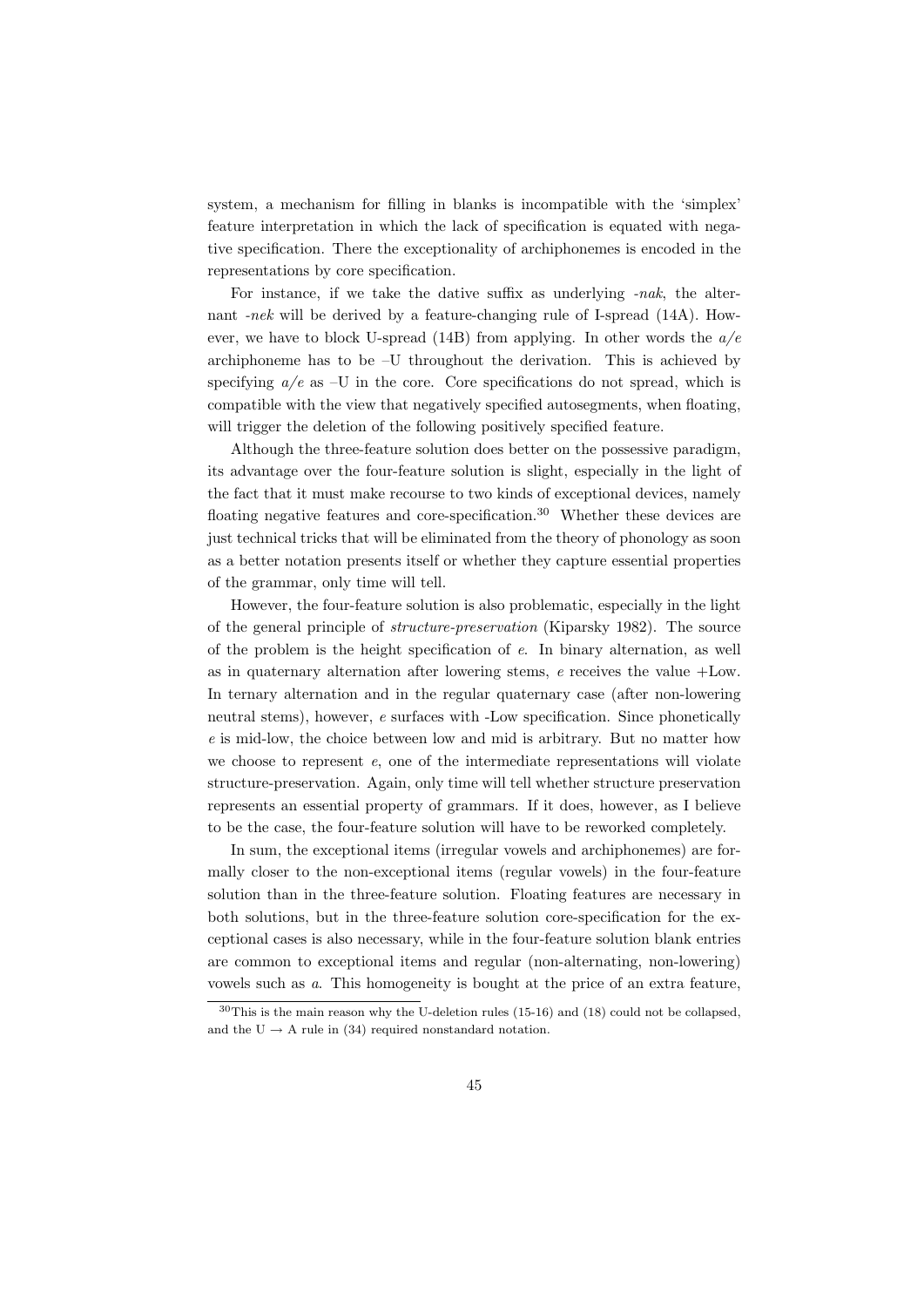system, a mechanism for filling in blanks is incompatible with the 'simplex' feature interpretation in which the lack of specification is equated with negative specification. There the exceptionality of archiphonemes is encoded in the representations by core specification.

For instance, if we take the dative suffix as underlying *-nak*, the alternant *-nek* will be derived by a feature-changing rule of I-spread (14A). However, we have to block U-spread (14B) from applying. In other words the *a/e* archiphoneme has to be –U throughout the derivation. This is achieved by specifying *a/e* as –U in the core. Core specifications do not spread, which is compatible with the view that negatively specified autosegments, when floating, will trigger the deletion of the following positively specified feature.

Although the three-feature solution does better on the possessive paradigm, its advantage over the four-feature solution is slight, especially in the light of the fact that it must make recourse to two kinds of exceptional devices, namely floating negative features and core-specification.[30] Whether these devices are just technical tricks that will be eliminated from the theory of phonology as soon as a better notation presents itself or whether they capture essential properties of the grammar, only time will tell.

However, the four-feature solution is also problematic, especially in the light of the general principle of *structure-preservation* (Kiparsky 1982). The source of the problem is the height specification of *e*. In binary alternation, as well as in quaternary alternation after lowering stems, *e* receives the value +Low. In ternary alternation and in the regular quaternary case (after non-lowering neutral stems), however, *e* surfaces with -Low specification. Since phonetically *e* is mid-low, the choice between low and mid is arbitrary. But no matter how we choose to represent *e*, one of the intermediate representations will violate structure-preservation. Again, only time will tell whether structure preservation represents an essential property of grammars. If it does, however, as I believe to be the case, the four-feature solution will have to be reworked completely.

In sum, the exceptional items (irregular vowels and archiphonemes) are formally closer to the non-exceptional items (regular vowels) in the four-feature solution than in the three-feature solution. Floating features are necessary in both solutions, but in the three-feature solution core-specification for the exceptional cases is also necessary, while in the four-feature solution blank entries are common to exceptional items and regular (non-alternating, non-lowering) vowels such as *a*. This homogeneity is bought at the price of an extra feature,

[30] This is the main reason why the U-deletion rules (15-16) and (18) could not be collapsed, and the U $\rightarrow$ A rule in (34) required nonstandard notation.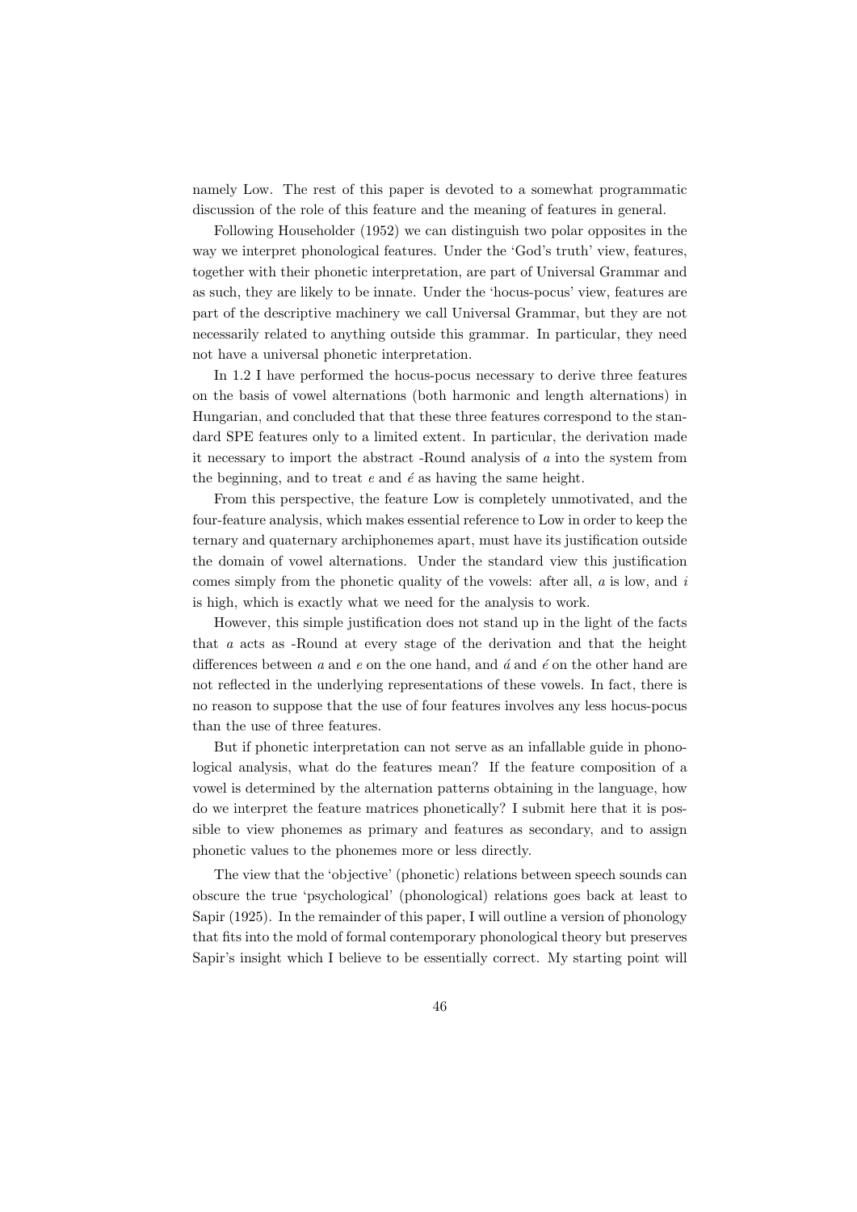namely Low. The rest of this paper is devoted to a somewhat programmatic discussion of the role of this feature and the meaning of features in general.

Following Householder (1952) we can distinguish two polar opposites in the way we interpret phonological features. Under the 'God's truth' view, features, together with their phonetic interpretation, are part of Universal Grammar and as such, they are likely to be innate. Under the 'hocus-pocus' view, features are part of the descriptive machinery we call Universal Grammar, but they are not necessarily related to anything outside this grammar. In particular, they need not have a universal phonetic interpretation.

In 1.2 I have performed the hocus-pocus necessary to derive three features on the basis of vowel alternations (both harmonic and length alternations) in Hungarian, and concluded that that these three features correspond to the standard SPE features only to a limited extent. In particular, the derivation made it necessary to import the abstract -Round analysis of *a* into the system from the beginning, and to treat *e* and *é* as having the same height.

From this perspective, the feature Low is completely unmotivated, and the four-feature analysis, which makes essential reference to Low in order to keep the ternary and quaternary archiphonemes apart, must have its justification outside the domain of vowel alternations. Under the standard view this justification comes simply from the phonetic quality of the vowels: after all, *a* is low, and *i* is high, which is exactly what we need for the analysis to work.

However, this simple justification does not stand up in the light of the facts that *a* acts as -Round at every stage of the derivation and that the height differences between *a* and *e* on the one hand, and *á* and *é* on the other hand are not reflected in the underlying representations of these vowels. In fact, there is no reason to suppose that the use of four features involves any less hocus-pocus than the use of three features.

But if phonetic interpretation can not serve as an infallable guide in phonological analysis, what do the features mean? If the feature composition of a vowel is determined by the alternation patterns obtaining in the language, how do we interpret the feature matrices phonetically? I submit here that it is possible to view phonemes as primary and features as secondary, and to assign phonetic values to the phonemes more or less directly.

The view that the 'objective' (phonetic) relations between speech sounds can obscure the true 'psychological' (phonological) relations goes back at least to Sapir (1925). In the remainder of this paper, I will outline a version of phonology that fits into the mold of formal contemporary phonological theory but preserves Sapir's insight which I believe to be essentially correct. My starting point will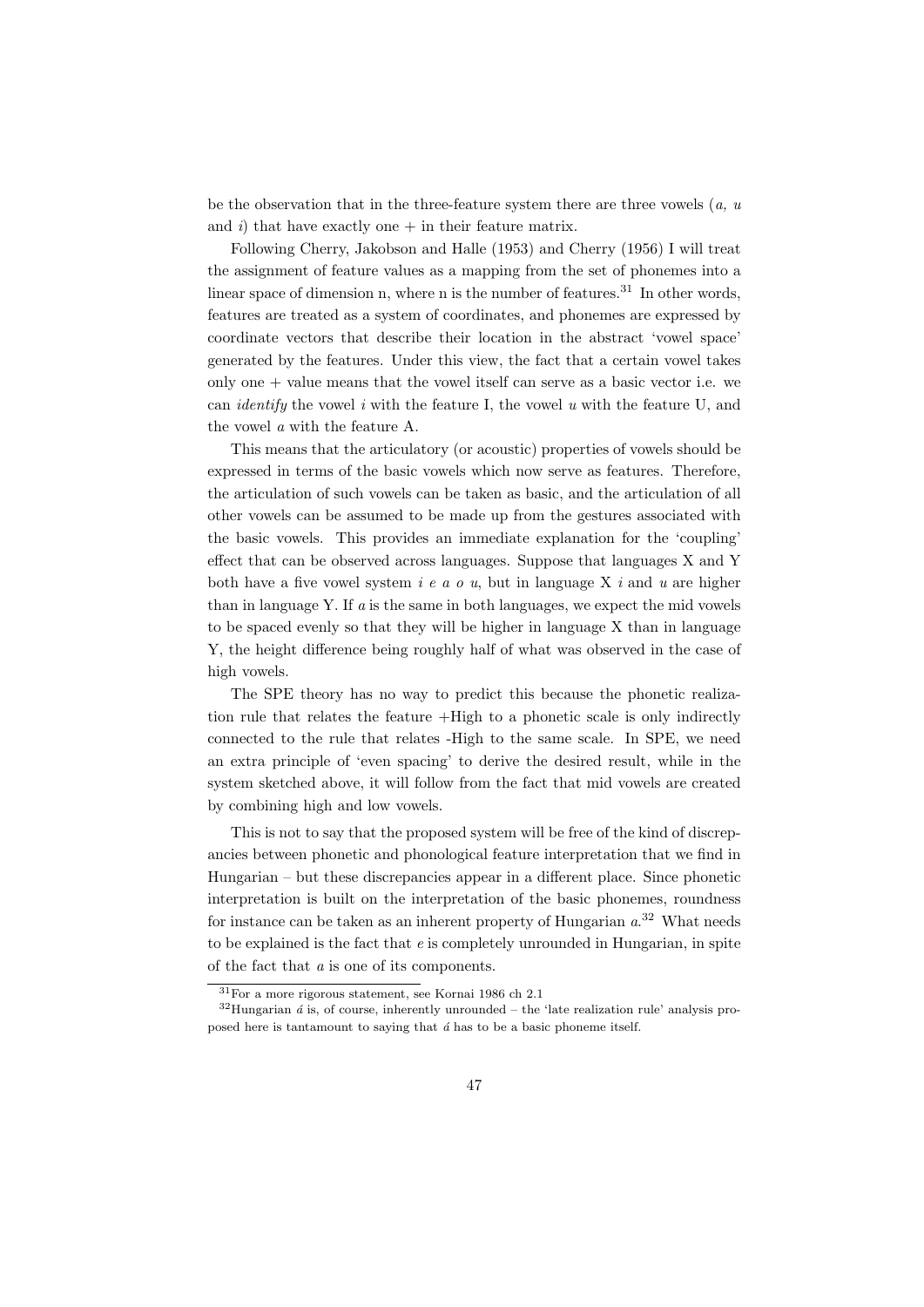be the observation that in the three-feature system there are three vowels (*a, u* and *i*) that have exactly one + in their feature matrix.

Following Cherry, Jakobson and Halle (1953) and Cherry (1956) I will treat the assignment of feature values as a mapping from the set of phonemes into a linear space of dimension n, where n is the number of features.[31] In other words, features are treated as a system of coordinates, and phonemes are expressed by coordinate vectors that describe their location in the abstract 'vowel space' generated by the features. Under this view, the fact that a certain vowel takes only one + value means that the vowel itself can serve as a basic vector i.e. we can *identify* the vowel *i* with the feature I, the vowel *u* with the feature U, and the vowel *a* with the feature A.

This means that the articulatory (or acoustic) properties of vowels should be expressed in terms of the basic vowels which now serve as features. Therefore, the articulation of such vowels can be taken as basic, and the articulation of all other vowels can be assumed to be made up from the gestures associated with the basic vowels. This provides an immediate explanation for the 'coupling' effect that can be observed across languages. Suppose that languages X and Y both have a five vowel system *i e a o u*, but in language X *i* and *u* are higher than in language Y. If *a* is the same in both languages, we expect the mid vowels to be spaced evenly so that they will be higher in language X than in language Y, the height difference being roughly half of what was observed in the case of high vowels.

The SPE theory has no way to predict this because the phonetic realization rule that relates the feature +High to a phonetic scale is only indirectly connected to the rule that relates -High to the same scale. In SPE, we need an extra principle of 'even spacing' to derive the desired result, while in the system sketched above, it will follow from the fact that mid vowels are created by combining high and low vowels.

This is not to say that the proposed system will be free of the kind of discrepancies between phonetic and phonological feature interpretation that we find in Hungarian – but these discrepancies appear in a different place. Since phonetic interpretation is built on the interpretation of the basic phonemes, roundness for instance can be taken as an inherent property of Hungarian *a*.[32] What needs to be explained is the fact that *e* is completely unrounded in Hungarian, in spite of the fact that *a* is one of its components.

---

[31] For a more rigorous statement, see Kornai 1986 ch 2.1

[32] Hungarian *á* is, of course, inherently unrounded – the 'late realization rule' analysis proposed here is tantamount to saying that *á* has to be a basic phoneme itself.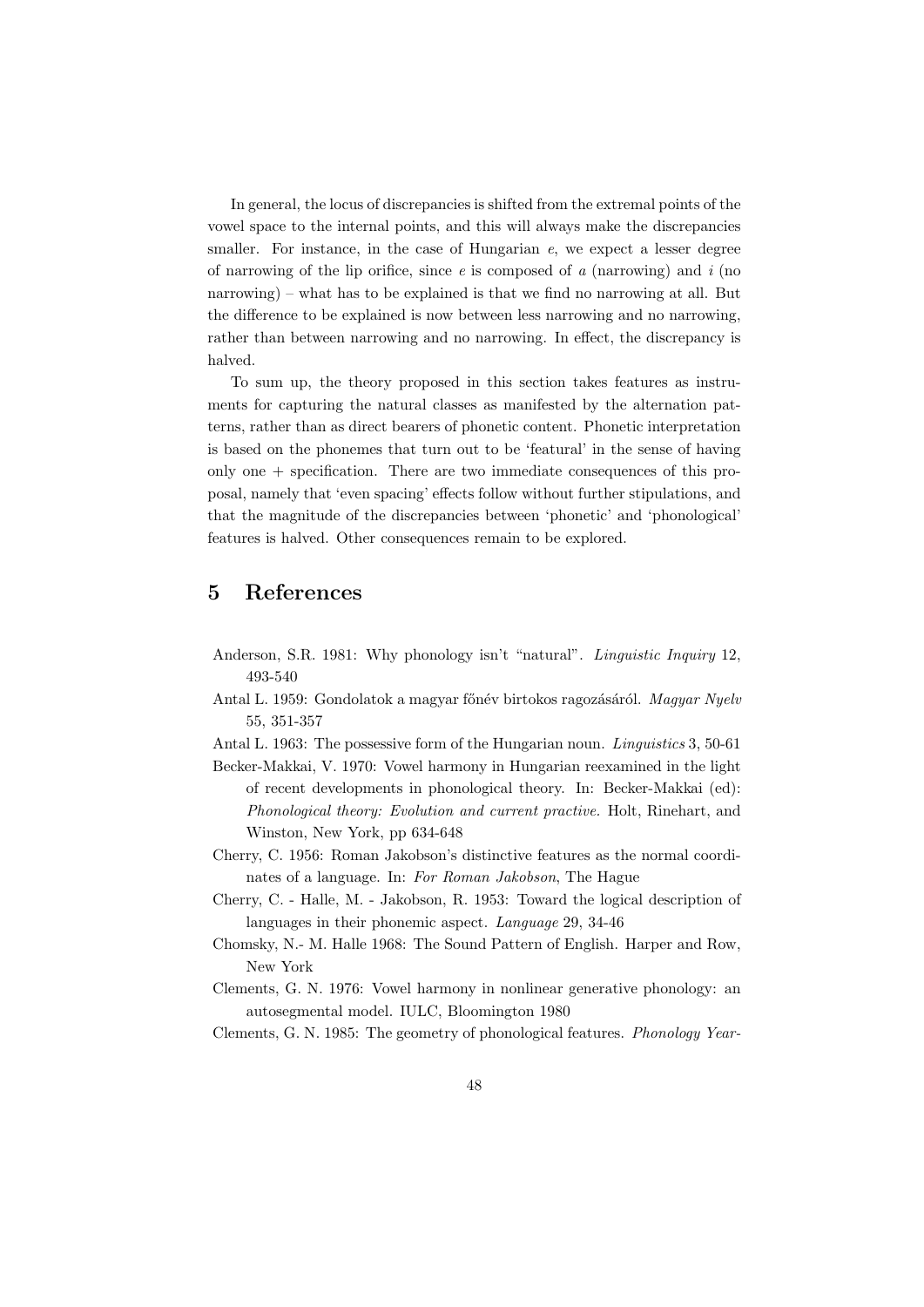In general, the locus of discrepancies is shifted from the extremal points of the vowel space to the internal points, and this will always make the discrepancies smaller. For instance, in the case of Hungarian *e*, we expect a lesser degree of narrowing of the lip orifice, since *e* is composed of *a* (narrowing) and *i* (no narrowing) – what has to be explained is that we find no narrowing at all. But the difference to be explained is now between less narrowing and no narrowing, rather than between narrowing and no narrowing. In effect, the discrepancy is halved.

To sum up, the theory proposed in this section takes features as instruments for capturing the natural classes as manifested by the alternation patterns, rather than as direct bearers of phonetic content. Phonetic interpretation is based on the phonemes that turn out to be 'featural' in the sense of having only one + specification. There are two immediate consequences of this proposal, namely that 'even spacing' effects follow without further stipulations, and that the magnitude of the discrepancies between 'phonetic' and 'phonological' features is halved. Other consequences remain to be explored.

# 5 References

Anderson, S.R. 1981: Why phonology isn't "natural". *Linguistic Inquiry* 12, 493-540

Antal L. 1959: Gondolatok a magyar főnév birtokos ragozásáról. *Magyar Nyelv* 55, 351-357

Antal L. 1963: The possessive form of the Hungarian noun. *Linguistics* 3, 50-61

Becker-Makkai, V. 1970: Vowel harmony in Hungarian reexamined in the light of recent developments in phonological theory. In: Becker-Makkai (ed): *Phonological theory: Evolution and current practive.* Holt, Rinehart, and Winston, New York, pp 634-648

Cherry, C. 1956: Roman Jakobson's distinctive features as the normal coordinates of a language. In: *For Roman Jakobson*, The Hague

Cherry, C. - Halle, M. - Jakobson, R. 1953: Toward the logical description of languages in their phonemic aspect. *Language* 29, 34-46

Chomsky, N.- M. Halle 1968: The Sound Pattern of English. Harper and Row, New York

Clements, G. N. 1976: Vowel harmony in nonlinear generative phonology: an autosegmental model. IULC, Bloomington 1980

Clements, G. N. 1985: The geometry of phonological features. *Phonology Year-*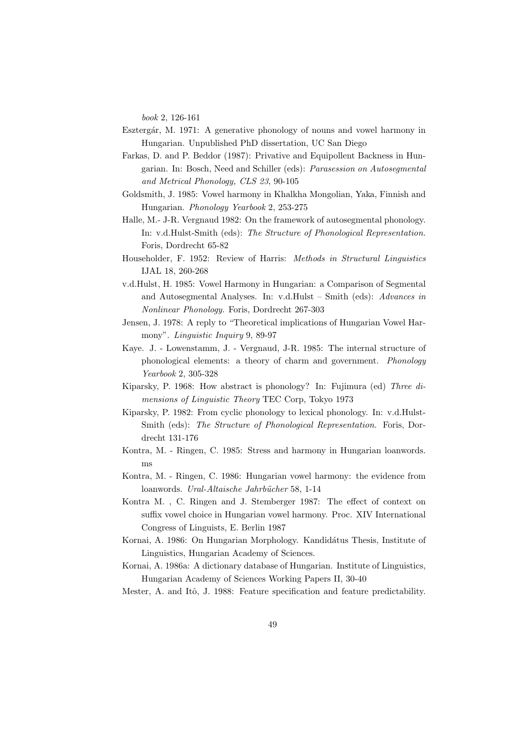*book* 2, 126-161

Esztergár, M. 1971: A generative phonology of nouns and vowel harmony in Hungarian. Unpublished PhD dissertation, UC San Diego

Farkas, D. and P. Beddor (1987): Privative and Equipollent Backness in Hungarian. In: Bosch, Need and Schiller (eds): *Parasession on Autosegmental and Metrical Phonology, CLS 23*, 90-105

Goldsmith, J. 1985: Vowel harmony in Khalkha Mongolian, Yaka, Finnish and Hungarian. *Phonology Yearbook* 2, 253-275

Halle, M.- J-R. Vergnaud 1982: On the framework of autosegmental phonology. In: v.d.Hulst-Smith (eds): *The Structure of Phonological Representation.* Foris, Dordrecht 65-82

Householder, F. 1952: Review of Harris: *Methods in Structural Linguistics* IJAL 18, 260-268

v.d.Hulst, H. 1985: Vowel Harmony in Hungarian: a Comparison of Segmental and Autosegmental Analyses. In: v.d.Hulst – Smith (eds): *Advances in Nonlinear Phonology.* Foris, Dordrecht 267-303

Jensen, J. 1978: A reply to "Theoretical implications of Hungarian Vowel Harmony". *Linguistic Inquiry* 9, 89-97

Kaye. J. - Lowenstamm, J. - Vergnaud, J-R. 1985: The internal structure of phonological elements: a theory of charm and government. *Phonology Yearbook* 2, 305-328

Kiparsky, P. 1968: How abstract is phonology? In: Fujimura (ed) *Three dimensions of Linguistic Theory* TEC Corp, Tokyo 1973

Kiparsky, P. 1982: From cyclic phonology to lexical phonology. In: v.d.Hulst-Smith (eds): *The Structure of Phonological Representation.* Foris, Dordrecht 131-176

Kontra, M. - Ringen, C. 1985: Stress and harmony in Hungarian loanwords. ms

Kontra, M. - Ringen, C. 1986: Hungarian vowel harmony: the evidence from loanwords. *Ural-Altaische Jahrbücher* 58, 1-14

Kontra M. , C. Ringen and J. Stemberger 1987: The effect of context on suffix vowel choice in Hungarian vowel harmony. Proc. XIV International Congress of Linguists, E. Berlin 1987

Kornai, A. 1986: On Hungarian Morphology. Kandidátus Thesis, Institute of Linguistics, Hungarian Academy of Sciences.

Kornai, A. 1986a: A dictionary database of Hungarian. Institute of Linguistics, Hungarian Academy of Sciences Working Papers II, 30-40

Mester, A. and Itô, J. 1988: Feature specification and feature predictability.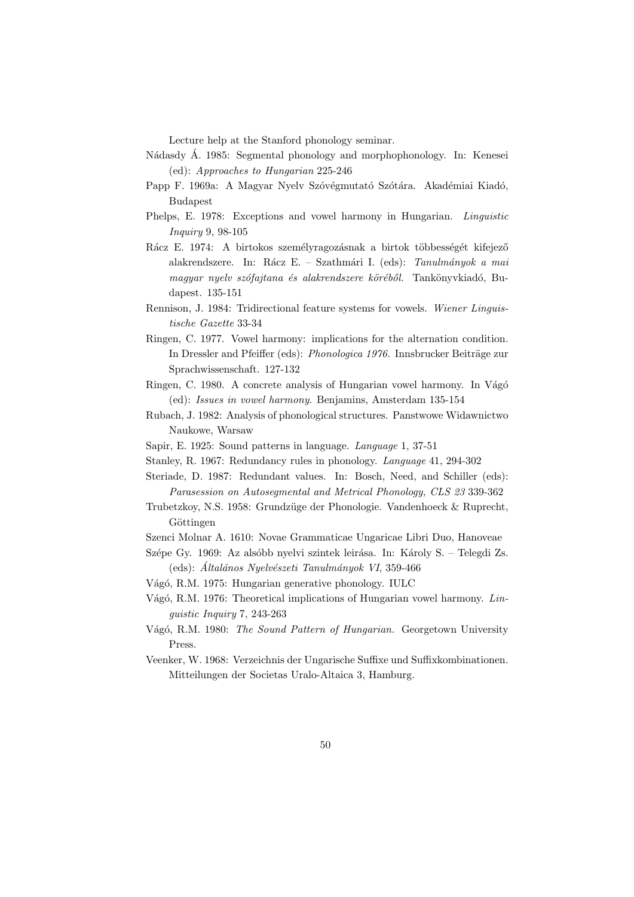Lecture help at the Stanford phonology seminar.

Nádasdy Á. 1985: Segmental phonology and morphophonology. In: Kenesei (ed): *Approaches to Hungarian* 225-246

Papp F. 1969a: A Magyar Nyelv Szóvégmutató Szótára. Akadémiai Kiadó, Budapest

Phelps, E. 1978: Exceptions and vowel harmony in Hungarian. *Linguistic Inquiry* 9, 98-105

Rácz E. 1974: A birtokos személyragozásnak a birtok többességét kifejező alakrendszere. In: Rácz E. – Szathmári I. (eds): *Tanulmányok a mai magyar nyelv szófajtana és alakrendszere köréből.* Tankönyvkiadó, Budapest. 135-151

Rennison, J. 1984: Tridirectional feature systems for vowels. *Wiener Linguistische Gazette* 33-34

Ringen, C. 1977. Vowel harmony: implications for the alternation condition. In Dressler and Pfeiffer (eds): *Phonologica 1976.* Innsbrucker Beiträge zur Sprachwissenschaft. 127-132

Ringen, C. 1980. A concrete analysis of Hungarian vowel harmony. In Vágó (ed): *Issues in vowel harmony*. Benjamins, Amsterdam 135-154

Rubach, J. 1982: Analysis of phonological structures. Panstwowe Widawnictwo Naukowe, Warsaw

Sapir, E. 1925: Sound patterns in language. *Language* 1, 37-51

Stanley, R. 1967: Redundancy rules in phonology. *Language* 41, 294-302

Steriade, D. 1987: Redundant values. In: Bosch, Need, and Schiller (eds): *Parasession on Autosegmental and Metrical Phonology, CLS 23* 339-362

Trubetzkoy, N.S. 1958: Grundzüge der Phonologie. Vandenhoeck & Ruprecht, Göttingen

Szenci Molnar A. 1610: Novae Grammaticae Ungaricae Libri Duo, Hanoveae

Szépe Gy. 1969: Az alsóbb nyelvi szintek leirása. In: Károly S. – Telegdi Zs. (eds): *Általános Nyelvészeti Tanulmányok VI*, 359-466

Vágó, R.M. 1975: Hungarian generative phonology. IULC

Vágó, R.M. 1976: Theoretical implications of Hungarian vowel harmony. *Linguistic Inquiry* 7, 243-263

Vágó, R.M. 1980: *The Sound Pattern of Hungarian.* Georgetown University Press.

Veenker, W. 1968: Verzeichnis der Ungarische Suffixe und Suffixkombinationen. Mitteilungen der Societas Uralo-Altaica 3, Hamburg.